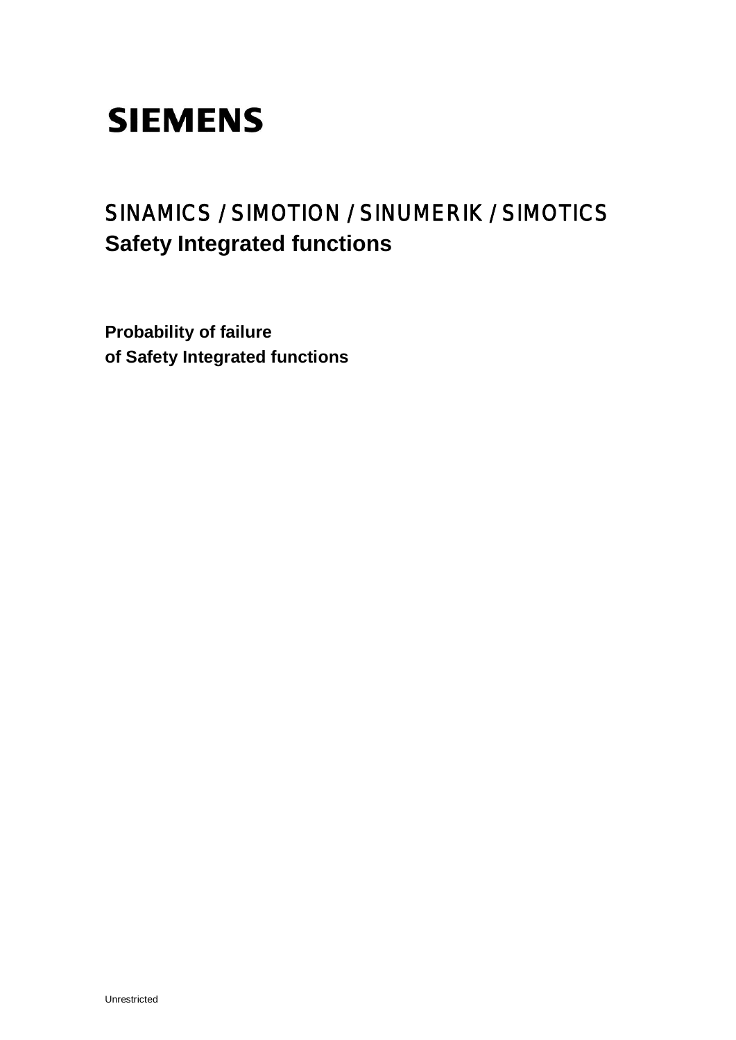SIEMENS

# SINAMICS / SIMOTION / SINUMERIK / SIMOTICS
## Safety Integrated functions

**Probability of failure**
**of Safety Integrated functions**

Unrestricted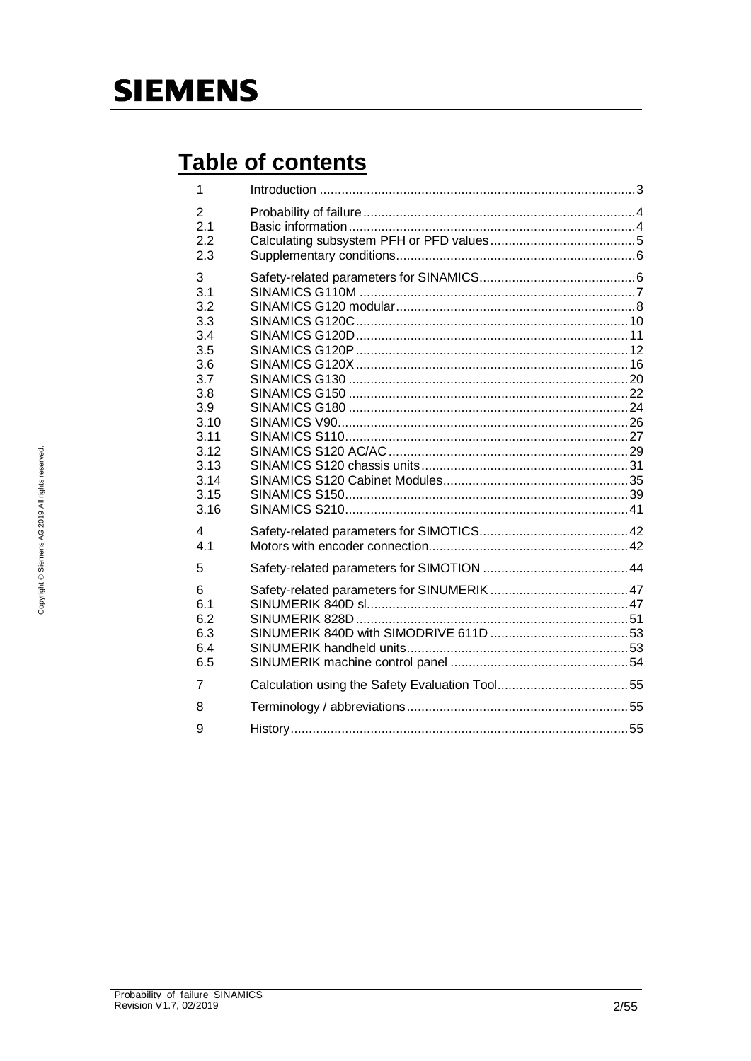# Table of contents

| | | |
|---|---|---|
| 1 | Introduction | 3 |
| 2 | Probability of failure | 4 |
| 2.1 | Basic information | 4 |
| 2.2 | Calculating subsystem PFH or PFD values | 5 |
| 2.3 | Supplementary conditions | 6 |
| 3 | Safety-related parameters for SINAMICS | 6 |
| 3.1 | SINAMICS G110M | 7 |
| 3.2 | SINAMICS G120 modular | 8 |
| 3.3 | SINAMICS G120C | 10 |
| 3.4 | SINAMICS G120D | 11 |
| 3.5 | SINAMICS G120P | 12 |
| 3.6 | SINAMICS G120X | 16 |
| 3.7 | SINAMICS G130 | 20 |
| 3.8 | SINAMICS G150 | 22 |
| 3.9 | SINAMICS G180 | 24 |
| 3.10 | SINAMICS V90 | 26 |
| 3.11 | SINAMICS S110 | 27 |
| 3.12 | SINAMICS S120 AC/AC | 29 |
| 3.13 | SINAMICS S120 chassis units | 31 |
| 3.14 | SINAMICS S120 Cabinet Modules | 35 |
| 3.15 | SINAMICS S150 | 39 |
| 3.16 | SINAMICS S210 | 41 |
| 4 | Safety-related parameters for SIMOTICS | 42 |
| 4.1 | Motors with encoder connection | 42 |
| 5 | Safety-related parameters for SIMOTION | 44 |
| 6 | Safety-related parameters for SINUMERIK | 47 |
| 6.1 | SINUMERIK 840D sl | 47 |
| 6.2 | SINUMERIK 828D | 51 |
| 6.3 | SINUMERIK 840D with SIMODRIVE 611D | 53 |
| 6.4 | SINUMERIK handheld units | 53 |
| 6.5 | SINUMERIK machine control panel | 54 |
| 7 | Calculation using the Safety Evaluation Tool | 55 |
| 8 | Terminology / abbreviations | 55 |
| 9 | History | 55 |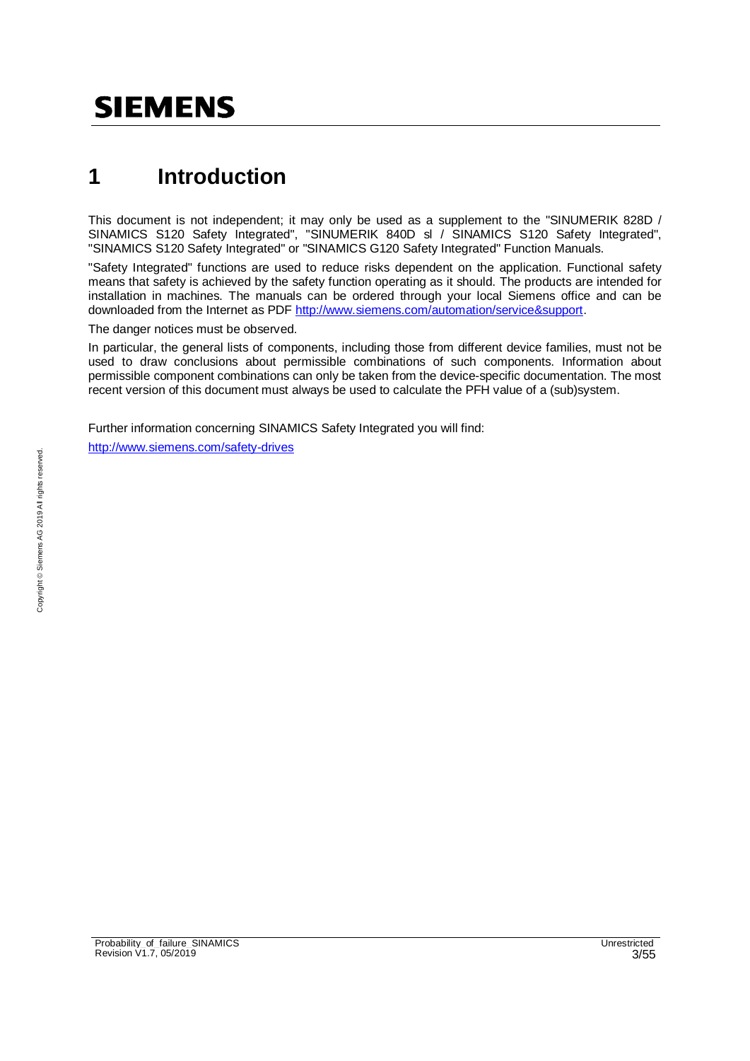# 1 Introduction

This document is not independent; it may only be used as a supplement to the "SINUMERIK 828D / SINAMICS S120 Safety Integrated", "SINUMERIK 840D sl / SINAMICS S120 Safety Integrated", "SINAMICS S120 Safety Integrated" or "SINAMICS G120 Safety Integrated" Function Manuals.

"Safety Integrated" functions are used to reduce risks dependent on the application. Functional safety means that safety is achieved by the safety function operating as it should. The products are intended for installation in machines. The manuals can be ordered through your local Siemens office and can be downloaded from the Internet as PDF http://www.siemens.com/automation/service&support.

The danger notices must be observed.

In particular, the general lists of components, including those from different device families, must not be used to draw conclusions about permissible combinations of such components. Information about permissible component combinations can only be taken from the device-specific documentation. The most recent version of this document must always be used to calculate the PFH value of a (sub)system.

Further information concerning SINAMICS Safety Integrated you will find:

http://www.siemens.com/safety-drives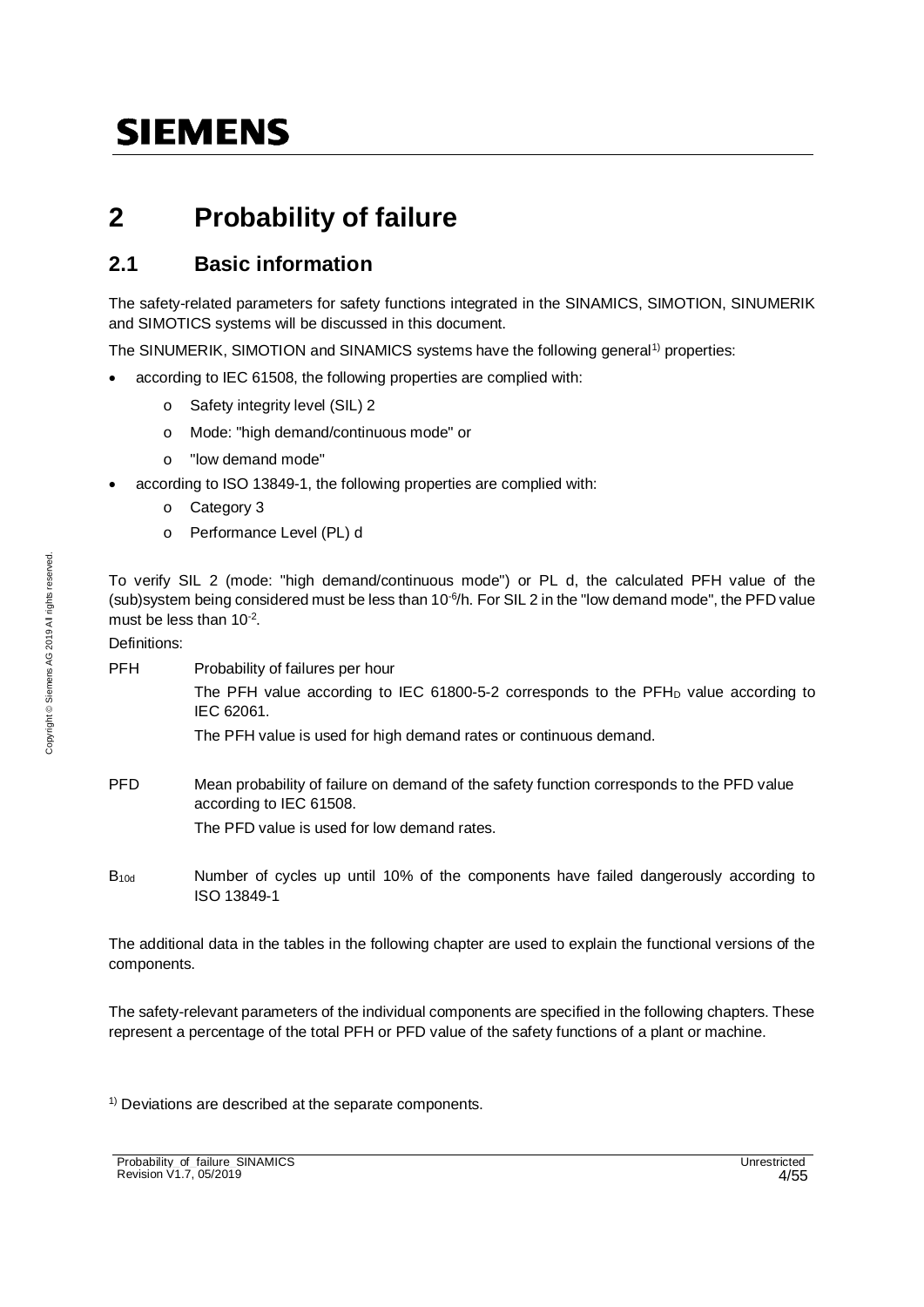# 2 Probability of failure

## 2.1 Basic information

The safety-related parameters for safety functions integrated in the SINAMICS, SIMOTION, SINUMERIK and SIMOTICS systems will be discussed in this document.

The SINUMERIK, SIMOTION and SINAMICS systems have the following general[1] properties:

- according to IEC 61508, the following properties are complied with:
  - Safety integrity level (SIL) 2
  - Mode: "high demand/continuous mode" or
  - "low demand mode"
- according to ISO 13849-1, the following properties are complied with:
  - Category 3
  - Performance Level (PL) d

To verify SIL 2 (mode: "high demand/continuous mode") or PL d, the calculated PFH value of the (sub)system being considered must be less than $10^{-6}$/h. For SIL 2 in the "low demand mode", the PFD value must be less than $10^{-2}$.

Definitions:

PFH — Probability of failures per hour

The PFH value according to IEC 61800-5-2 corresponds to the $PFH_D$ value according to IEC 62061.

The PFH value is used for high demand rates or continuous demand.

PFD — Mean probability of failure on demand of the safety function corresponds to the PFD value according to IEC 61508.

The PFD value is used for low demand rates.

$B_{10d}$ — Number of cycles up until 10% of the components have failed dangerously according to ISO 13849-1

The additional data in the tables in the following chapter are used to explain the functional versions of the components.

The safety-relevant parameters of the individual components are specified in the following chapters. These represent a percentage of the total PFH or PFD value of the safety functions of a plant or machine.

[1] Deviations are described at the separate components.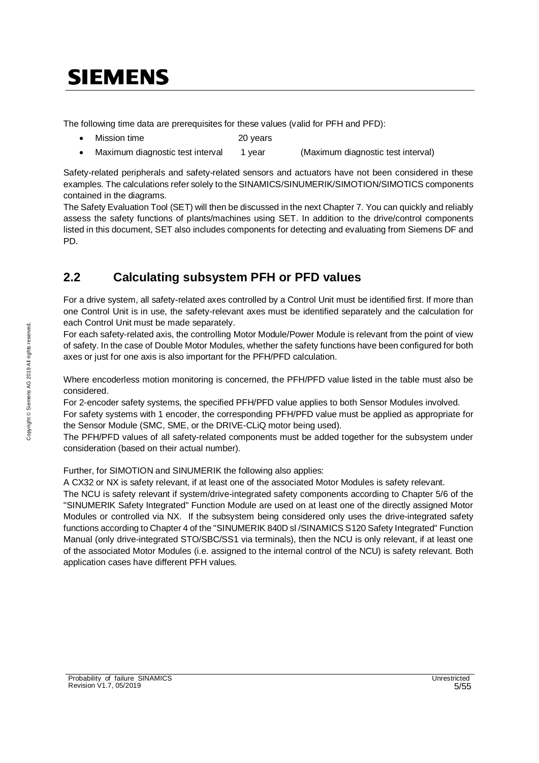The following time data are prerequisites for these values (valid for PFH and PFD):

- Mission time 20 years
- Maximum diagnostic test interval 1 year (Maximum diagnostic test interval)

Safety-related peripherals and safety-related sensors and actuators have not been considered in these examples. The calculations refer solely to the SINAMICS/SINUMERIK/SIMOTION/SIMOTICS components contained in the diagrams.
The Safety Evaluation Tool (SET) will then be discussed in the next Chapter 7. You can quickly and reliably assess the safety functions of plants/machines using SET. In addition to the drive/control components listed in this document, SET also includes components for detecting and evaluating from Siemens DF and PD.

## 2.2 Calculating subsystem PFH or PFD values

For a drive system, all safety-related axes controlled by a Control Unit must be identified first. If more than one Control Unit is in use, the safety-relevant axes must be identified separately and the calculation for each Control Unit must be made separately.
For each safety-related axis, the controlling Motor Module/Power Module is relevant from the point of view of safety. In the case of Double Motor Modules, whether the safety functions have been configured for both axes or just for one axis is also important for the PFH/PFD calculation.

Where encoderless motion monitoring is concerned, the PFH/PFD value listed in the table must also be considered.
For 2-encoder safety systems, the specified PFH/PFD value applies to both Sensor Modules involved.
For safety systems with 1 encoder, the corresponding PFH/PFD value must be applied as appropriate for the Sensor Module (SMC, SME, or the DRIVE-CLiQ motor being used).
The PFH/PFD values of all safety-related components must be added together for the subsystem under consideration (based on their actual number).

Further, for SIMOTION and SINUMERIK the following also applies:
A CX32 or NX is safety relevant, if at least one of the associated Motor Modules is safety relevant.
The NCU is safety relevant if system/drive-integrated safety components according to Chapter 5/6 of the "SINUMERIK Safety Integrated" Function Module are used on at least one of the directly assigned Motor Modules or controlled via NX. If the subsystem being considered only uses the drive-integrated safety functions according to Chapter 4 of the "SINUMERIK 840D sl /SINAMICS S120 Safety Integrated" Function Manual (only drive-integrated STO/SBC/SS1 via terminals), then the NCU is only relevant, if at least one of the associated Motor Modules (i.e. assigned to the internal control of the NCU) is safety relevant. Both application cases have different PFH values.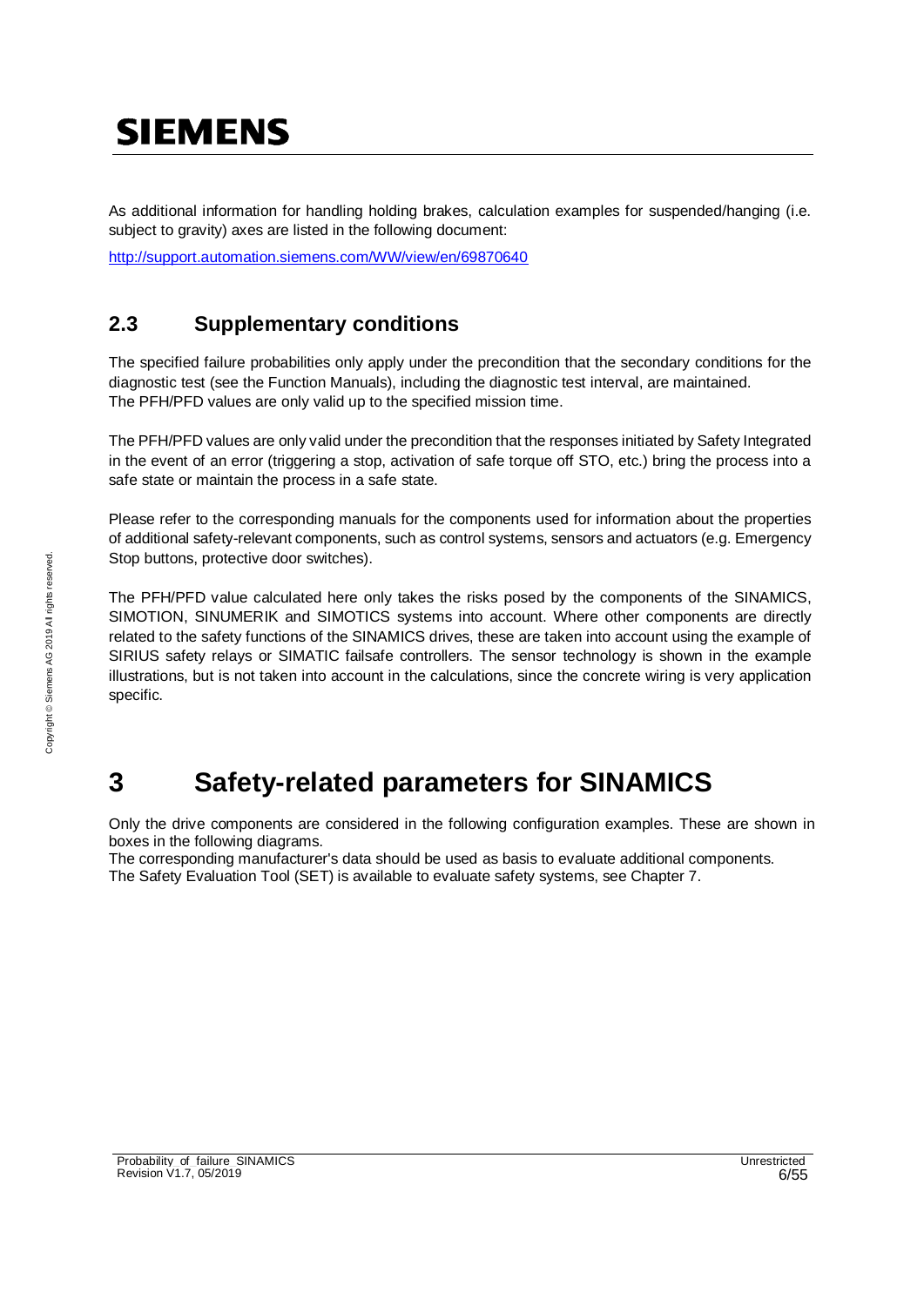As additional information for handling holding brakes, calculation examples for suspended/hanging (i.e. subject to gravity) axes are listed in the following document:

http://support.automation.siemens.com/WW/view/en/69870640

## 2.3 Supplementary conditions

The specified failure probabilities only apply under the precondition that the secondary conditions for the diagnostic test (see the Function Manuals), including the diagnostic test interval, are maintained. The PFH/PFD values are only valid up to the specified mission time.

The PFH/PFD values are only valid under the precondition that the responses initiated by Safety Integrated in the event of an error (triggering a stop, activation of safe torque off STO, etc.) bring the process into a safe state or maintain the process in a safe state.

Please refer to the corresponding manuals for the components used for information about the properties of additional safety-relevant components, such as control systems, sensors and actuators (e.g. Emergency Stop buttons, protective door switches).

The PFH/PFD value calculated here only takes the risks posed by the components of the SINAMICS, SIMOTION, SINUMERIK and SIMOTICS systems into account. Where other components are directly related to the safety functions of the SINAMICS drives, these are taken into account using the example of SIRIUS safety relays or SIMATIC failsafe controllers. The sensor technology is shown in the example illustrations, but is not taken into account in the calculations, since the concrete wiring is very application specific.

# 3 Safety-related parameters for SINAMICS

Only the drive components are considered in the following configuration examples. These are shown in boxes in the following diagrams.
The corresponding manufacturer's data should be used as basis to evaluate additional components.
The Safety Evaluation Tool (SET) is available to evaluate safety systems, see Chapter 7.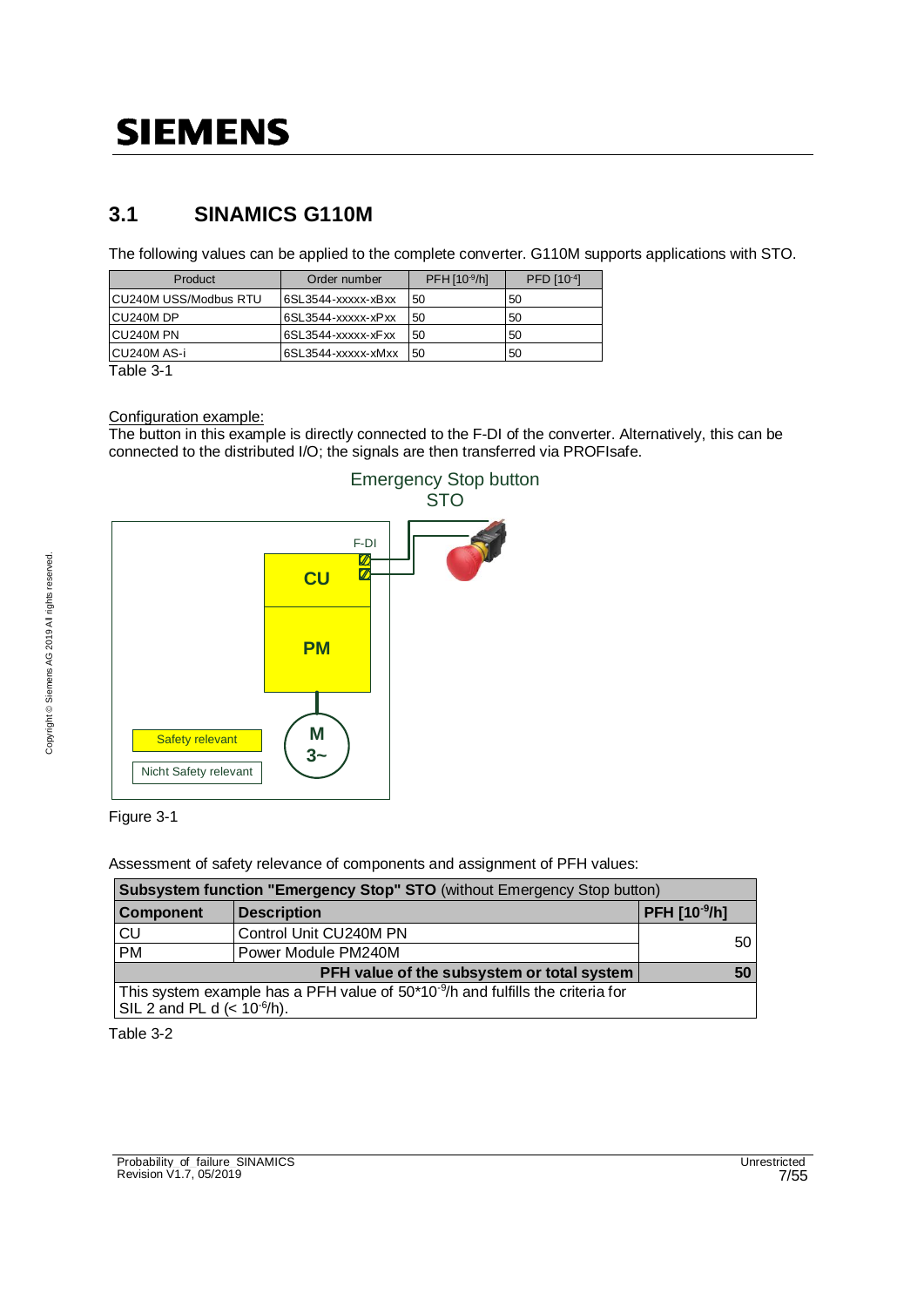## 3.1 SINAMICS G110M

The following values can be applied to the complete converter. G110M supports applications with STO.

| Product | Order number | PFH [$10^{-9}$/h] | PFD [$10^{-4}$] |
|---|---|---|---|
| CU240M USS/Modbus RTU | 6SL3544-xxxxx-xBxx | 50 | 50 |
| CU240M DP | 6SL3544-xxxxx-xPxx | 50 | 50 |
| CU240M PN | 6SL3544-xxxxx-xFxx | 50 | 50 |
| CU240M AS-i | 6SL3544-xxxxx-xMxx | 50 | 50 |

Table 3-1

Configuration example:
The button in this example is directly connected to the F-DI of the converter. Alternatively, this can be connected to the distributed I/O; the signals are then transferred via PROFIsafe.

Emergency Stop button
STO

F-DI

CU

PM

M
3~

Safety relevant

Nicht Safety relevant

Figure 3-1

Assessment of safety relevance of components and assignment of PFH values:

| **Subsystem function "Emergency Stop" STO** (without Emergency Stop button) | | |
|---|---|---|
| **Component** | **Description** | **PFH [$10^{-9}$/h]** |
| CU | Control Unit CU240M PN | 50 |
| PM | Power Module PM240M | |
| | **PFH value of the subsystem or total system** | **50** |
| This system example has a PFH value of $50*10^{-9}$/h and fulfills the criteria for SIL 2 and PL d (< $10^{-6}$/h). | | |

Table 3-2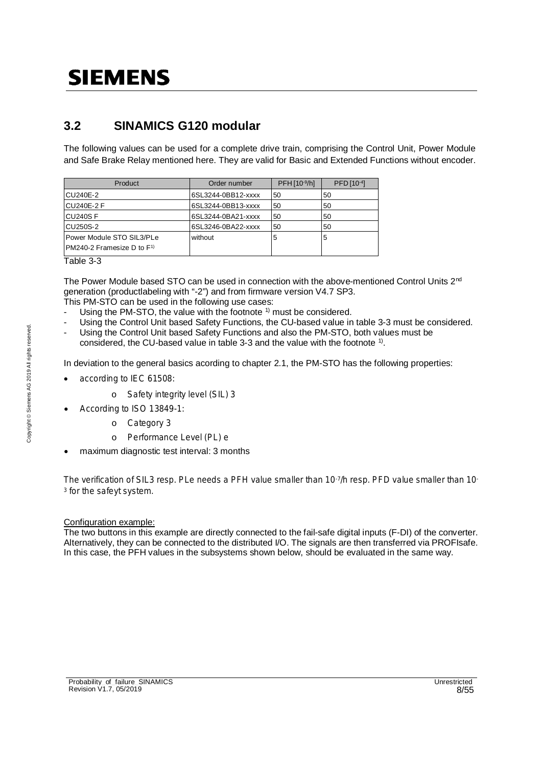## 3.2 SINAMICS G120 modular

The following values can be used for a complete drive train, comprising the Control Unit, Power Module and Safe Brake Relay mentioned here. They are valid for Basic and Extended Functions without encoder.

| Product | Order number | PFH [$10^{-9}$/h] | PFD [$10^{-4}$] |
|---|---|---|---|
| CU240E-2 | 6SL3244-0BB12-xxxx | 50 | 50 |
| CU240E-2 F | 6SL3244-0BB13-xxxx | 50 | 50 |
| CU240S F | 6SL3244-0BA21-xxxx | 50 | 50 |
| CU250S-2 | 6SL3246-0BA22-xxxx | 50 | 50 |
| Power Module STO SIL3/PLe PM240-2 Framesize D to F[1] | without | 5 | 5 |

Table 3-3

The Power Module based STO can be used in connection with the above-mentioned Control Units 2nd generation (productlabeling with "-2") and from firmware version V4.7 SP3.
This PM-STO can be used in the following use cases:

- Using the PM-STO, the value with the footnote [1] must be considered.
- Using the Control Unit based Safety Functions, the CU-based value in table 3-3 must be considered.
- Using the Control Unit based Safety Functions and also the PM-STO, both values must be considered, the CU-based value in table 3-3 and the value with the footnote [1].

In deviation to the general basics acording to chapter 2.1, the PM-STO has the following properties:

- according to IEC 61508:
  - Safety integrity level (SIL) 3
- According to ISO 13849-1:
  - Category 3
  - Performance Level (PL) e
- maximum diagnostic test interval: 3 months

The verification of SIL3 resp. PLe needs a PFH value smaller than $10^{-7}$/h resp. PFD value smaller than $10^{-3}$ for the safeyt system.

Configuration example:
The two buttons in this example are directly connected to the fail-safe digital inputs (F-DI) of the converter. Alternatively, they can be connected to the distributed I/O. The signals are then transferred via PROFIsafe. In this case, the PFH values in the subsystems shown below, should be evaluated in the same way.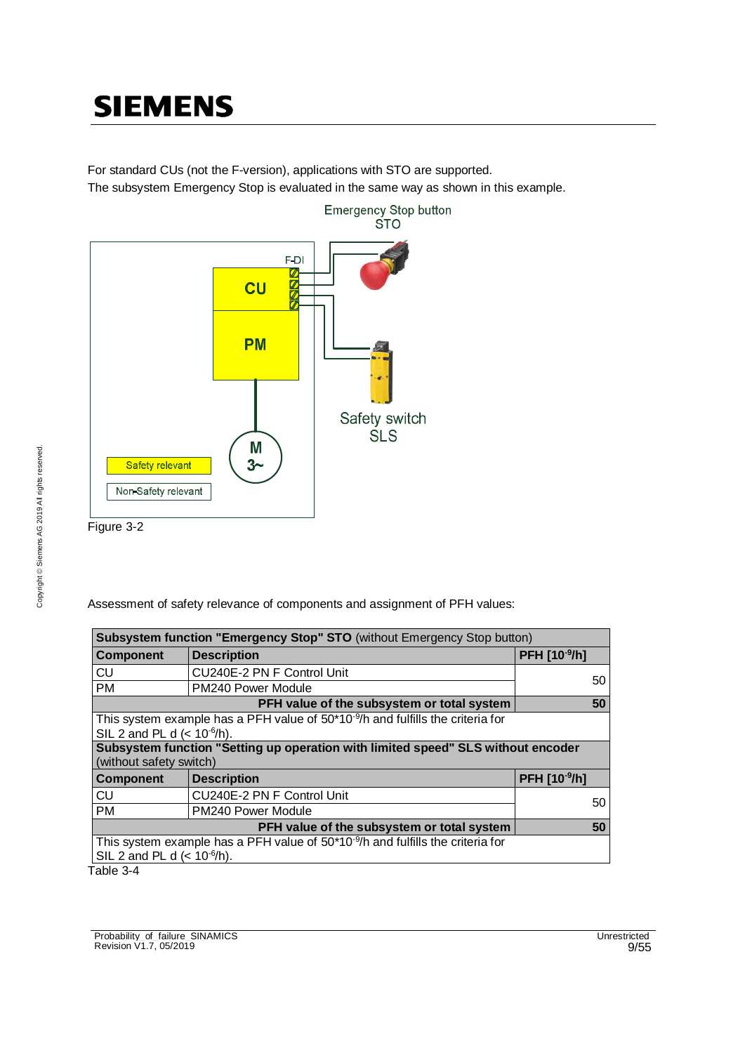For standard CUs (not the F-version), applications with STO are supported.
The subsystem Emergency Stop is evaluated in the same way as shown in this example.

Figure 3-2

Assessment of safety relevance of components and assignment of PFH values:

| **Subsystem function "Emergency Stop" STO** (without Emergency Stop button) | | |
|---|---|---|
| **Component** | **Description** | **PFH [$10^{-9}$/h]** |
| CU | CU240E-2 PN F Control Unit | 50 |
| PM | PM240 Power Module | |
| | **PFH value of the subsystem or total system** | **50** |
| This system example has a PFH value of $50 \cdot 10^{-9}$/h and fulfills the criteria for SIL 2 and PL d (< $10^{-6}$/h). | | |
| **Subsystem function "Setting up operation with limited speed" SLS without encoder** (without safety switch) | | |
| **Component** | **Description** | **PFH [$10^{-9}$/h]** |
| CU | CU240E-2 PN F Control Unit | 50 |
| PM | PM240 Power Module | |
| | **PFH value of the subsystem or total system** | **50** |
| This system example has a PFH value of $50 \cdot 10^{-9}$/h and fulfills the criteria for SIL 2 and PL d (< $10^{-6}$/h). | | |

Table 3-4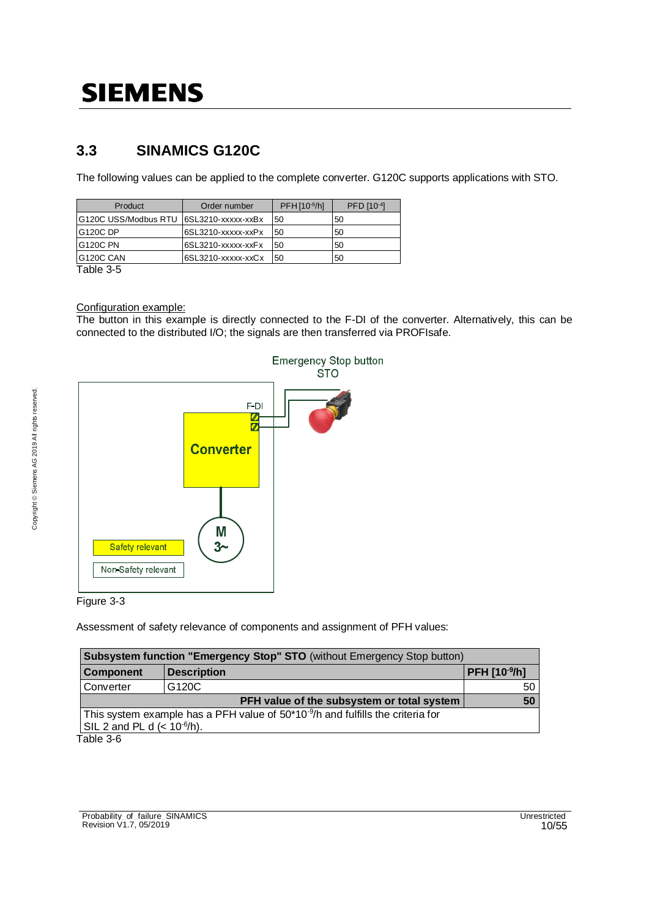## 3.3 SINAMICS G120C

The following values can be applied to the complete converter. G120C supports applications with STO.

| Product | Order number | PFH [$10^{-9}$/h] | PFD [$10^{-4}$] |
|---|---|---|---|
| G120C USS/Modbus RTU | 6SL3210-xxxxx-xxBx | 50 | 50 |
| G120C DP | 6SL3210-xxxxx-xxPx | 50 | 50 |
| G120C PN | 6SL3210-xxxxx-xxFx | 50 | 50 |
| G120C CAN | 6SL3210-xxxxx-xxCx | 50 | 50 |

Table 3-5

Configuration example:

The button in this example is directly connected to the F-DI of the converter. Alternatively, this can be connected to the distributed I/O; the signals are then transferred via PROFIsafe.

Emergency Stop button STO

F-DI

Converter

M 3~

Safety relevant

Non-Safety relevant

Figure 3-3

Assessment of safety relevance of components and assignment of PFH values:

| **Subsystem function "Emergency Stop" STO** (without Emergency Stop button) | | |
|---|---|---|
| **Component** | **Description** | **PFH [$10^{-9}$/h]** |
| Converter | G120C | 50 |
| | **PFH value of the subsystem or total system** | **50** |
| This system example has a PFH value of $50 \cdot 10^{-9}$/h and fulfills the criteria for SIL 2 and PL d (< $10^{-6}$/h). | | |

Table 3-6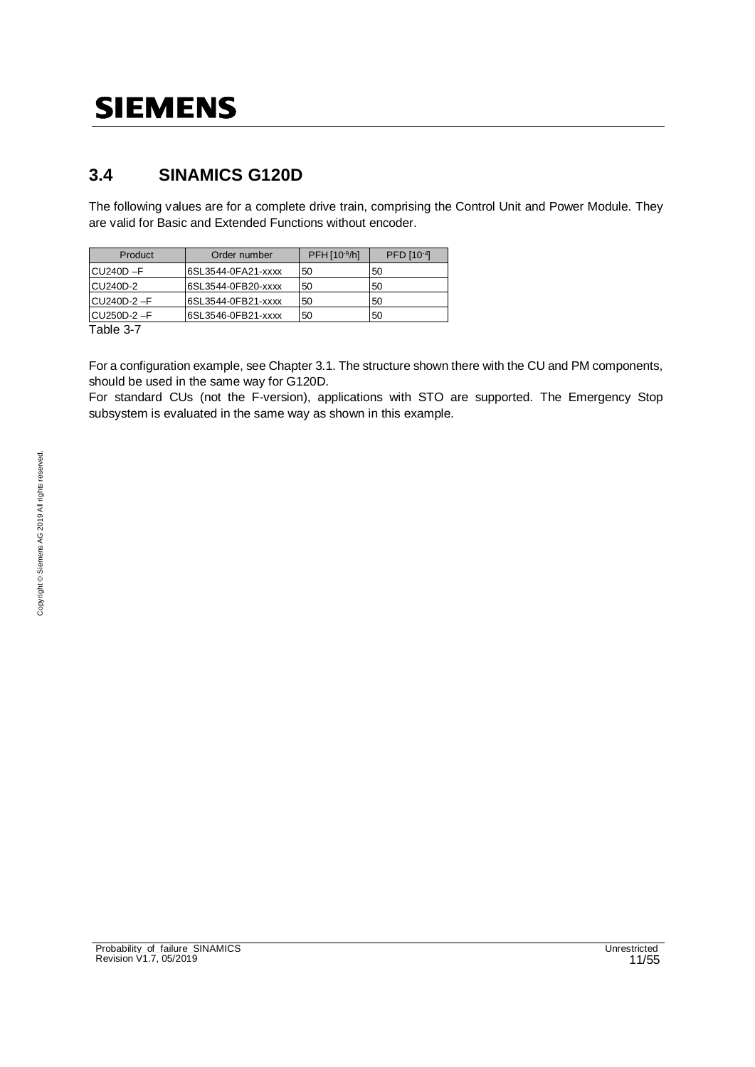## 3.4 SINAMICS G120D

The following values are for a complete drive train, comprising the Control Unit and Power Module. They are valid for Basic and Extended Functions without encoder.

| Product | Order number | PFH [$10^{-9}$/h] | PFD [$10^{-4}$] |
|---|---|---|---|
| CU240D –F | 6SL3544-0FA21-xxxx | 50 | 50 |
| CU240D-2 | 6SL3544-0FB20-xxxx | 50 | 50 |
| CU240D-2 –F | 6SL3544-0FB21-xxxx | 50 | 50 |
| CU250D-2 –F | 6SL3546-0FB21-xxxx | 50 | 50 |

Table 3-7

For a configuration example, see Chapter 3.1. The structure shown there with the CU and PM components, should be used in the same way for G120D.

For standard CUs (not the F-version), applications with STO are supported. The Emergency Stop subsystem is evaluated in the same way as shown in this example.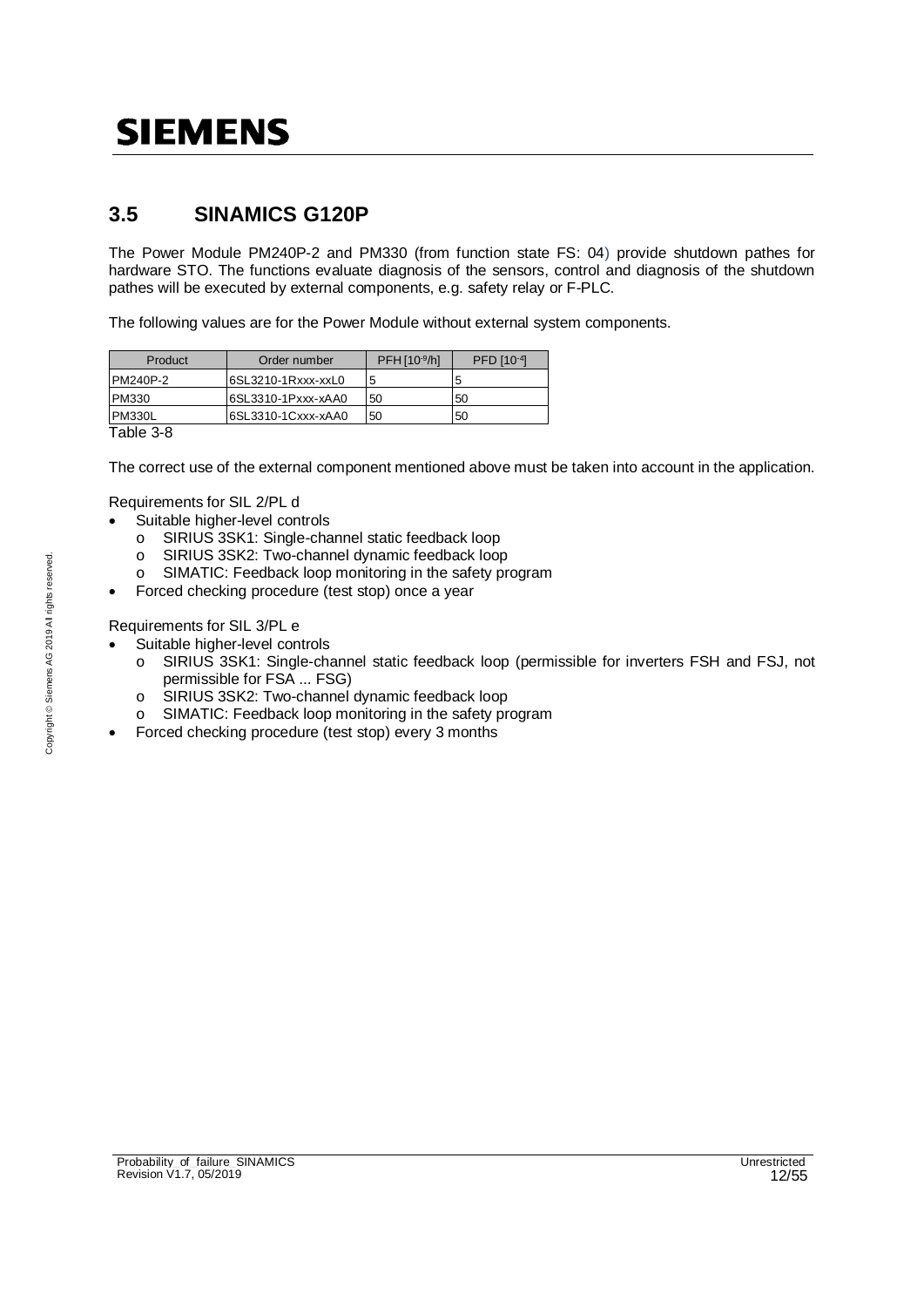## 3.5 SINAMICS G120P

The Power Module PM240P-2 and PM330 (from function state FS: 04) provide shutdown pathes for hardware STO. The functions evaluate diagnosis of the sensors, control and diagnosis of the shutdown pathes will be executed by external components, e.g. safety relay or F-PLC.

The following values are for the Power Module without external system components.

| Product | Order number | PFH [$10^{-9}$/h] | PFD [$10^{-4}$] |
|---|---|---|---|
| PM240P-2 | 6SL3210-1Rxxx-xxL0 | 5 | 5 |
| PM330 | 6SL3310-1Pxxx-xAA0 | 50 | 50 |
| PM330L | 6SL3310-1Cxxx-xAA0 | 50 | 50 |

Table 3-8

The correct use of the external component mentioned above must be taken into account in the application.

Requirements for SIL 2/PL d

- Suitable higher-level controls
  - SIRIUS 3SK1: Single-channel static feedback loop
  - SIRIUS 3SK2: Two-channel dynamic feedback loop
  - SIMATIC: Feedback loop monitoring in the safety program
- Forced checking procedure (test stop) once a year

Requirements for SIL 3/PL e

- Suitable higher-level controls
  - SIRIUS 3SK1: Single-channel static feedback loop (permissible for inverters FSH and FSJ, not permissible for FSA ... FSG)
  - SIRIUS 3SK2: Two-channel dynamic feedback loop
  - SIMATIC: Feedback loop monitoring in the safety program
- Forced checking procedure (test stop) every 3 months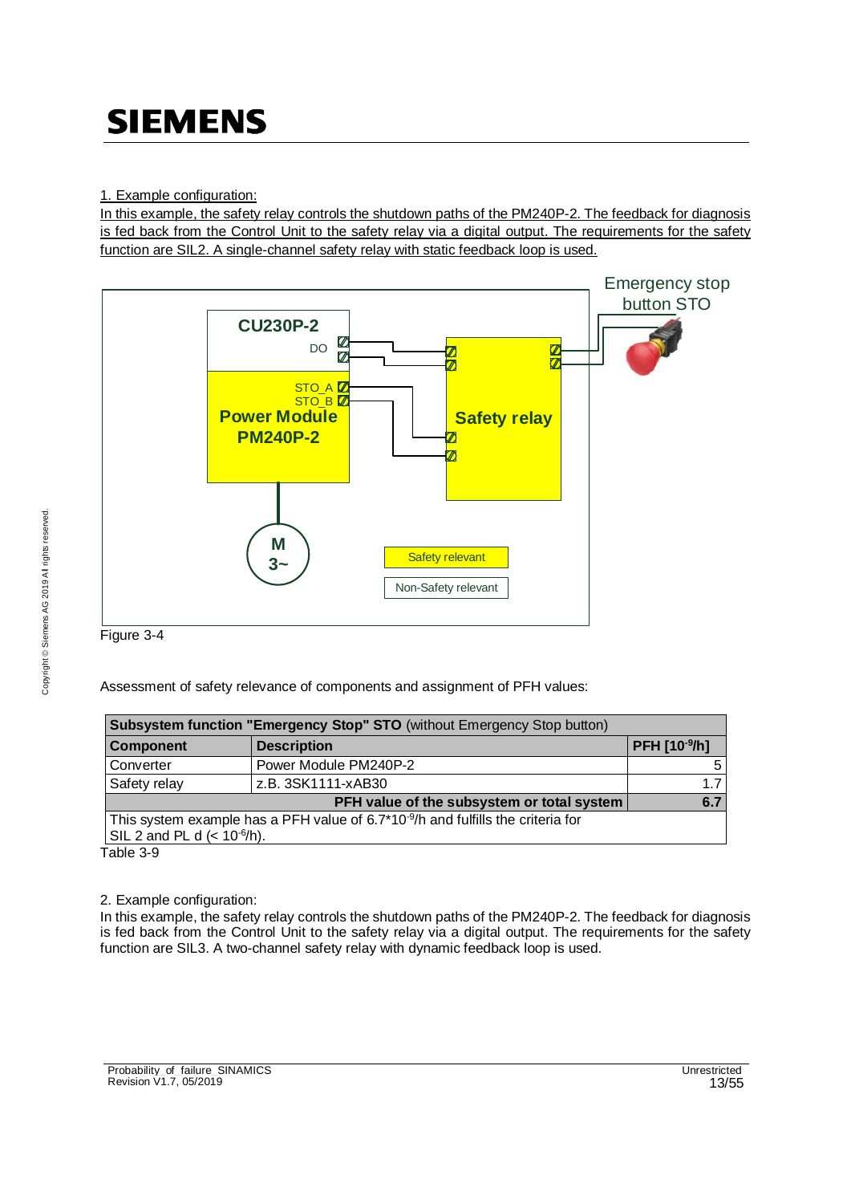1. Example configuration:

In this example, the safety relay controls the shutdown paths of the PM240P-2. The feedback for diagnosis is fed back from the Control Unit to the safety relay via a digital output. The requirements for the safety function are SIL2. A single-channel safety relay with static feedback loop is used.

Figure 3-4

Assessment of safety relevance of components and assignment of PFH values:

| **Subsystem function "Emergency Stop" STO** (without Emergency Stop button) | | |
|---|---|---|
| **Component** | **Description** | **PFH [$10^{-9}$/h]** |
| Converter | Power Module PM240P-2 | 5 |
| Safety relay | z.B. 3SK1111-xAB30 | 1.7 |
| | **PFH value of the subsystem or total system** | **6.7** |
| This system example has a PFH value of $6.7 \cdot 10^{-9}$/h and fulfills the criteria for SIL 2 and PL d (< $10^{-6}$/h). | | |

Table 3-9

2. Example configuration:

In this example, the safety relay controls the shutdown paths of the PM240P-2. The feedback for diagnosis is fed back from the Control Unit to the safety relay via a digital output. The requirements for the safety function are SIL3. A two-channel safety relay with dynamic feedback loop is used.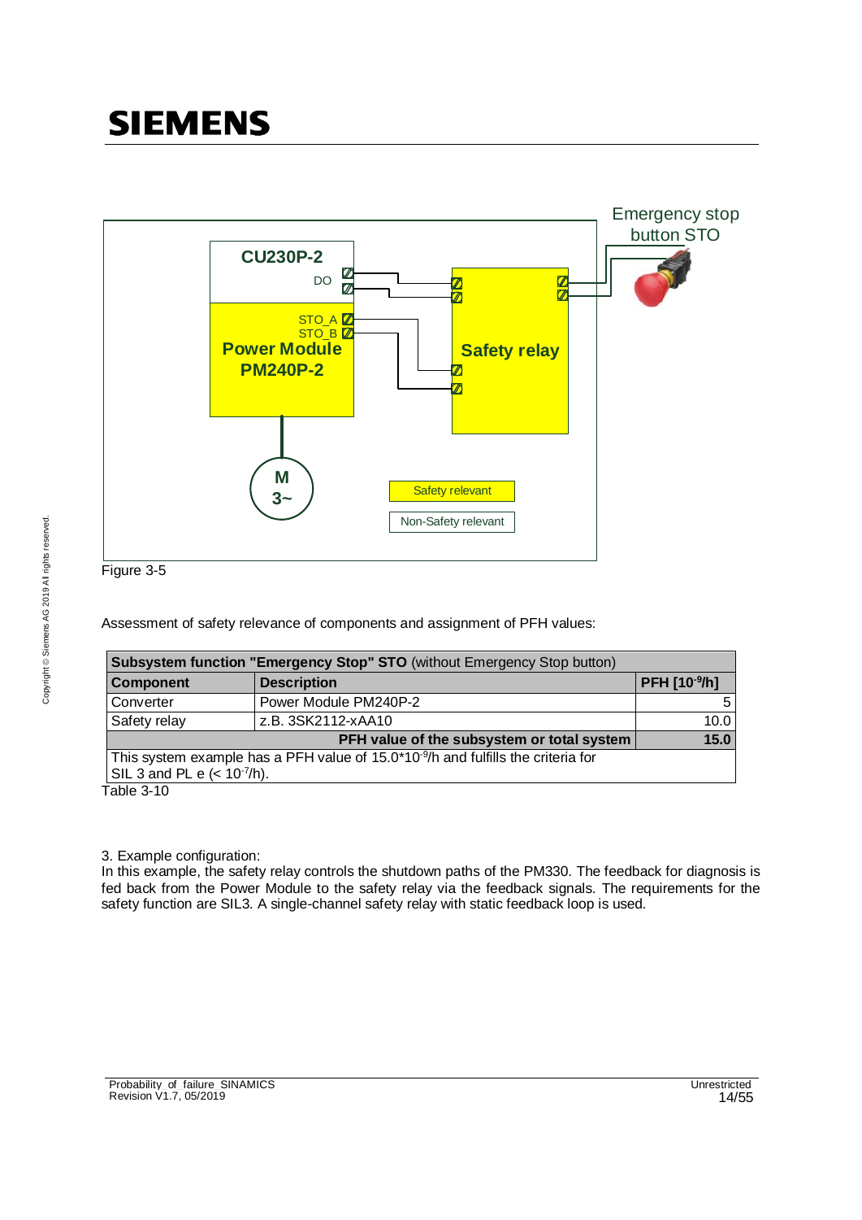Figure 3-5

Assessment of safety relevance of components and assignment of PFH values:

| **Subsystem function "Emergency Stop" STO** (without Emergency Stop button) | | |
|---|---|---|
| **Component** | **Description** | **PFH [$10^{-9}$/h]** |
| Converter | Power Module PM240P-2 | 5 |
| Safety relay | z.B. 3SK2112-xAA10 | 10.0 |
| | **PFH value of the subsystem or total system** | **15.0** |
| This system example has a PFH value of $15.0 \cdot 10^{-9}$/h and fulfills the criteria for SIL 3 and PL e (< $10^{-7}$/h). | | |

Table 3-10

3. Example configuration:
In this example, the safety relay controls the shutdown paths of the PM330. The feedback for diagnosis is fed back from the Power Module to the safety relay via the feedback signals. The requirements for the safety function are SIL3. A single-channel safety relay with static feedback loop is used.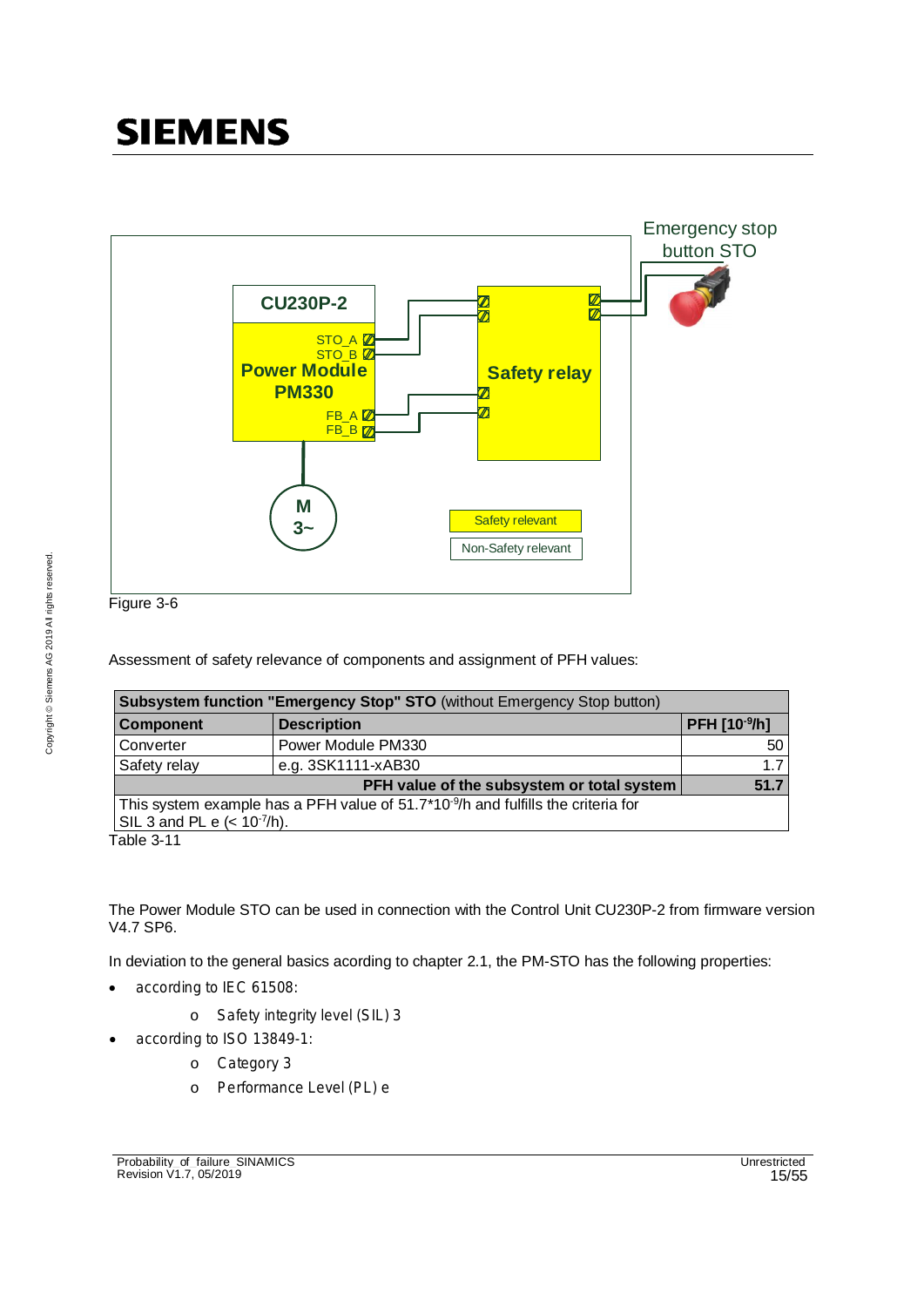Emergency stop button STO

CU230P-2

STO_A
STO_B

Power Module PM330

FB_A
FB_B

Safety relay

M 3~

Safety relevant

Non-Safety relevant

Figure 3-6

Assessment of safety relevance of components and assignment of PFH values:

| **Subsystem function "Emergency Stop" STO** (without Emergency Stop button) | | |
|---|---|---|
| **Component** | **Description** | **PFH [$10^{-9}$/h]** |
| Converter | Power Module PM330 | 50 |
| Safety relay | e.g. 3SK1111-xAB30 | 1.7 |
| | **PFH value of the subsystem or total system** | **51.7** |
| This system example has a PFH value of $51.7 \cdot 10^{-9}$/h and fulfills the criteria for SIL 3 and PL e (< $10^{-7}$/h). | | |

Table 3-11

The Power Module STO can be used in connection with the Control Unit CU230P-2 from firmware version V4.7 SP6.

In deviation to the general basics according to chapter 2.1, the PM-STO has the following properties:

- according to IEC 61508:
  - Safety integrity level (SIL) 3
- according to ISO 13849-1:
  - Category 3
  - Performance Level (PL) e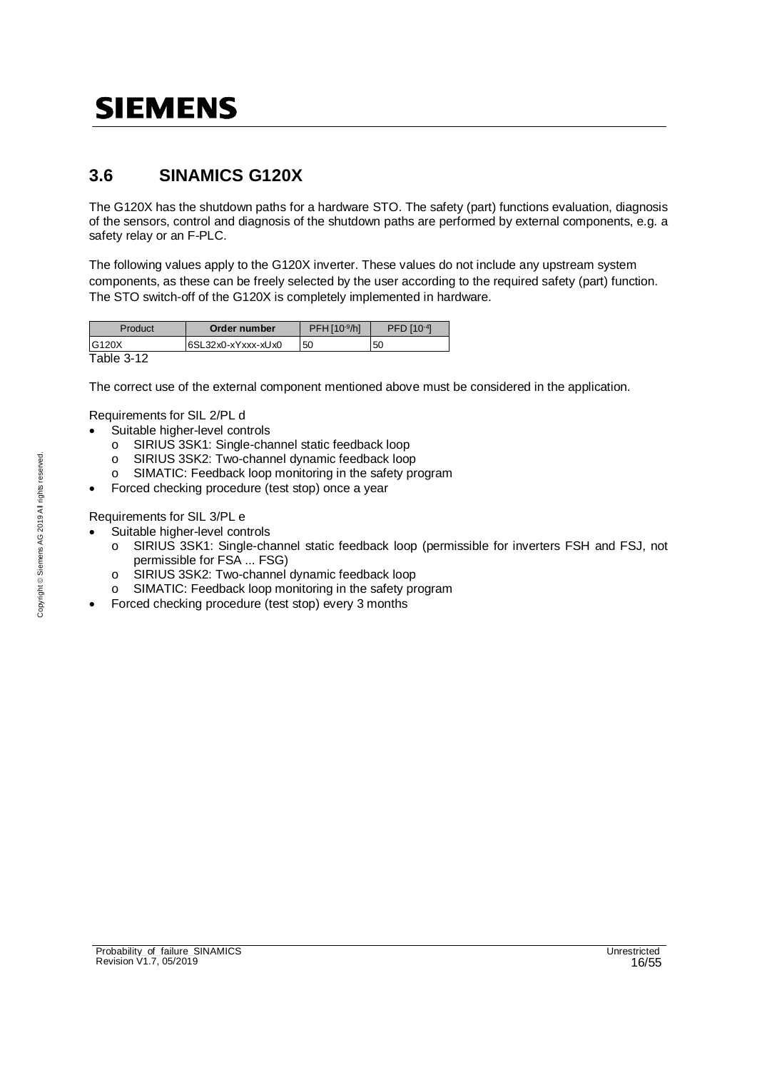## 3.6 SINAMICS G120X

The G120X has the shutdown paths for a hardware STO. The safety (part) functions evaluation, diagnosis of the sensors, control and diagnosis of the shutdown paths are performed by external components, e.g. a safety relay or an F-PLC.

The following values apply to the G120X inverter. These values do not include any upstream system components, as these can be freely selected by the user according to the required safety (part) function. The STO switch-off of the G120X is completely implemented in hardware.

| Product | Order number | PFH [$10^{-9}$/h] | PFD [$10^{-4}$] |
|---|---|---|---|
| G120X | 6SL32x0-xYxxx-xUx0 | 50 | 50 |

Table 3-12

The correct use of the external component mentioned above must be considered in the application.

Requirements for SIL 2/PL d

- Suitable higher-level controls
  - SIRIUS 3SK1: Single-channel static feedback loop
  - SIRIUS 3SK2: Two-channel dynamic feedback loop
  - SIMATIC: Feedback loop monitoring in the safety program
- Forced checking procedure (test stop) once a year

Requirements for SIL 3/PL e

- Suitable higher-level controls
  - SIRIUS 3SK1: Single-channel static feedback loop (permissible for inverters FSH and FSJ, not permissible for FSA ... FSG)
  - SIRIUS 3SK2: Two-channel dynamic feedback loop
  - SIMATIC: Feedback loop monitoring in the safety program
- Forced checking procedure (test stop) every 3 months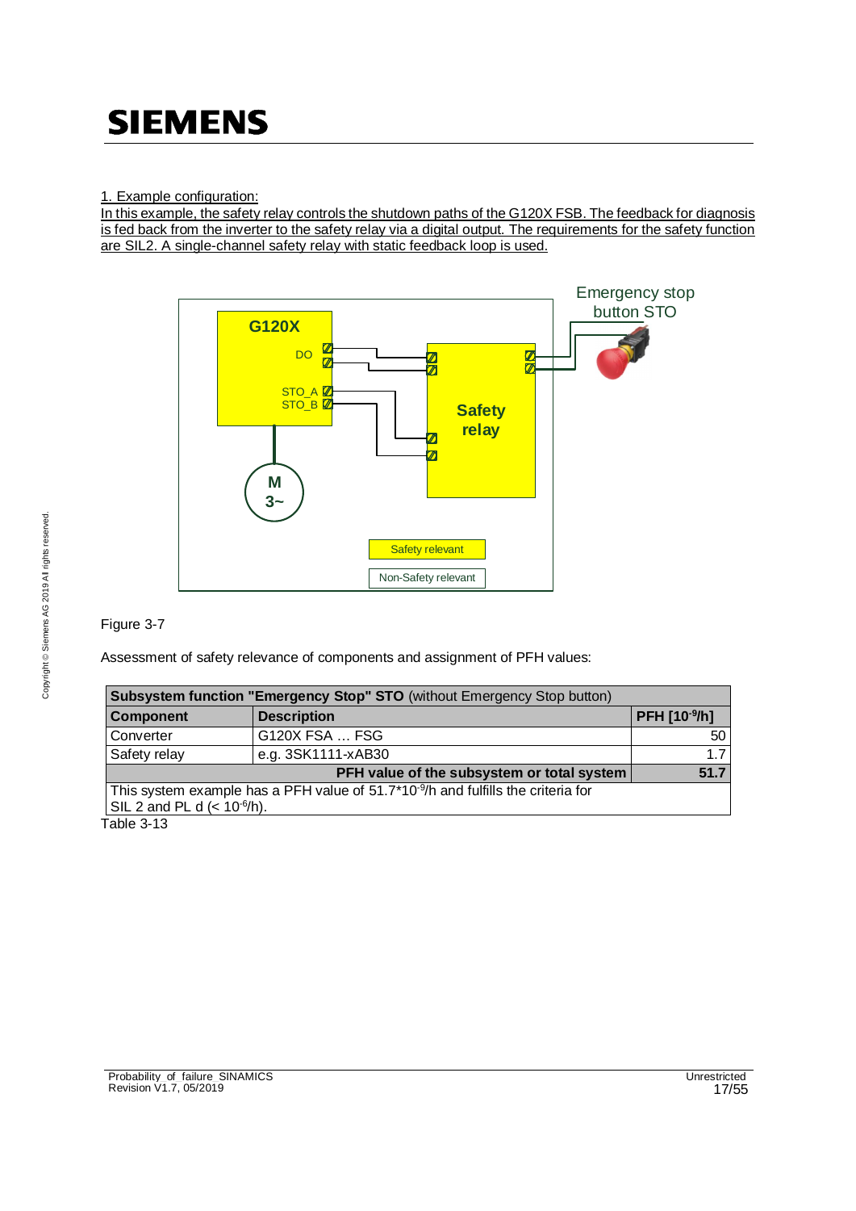1. Example configuration:

In this example, the safety relay controls the shutdown paths of the G120X FSB. The feedback for diagnosis is fed back from the inverter to the safety relay via a digital output. The requirements for the safety function are SIL2. A single-channel safety relay with static feedback loop is used.

Figure 3-7

Assessment of safety relevance of components and assignment of PFH values:

| **Subsystem function "Emergency Stop" STO** (without Emergency Stop button) | | |
|---|---|---|
| **Component** | **Description** | **PFH [$10^{-9}$/h]** |
| Converter | G120X FSA … FSG | 50 |
| Safety relay | e.g. 3SK1111-xAB30 | 1.7 |
| | **PFH value of the subsystem or total system** | **51.7** |
| This system example has a PFH value of $51.7 \cdot 10^{-9}$/h and fulfills the criteria for SIL 2 and PL d (< $10^{-6}$/h). | | |

Table 3-13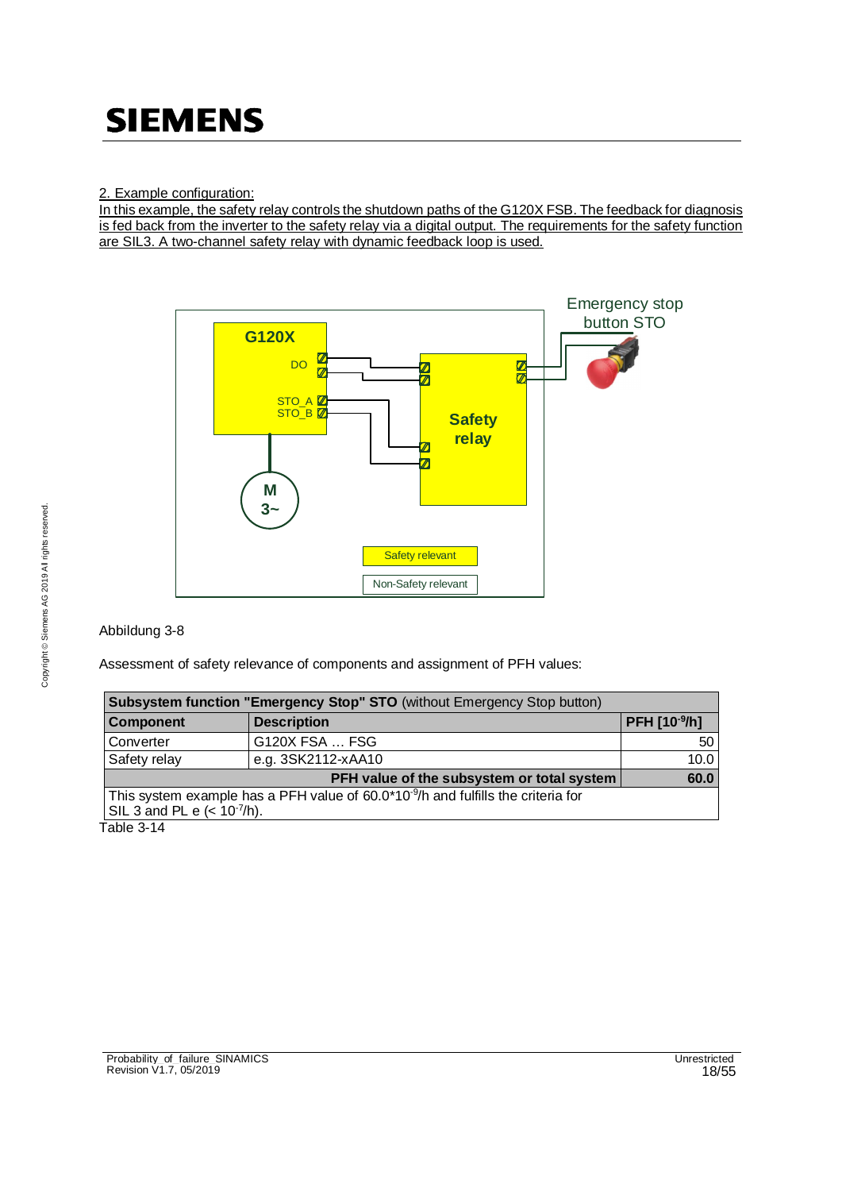2. Example configuration:

In this example, the safety relay controls the shutdown paths of the G120X FSB. The feedback for diagnosis is fed back from the inverter to the safety relay via a digital output. The requirements for the safety function are SIL3. A two-channel safety relay with dynamic feedback loop is used.

Abbildung 3-8

Assessment of safety relevance of components and assignment of PFH values:

| **Subsystem function "Emergency Stop" STO** (without Emergency Stop button) | | |
|---|---|---|
| **Component** | **Description** | **PFH [$10^{-9}$/h]** |
| Converter | G120X FSA … FSG | 50 |
| Safety relay | e.g. 3SK2112-xAA10 | 10.0 |
| | **PFH value of the subsystem or total system** | **60.0** |
| This system example has a PFH value of $60.0 \cdot 10^{-9}$/h and fulfills the criteria for SIL 3 and PL e ($< 10^{-7}$/h). | | |

Table 3-14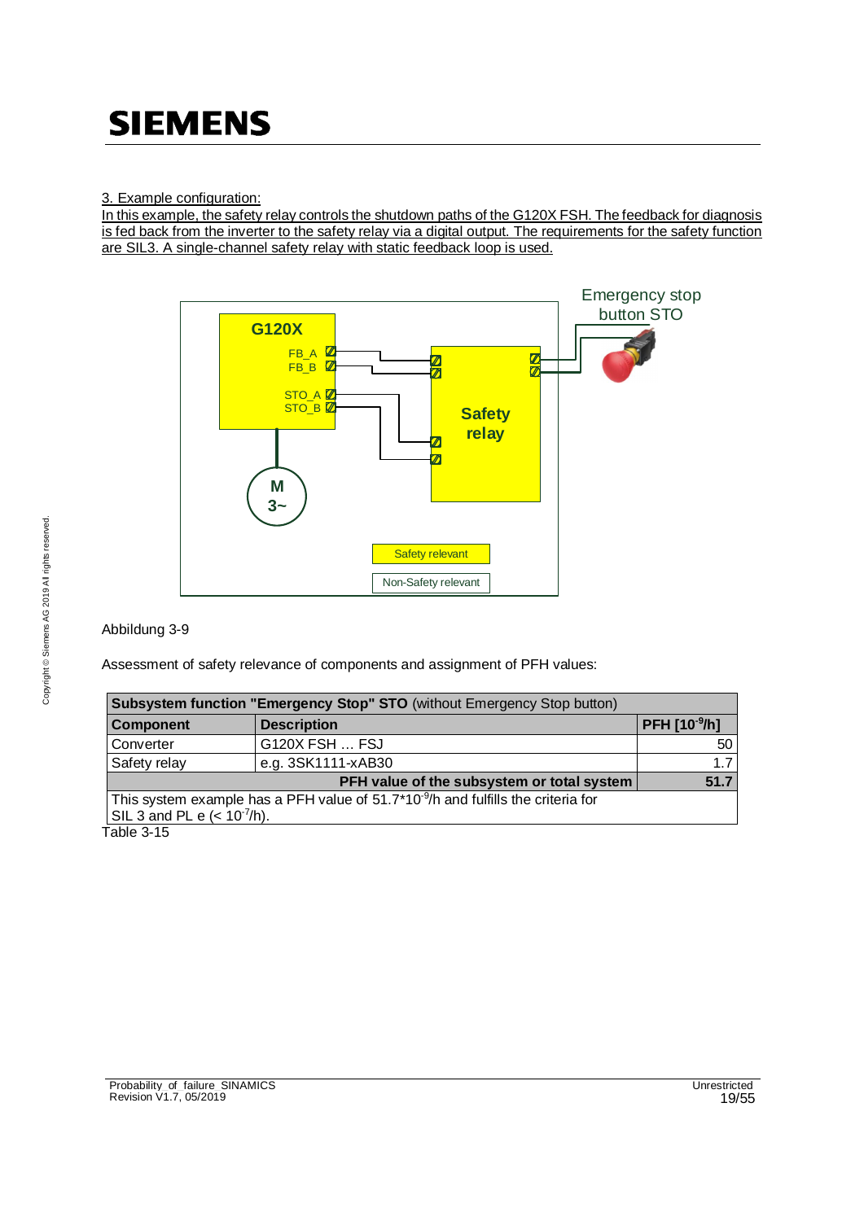3. Example configuration:

In this example, the safety relay controls the shutdown paths of the G120X FSH. The feedback for diagnosis is fed back from the inverter to the safety relay via a digital output. The requirements for the safety function are SIL3. A single-channel safety relay with static feedback loop is used.

Abbildung 3-9

Assessment of safety relevance of components and assignment of PFH values:

| **Subsystem function "Emergency Stop" STO** (without Emergency Stop button) | | |
|---|---|---|
| **Component** | **Description** | **PFH [$10^{-9}$/h]** |
| Converter | G120X FSH … FSJ | 50 |
| Safety relay | e.g. 3SK1111-xAB30 | 1.7 |
| | **PFH value of the subsystem or total system** | **51.7** |
| This system example has a PFH value of $51.7 \cdot 10^{-9}$/h and fulfills the criteria for SIL 3 and PL e (< $10^{-7}$/h). | | |

Table 3-15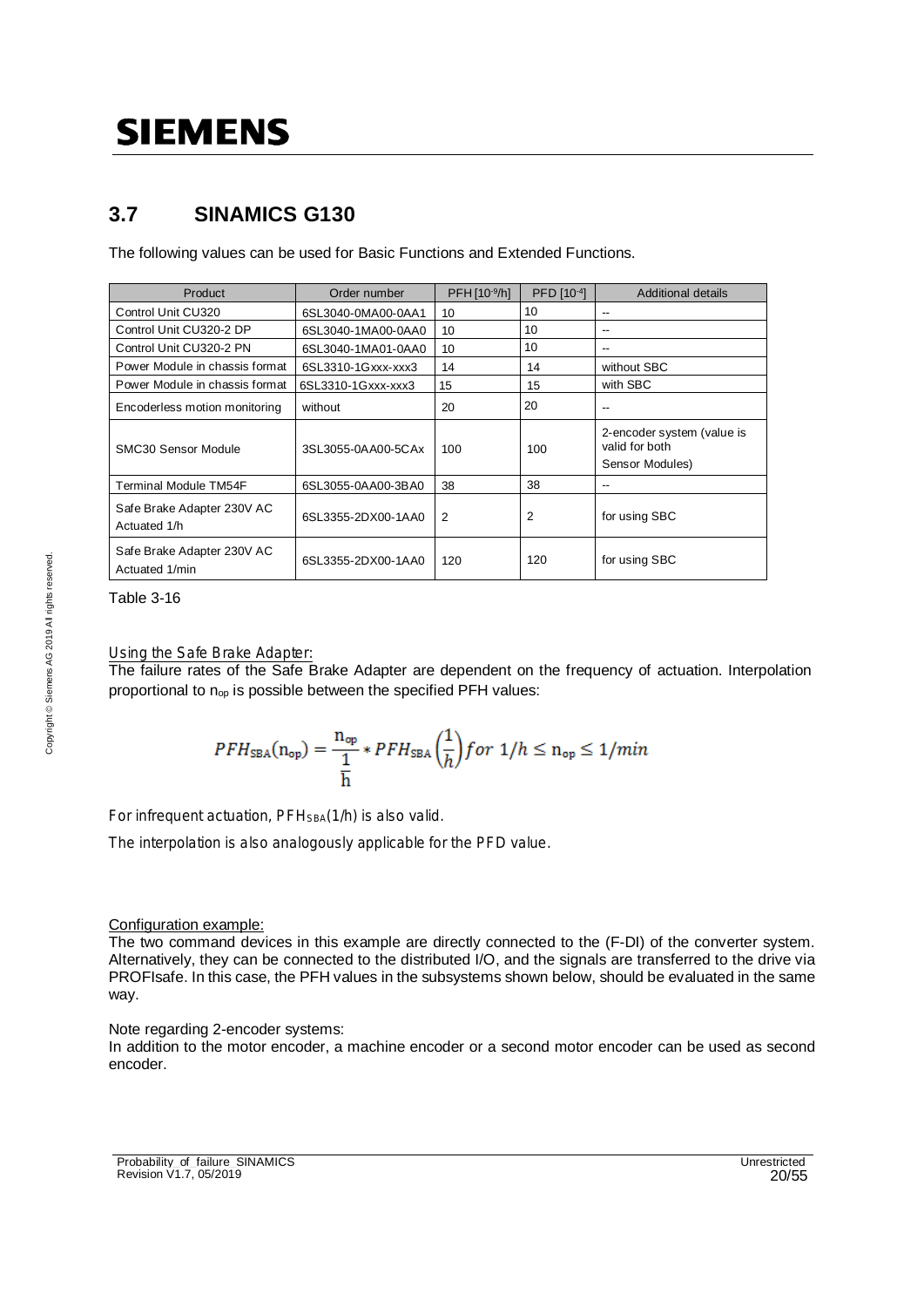## 3.7 SINAMICS G130

The following values can be used for Basic Functions and Extended Functions.

| Product | Order number | PFH [$10^{-9}$/h] | PFD [$10^{-4}$] | Additional details |
|---|---|---|---|---|
| Control Unit CU320 | 6SL3040-0MA00-0AA1 | 10 | 10 | -- |
| Control Unit CU320-2 DP | 6SL3040-1MA00-0AA0 | 10 | 10 | -- |
| Control Unit CU320-2 PN | 6SL3040-1MA01-0AA0 | 10 | 10 | -- |
| Power Module in chassis format | 6SL3310-1Gxxx-xxx3 | 14 | 14 | without SBC |
| Power Module in chassis format | 6SL3310-1Gxxx-xxx3 | 15 | 15 | with SBC |
| Encoderless motion monitoring | without | 20 | 20 | -- |
| SMC30 Sensor Module | 3SL3055-0AA00-5CAx | 100 | 100 | 2-encoder system (value is valid for both Sensor Modules) |
| Terminal Module TM54F | 6SL3055-0AA00-3BA0 | 38 | 38 | -- |
| Safe Brake Adapter 230V AC Actuated 1/h | 6SL3355-2DX00-1AA0 | 2 | 2 | for using SBC |
| Safe Brake Adapter 230V AC Actuated 1/min | 6SL3355-2DX00-1AA0 | 120 | 120 | for using SBC |

Table 3-16

Using the Safe Brake Adapter:
The failure rates of the Safe Brake Adapter are dependent on the frequency of actuation. Interpolation proportional to $n_{op}$ is possible between the specified PFH values:

$$PFH_{SBA}(n_{op}) = \frac{n_{op}}{\frac{1}{h}} * PFH_{SBA}\left(\frac{1}{h}\right) for\ 1/h \leq n_{op} \leq 1/min$$

For infrequent actuation, $PFH_{SBA}(1/h)$ is also valid.

The interpolation is also analogously applicable for the PFD value.

Configuration example:
The two command devices in this example are directly connected to the (F-DI) of the converter system. Alternatively, they can be connected to the distributed I/O, and the signals are transferred to the drive via PROFIsafe. In this case, the PFH values in the subsystems shown below, should be evaluated in the same way.

Note regarding 2-encoder systems:
In addition to the motor encoder, a machine encoder or a second motor encoder can be used as second encoder.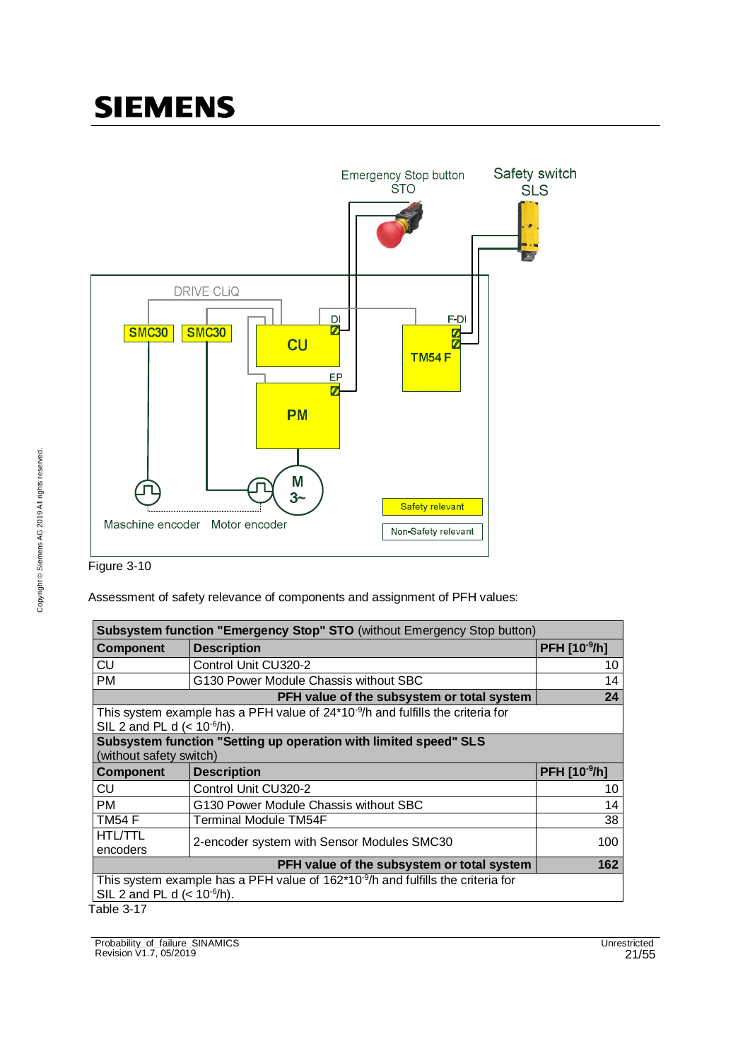Figure 3-10

Assessment of safety relevance of components and assignment of PFH values:

| **Subsystem function "Emergency Stop" STO** (without Emergency Stop button) | | |
|---|---|---|
| **Component** | **Description** | **PFH [$10^{-9}$/h]** |
| CU | Control Unit CU320-2 | 10 |
| PM | G130 Power Module Chassis without SBC | 14 |
| | **PFH value of the subsystem or total system** | **24** |
| This system example has a PFH value of $24 \cdot 10^{-9}$/h and fulfills the criteria for SIL 2 and PL d (< $10^{-6}$/h). | | |
| **Subsystem function "Setting up operation with limited speed" SLS** (without safety switch) | | |
| **Component** | **Description** | **PFH [$10^{-9}$/h]** |
| CU | Control Unit CU320-2 | 10 |
| PM | G130 Power Module Chassis without SBC | 14 |
| TM54 F | Terminal Module TM54F | 38 |
| HTL/TTL encoders | 2-encoder system with Sensor Modules SMC30 | 100 |
| | **PFH value of the subsystem or total system** | **162** |
| This system example has a PFH value of $162 \cdot 10^{-9}$/h and fulfills the criteria for SIL 2 and PL d (< $10^{-6}$/h). | | |

Table 3-17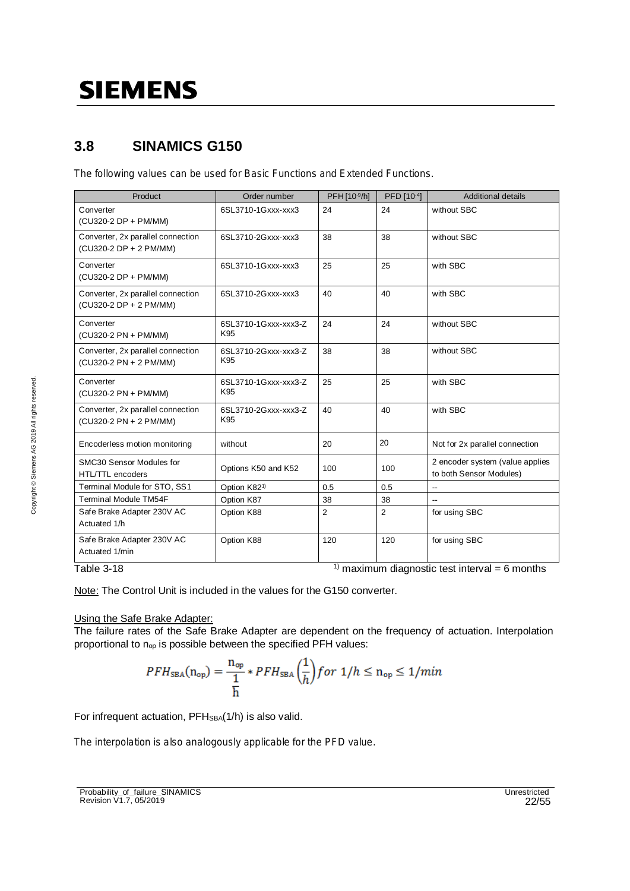## 3.8 SINAMICS G150

The following values can be used for Basic Functions and Extended Functions.

| Product | Order number | PFH [$10^{-9}$/h] | PFD [$10^{-4}$] | Additional details |
|---|---|---|---|---|
| Converter (CU320-2 DP + PM/MM) | 6SL3710-1Gxxx-xxx3 | 24 | 24 | without SBC |
| Converter, 2x parallel connection (CU320-2 DP + 2 PM/MM) | 6SL3710-2Gxxx-xxx3 | 38 | 38 | without SBC |
| Converter (CU320-2 DP + PM/MM) | 6SL3710-1Gxxx-xxx3 | 25 | 25 | with SBC |
| Converter, 2x parallel connection (CU320-2 DP + 2 PM/MM) | 6SL3710-2Gxxx-xxx3 | 40 | 40 | with SBC |
| Converter (CU320-2 PN + PM/MM) | 6SL3710-1Gxxx-xxx3-Z K95 | 24 | 24 | without SBC |
| Converter, 2x parallel connection (CU320-2 PN + 2 PM/MM) | 6SL3710-2Gxxx-xxx3-Z K95 | 38 | 38 | without SBC |
| Converter (CU320-2 PN + PM/MM) | 6SL3710-1Gxxx-xxx3-Z K95 | 25 | 25 | with SBC |
| Converter, 2x parallel connection (CU320-2 PN + 2 PM/MM) | 6SL3710-2Gxxx-xxx3-Z K95 | 40 | 40 | with SBC |
| Encoderless motion monitoring | without | 20 | 20 | Not for 2x parallel connection |
| SMC30 Sensor Modules for HTL/TTL encoders | Options K50 and K52 | 100 | 100 | 2 encoder system (value applies to both Sensor Modules) |
| Terminal Module for STO, SS1 | Option K82[1] | 0.5 | 0.5 | -- |
| Terminal Module TM54F | Option K87 | 38 | 38 | -- |
| Safe Brake Adapter 230V AC Actuated 1/h | Option K88 | 2 | 2 | for using SBC |
| Safe Brake Adapter 230V AC Actuated 1/min | Option K88 | 120 | 120 | for using SBC |

Table 3-18

[1] maximum diagnostic test interval = 6 months

Note: The Control Unit is included in the values for the G150 converter.

Using the Safe Brake Adapter:

The failure rates of the Safe Brake Adapter are dependent on the frequency of actuation. Interpolation proportional to $n_{op}$ is possible between the specified PFH values:

$$PFH_{SBA}(n_{op}) = \frac{n_{op}}{\frac{1}{h}} * PFH_{SBA}\left(\frac{1}{h}\right) for\ 1/h \leq n_{op} \leq 1/min$$

For infrequent actuation, $PFH_{SBA}(1/h)$ is also valid.

The interpolation is also analogously applicable for the PFD value.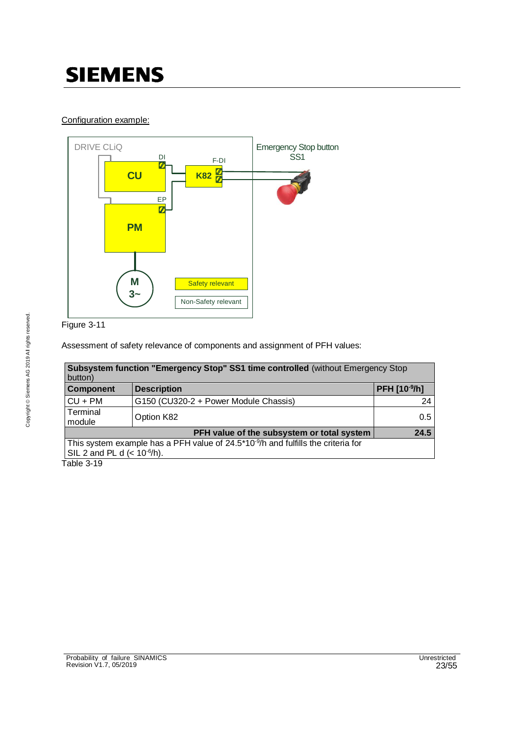Configuration example:

Figure 3-11

Assessment of safety relevance of components and assignment of PFH values:

| **Subsystem function "Emergency Stop" SS1 time controlled** (without Emergency Stop button) | | |
|---|---|---|
| **Component** | **Description** | **PFH [$10^{-9}$/h]** |
| CU + PM | G150 (CU320-2 + Power Module Chassis) | 24 |
| Terminal module | Option K82 | 0.5 |
| | **PFH value of the subsystem or total system** | **24.5** |
| This system example has a PFH value of $24.5 \cdot 10^{-9}$/h and fulfills the criteria for SIL 2 and PL d (< $10^{-6}$/h). | | |

Table 3-19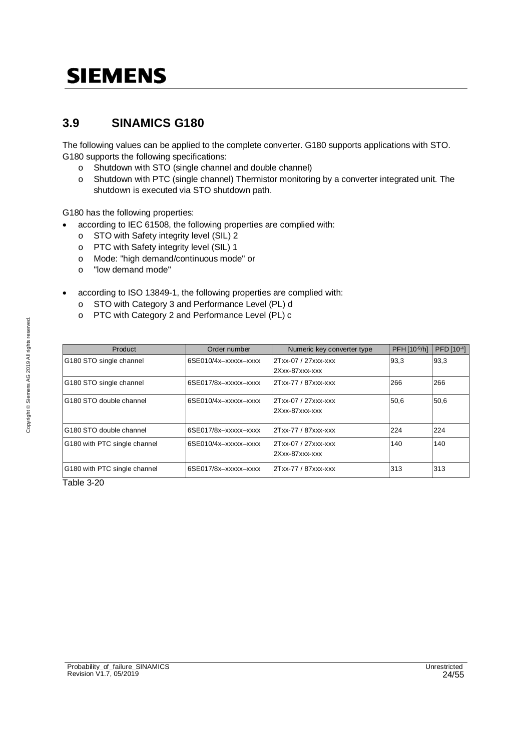## 3.9 SINAMICS G180

The following values can be applied to the complete converter. G180 supports applications with STO. G180 supports the following specifications:

- Shutdown with STO (single channel and double channel)
- Shutdown with PTC (single channel) Thermistor monitoring by a converter integrated unit. The shutdown is executed via STO shutdown path.

G180 has the following properties:

- according to IEC 61508, the following properties are complied with:
  - STO with Safety integrity level (SIL) 2
  - PTC with Safety integrity level (SIL) 1
  - Mode: "high demand/continuous mode" or
  - "low demand mode"
- according to ISO 13849-1, the following properties are complied with:
  - STO with Category 3 and Performance Level (PL) d
  - PTC with Category 2 and Performance Level (PL) c

| Product | Order number | Numeric key converter type | PFH [$10^{-9}$/h] | PFD [$10^{-4}$] |
|---|---|---|---|---|
| G180 STO single channel | 6SE010/4x–xxxxx–xxxx | 2Txx-07 / 27xxx-xxx<br>2Xxx-87xxx-xxx | 93,3 | 93,3 |
| G180 STO single channel | 6SE017/8x–xxxxx–xxxx | 2Txx-77 / 87xxx-xxx | 266 | 266 |
| G180 STO double channel | 6SE010/4x–xxxxx–xxxx | 2Txx-07 / 27xxx-xxx<br>2Xxx-87xxx-xxx | 50,6 | 50,6 |
| G180 STO double channel | 6SE017/8x–xxxxx–xxxx | 2Txx-77 / 87xxx-xxx | 224 | 224 |
| G180 with PTC single channel | 6SE010/4x–xxxxx–xxxx | 2Txx-07 / 27xxx-xxx<br>2Xxx-87xxx-xxx | 140 | 140 |
| G180 with PTC single channel | 6SE017/8x–xxxxx–xxxx | 2Txx-77 / 87xxx-xxx | 313 | 313 |

Table 3-20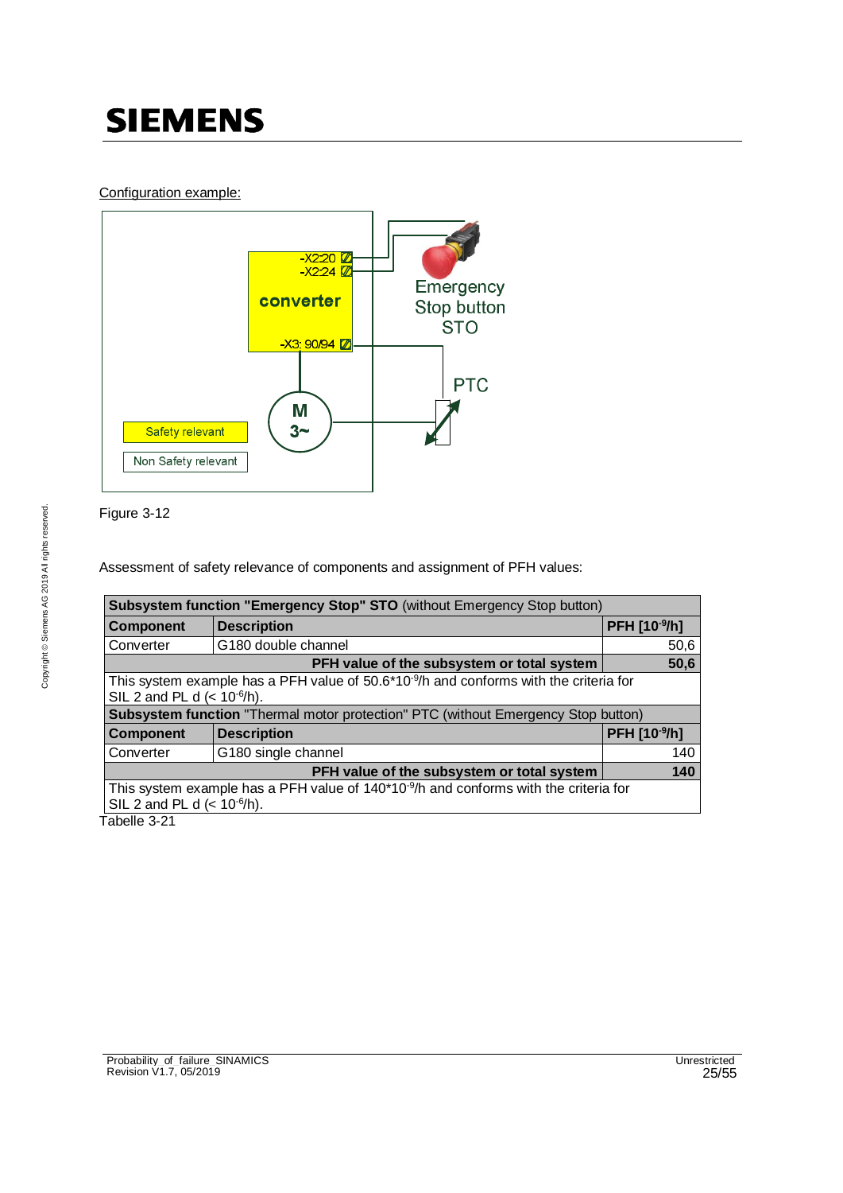Configuration example:

Figure 3-12

Assessment of safety relevance of components and assignment of PFH values:

| Subsystem function "Emergency Stop" STO (without Emergency Stop button) | | |
|---|---|---|
| **Component** | **Description** | **PFH [$10^{-9}$/h]** |
| Converter | G180 double channel | 50,6 |
| | **PFH value of the subsystem or total system** | **50,6** |
| This system example has a PFH value of 50.6*$10^{-9}$/h and conforms with the criteria for SIL 2 and PL d (< $10^{-6}$/h). | | |
| **Subsystem function** "Thermal motor protection" PTC (without Emergency Stop button) | | |
| **Component** | **Description** | **PFH [$10^{-9}$/h]** |
| Converter | G180 single channel | 140 |
| | **PFH value of the subsystem or total system** | **140** |
| This system example has a PFH value of 140*$10^{-9}$/h and conforms with the criteria for SIL 2 and PL d (< $10^{-6}$/h). | | |

Tabelle 3-21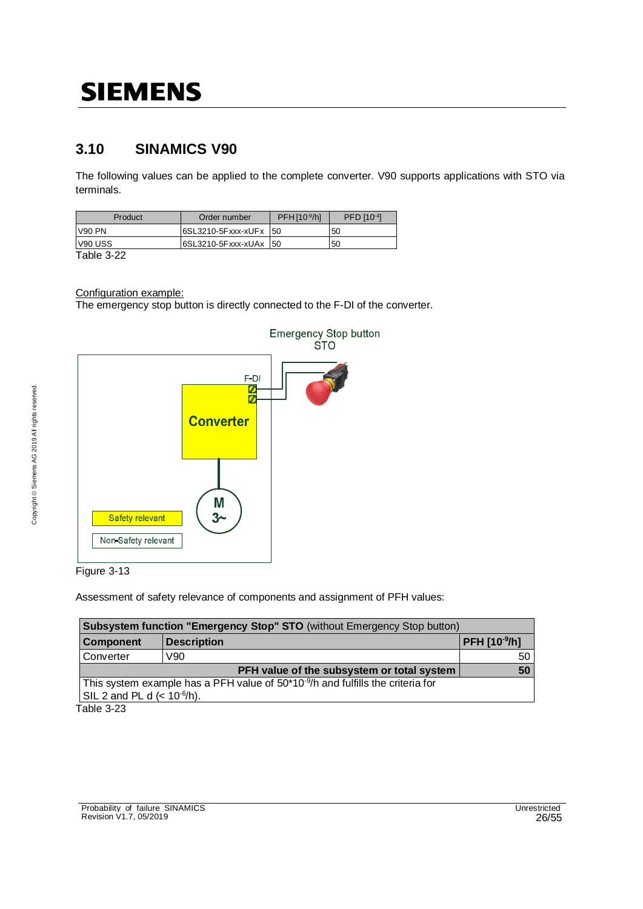## 3.10 SINAMICS V90

The following values can be applied to the complete converter. V90 supports applications with STO via terminals.

| Product | Order number | PFH [$10^{-9}$/h] | PFD [$10^{-4}$] |
|---|---|---|---|
| V90 PN | 6SL3210-5Fxxx-xUFx | 50 | 50 |
| V90 USS | 6SL3210-5Fxxx-xUAx | 50 | 50 |

Table 3-22

Configuration example:
The emergency stop button is directly connected to the F-DI of the converter.

Figure 3-13

Assessment of safety relevance of components and assignment of PFH values:

| **Subsystem function "Emergency Stop" STO** (without Emergency Stop button) | | |
|---|---|---|
| **Component** | **Description** | **PFH [$10^{-9}$/h]** |
| Converter | V90 | 50 |
| | **PFH value of the subsystem or total system** | **50** |
| This system example has a PFH value of 50*$10^{-9}$/h and fulfills the criteria for SIL 2 and PL d (< $10^{-6}$/h). | | |

Table 3-23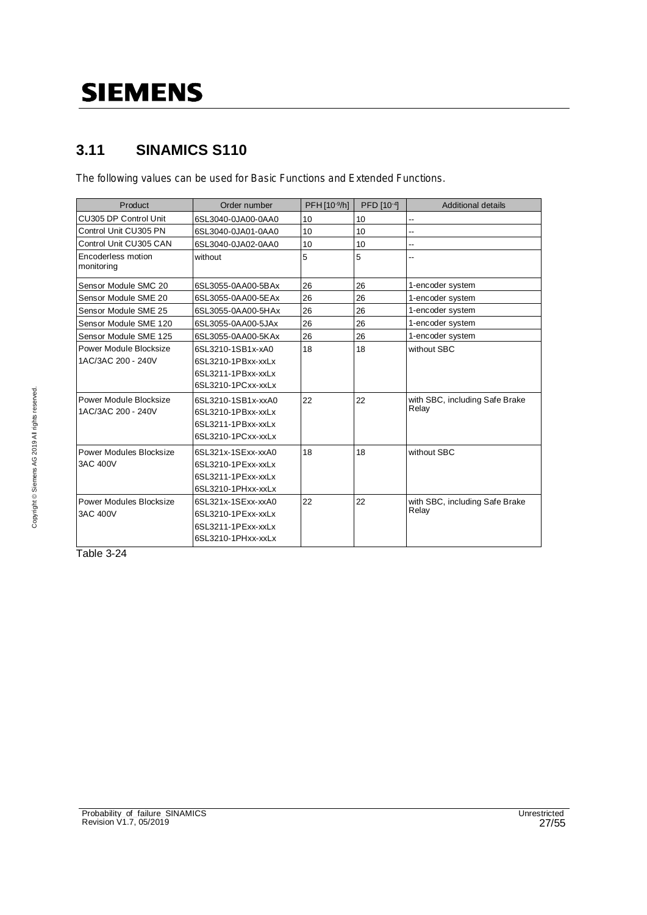## 3.11 SINAMICS S110

The following values can be used for Basic Functions and Extended Functions.

| Product | Order number | PFH [$10^{-9}$/h] | PFD [$10^{-4}$] | Additional details |
|---|---|---|---|---|
| CU305 DP Control Unit | 6SL3040-0JA00-0AA0 | 10 | 10 | -- |
| Control Unit CU305 PN | 6SL3040-0JA01-0AA0 | 10 | 10 | -- |
| Control Unit CU305 CAN | 6SL3040-0JA02-0AA0 | 10 | 10 | -- |
| Encoderless motion monitoring | without | 5 | 5 | -- |
| Sensor Module SMC 20 | 6SL3055-0AA00-5BAx | 26 | 26 | 1-encoder system |
| Sensor Module SME 20 | 6SL3055-0AA00-5EAx | 26 | 26 | 1-encoder system |
| Sensor Module SME 25 | 6SL3055-0AA00-5HAx | 26 | 26 | 1-encoder system |
| Sensor Module SME 120 | 6SL3055-0AA00-5JAx | 26 | 26 | 1-encoder system |
| Sensor Module SME 125 | 6SL3055-0AA00-5KAx | 26 | 26 | 1-encoder system |
| Power Module Blocksize 1AC/3AC 200 - 240V | 6SL3210-1SB1x-xA0<br>6SL3210-1PBxx-xxLx<br>6SL3211-1PBxx-xxLx<br>6SL3210-1PCxx-xxLx | 18 | 18 | without SBC |
| Power Module Blocksize 1AC/3AC 200 - 240V | 6SL3210-1SB1x-xxA0<br>6SL3210-1PBxx-xxLx<br>6SL3211-1PBxx-xxLx<br>6SL3210-1PCxx-xxLx | 22 | 22 | with SBC, including Safe Brake Relay |
| Power Modules Blocksize 3AC 400V | 6SL321x-1SExx-xxA0<br>6SL3210-1PExx-xxLx<br>6SL3211-1PExx-xxLx<br>6SL3210-1PHxx-xxLx | 18 | 18 | without SBC |
| Power Modules Blocksize 3AC 400V | 6SL321x-1SExx-xxA0<br>6SL3210-1PExx-xxLx<br>6SL3211-1PExx-xxLx<br>6SL3210-1PHxx-xxLx | 22 | 22 | with SBC, including Safe Brake Relay |

Table 3-24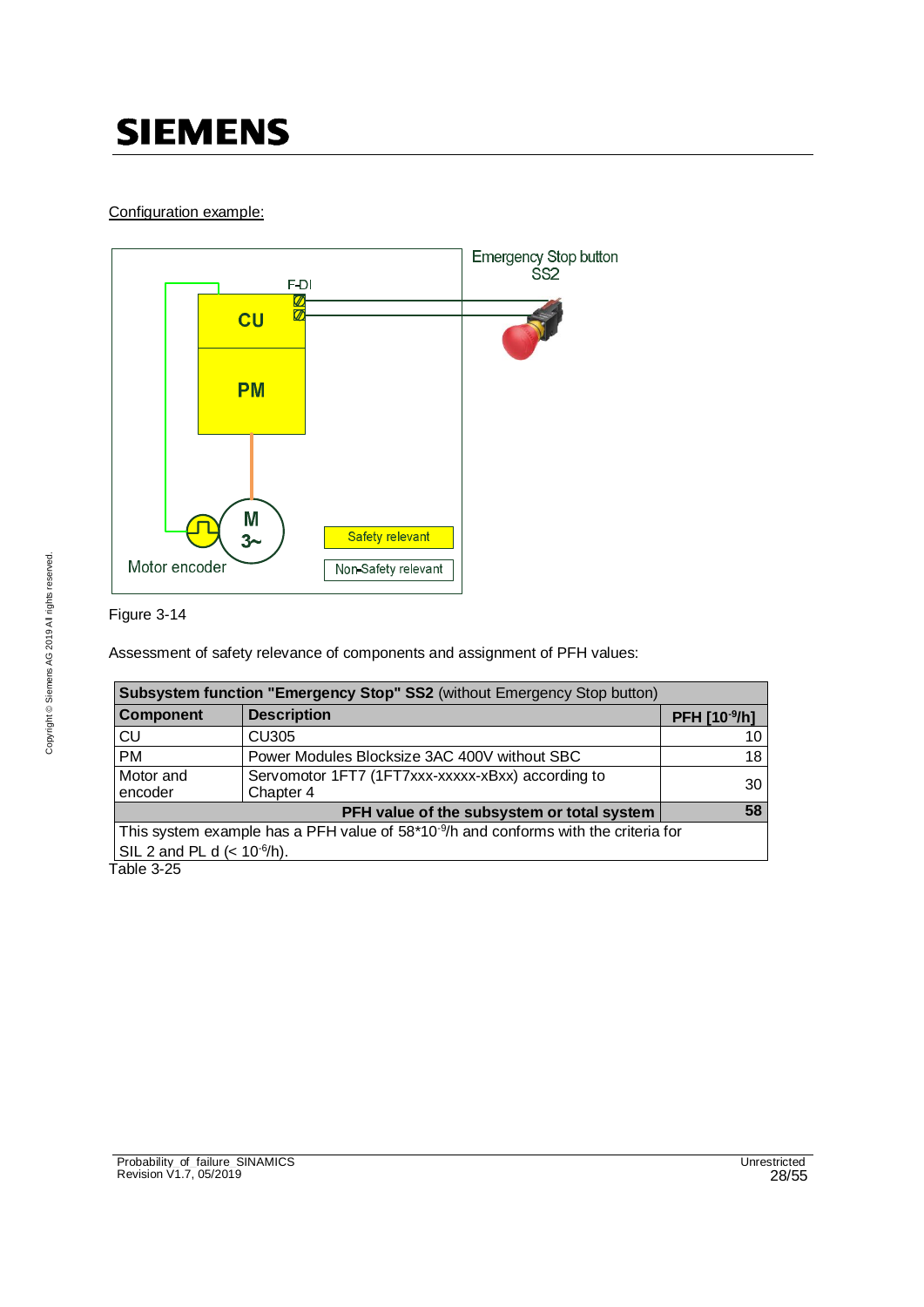Configuration example:

Figure 3-14

Assessment of safety relevance of components and assignment of PFH values:

| **Subsystem function "Emergency Stop" SS2** (without Emergency Stop button) | | |
|---|---|---|
| **Component** | **Description** | **PFH [$10^{-9}$/h]** |
| CU | CU305 | 10 |
| PM | Power Modules Blocksize 3AC 400V without SBC | 18 |
| Motor and encoder | Servomotor 1FT7 (1FT7xxx-xxxxx-xBxx) according to Chapter 4 | 30 |
| | **PFH value of the subsystem or total system** | **58** |
| This system example has a PFH value of $58*10^{-9}$/h and conforms with the criteria for SIL 2 and PL d (< $10^{-6}$/h). | | |

Table 3-25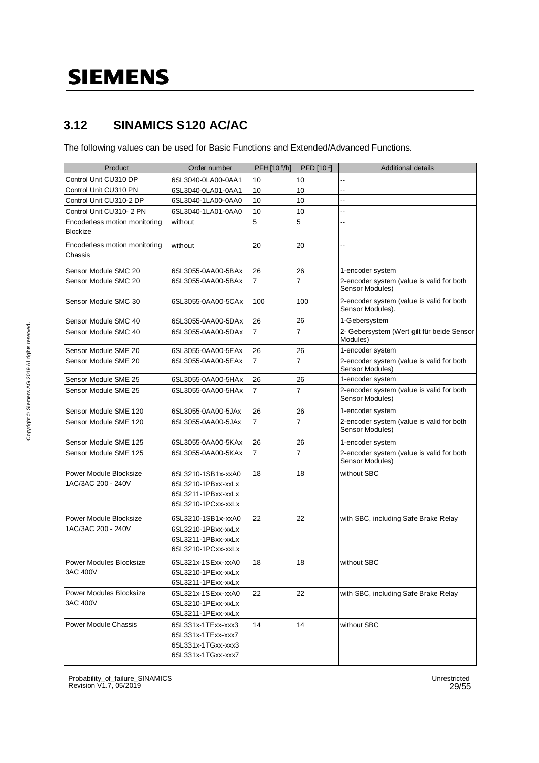## 3.12 SINAMICS S120 AC/AC

The following values can be used for Basic Functions and Extended/Advanced Functions.

| Product | Order number | PFH [$10^{-9}$/h] | PFD [$10^{-4}$] | Additional details |
|---|---|---|---|---|
| Control Unit CU310 DP | 6SL3040-0LA00-0AA1 | 10 | 10 | -- |
| Control Unit CU310 PN | 6SL3040-0LA01-0AA1 | 10 | 10 | -- |
| Control Unit CU310-2 DP | 6SL3040-1LA00-0AA0 | 10 | 10 | -- |
| Control Unit CU310- 2 PN | 6SL3040-1LA01-0AA0 | 10 | 10 | -- |
| Encoderless motion monitoring Blockize | without | 5 | 5 | -- |
| Encoderless motion monitoring Chassis | without | 20 | 20 | -- |
| Sensor Module SMC 20 | 6SL3055-0AA00-5BAx | 26 | 26 | 1-encoder system |
| Sensor Module SMC 20 | 6SL3055-0AA00-5BAx | 7 | 7 | 2-encoder system (value is valid for both Sensor Modules) |
| Sensor Module SMC 30 | 6SL3055-0AA00-5CAx | 100 | 100 | 2-encoder system (value is valid for both Sensor Modules). |
| Sensor Module SMC 40 | 6SL3055-0AA00-5DAx | 26 | 26 | 1-Gebersystem |
| Sensor Module SMC 40 | 6SL3055-0AA00-5DAx | 7 | 7 | 2- Gebersystem (Wert gilt für beide Sensor Modules) |
| Sensor Module SME 20 | 6SL3055-0AA00-5EAx | 26 | 26 | 1-encoder system |
| Sensor Module SME 20 | 6SL3055-0AA00-5EAx | 7 | 7 | 2-encoder system (value is valid for both Sensor Modules) |
| Sensor Module SME 25 | 6SL3055-0AA00-5HAx | 26 | 26 | 1-encoder system |
| Sensor Module SME 25 | 6SL3055-0AA00-5HAx | 7 | 7 | 2-encoder system (value is valid for both Sensor Modules) |
| Sensor Module SME 120 | 6SL3055-0AA00-5JAx | 26 | 26 | 1-encoder system |
| Sensor Module SME 120 | 6SL3055-0AA00-5JAx | 7 | 7 | 2-encoder system (value is valid for both Sensor Modules) |
| Sensor Module SME 125 | 6SL3055-0AA00-5KAx | 26 | 26 | 1-encoder system |
| Sensor Module SME 125 | 6SL3055-0AA00-5KAx | 7 | 7 | 2-encoder system (value is valid for both Sensor Modules) |
| Power Module Blocksize 1AC/3AC 200 - 240V | 6SL3210-1SB1x-xxA0<br>6SL3210-1PBxx-xxLx<br>6SL3211-1PBxx-xxLx<br>6SL3210-1PCxx-xxLx | 18 | 18 | without SBC |
| Power Module Blocksize 1AC/3AC 200 - 240V | 6SL3210-1SB1x-xxA0<br>6SL3210-1PBxx-xxLx<br>6SL3211-1PBxx-xxLx<br>6SL3210-1PCxx-xxLx | 22 | 22 | with SBC, including Safe Brake Relay |
| Power Modules Blocksize 3AC 400V | 6SL321x-1SExx-xxA0<br>6SL3210-1PExx-xxLx<br>6SL3211-1PExx-xxLx | 18 | 18 | without SBC |
| Power Modules Blocksize 3AC 400V | 6SL321x-1SExx-xxA0<br>6SL3210-1PExx-xxLx<br>6SL3211-1PExx-xxLx | 22 | 22 | with SBC, including Safe Brake Relay |
| Power Module Chassis | 6SL331x-1TExx-xxx3<br>6SL331x-1TExx-xxx7<br>6SL331x-1TGxx-xxx3<br>6SL331x-1TGxx-xxx7 | 14 | 14 | without SBC |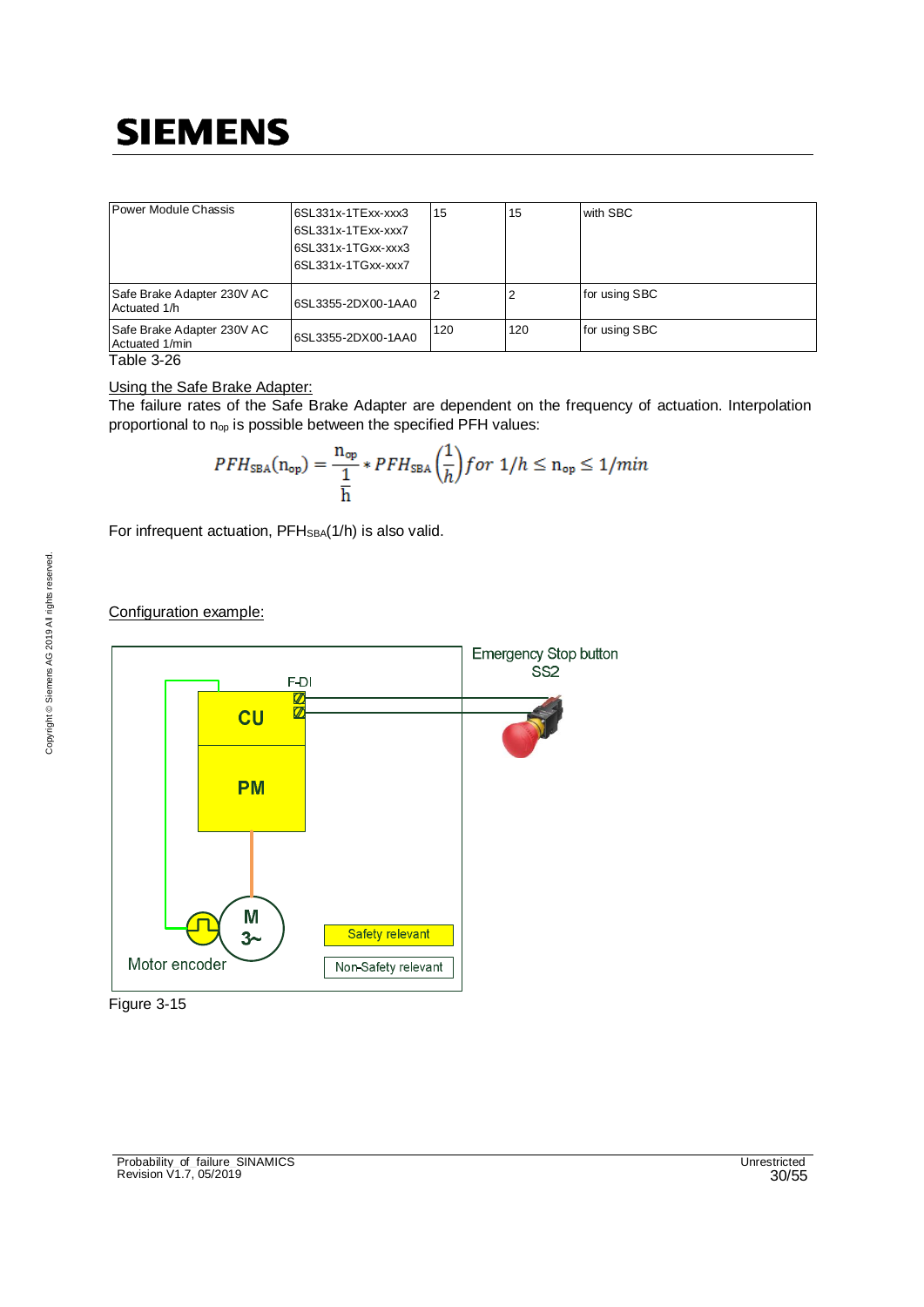| Power Module Chassis | 6SL331x-1TExx-xxx3<br>6SL331x-1TExx-xxx7<br>6SL331x-1TGxx-xxx3<br>6SL331x-1TGxx-xxx7 | 15 | 15 | with SBC |
|---|---|---|---|---|
| Safe Brake Adapter 230V AC Actuated 1/h | 6SL3355-2DX00-1AA0 | 2 | 2 | for using SBC |
| Safe Brake Adapter 230V AC Actuated 1/min | 6SL3355-2DX00-1AA0 | 120 | 120 | for using SBC |

Table 3-26

Using the Safe Brake Adapter:

The failure rates of the Safe Brake Adapter are dependent on the frequency of actuation. Interpolation proportional to $n_{op}$ is possible between the specified PFH values:

$$PFH_{SBA}(n_{op}) = \frac{n_{op}}{\frac{1}{h}} * PFH_{SBA}\left(\frac{1}{h}\right) for\ 1/h \leq n_{op} \leq 1/min$$

For infrequent actuation, $PFH_{SBA}(1/h)$ is also valid.

Configuration example:

Figure 3-15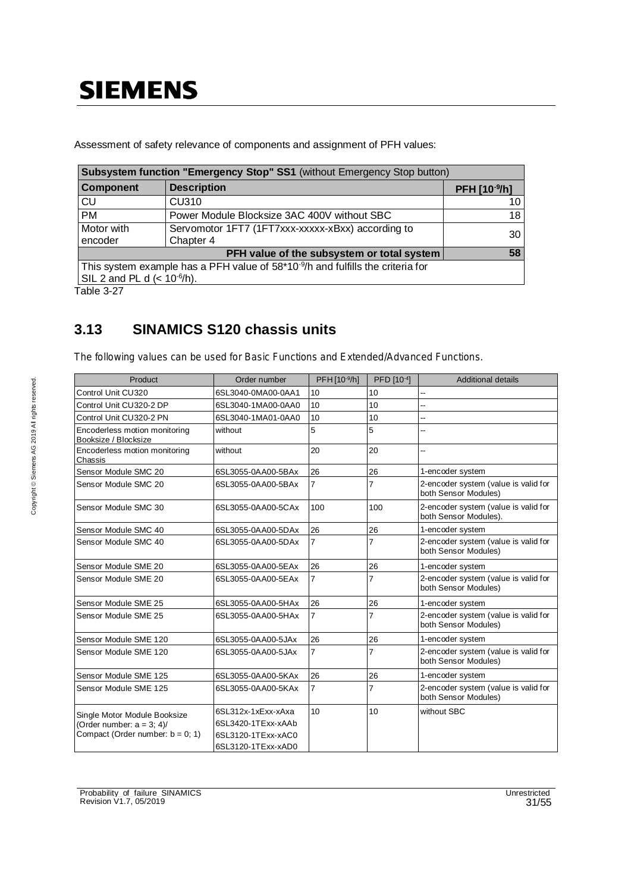Assessment of safety relevance of components and assignment of PFH values:

| **Subsystem function "Emergency Stop" SS1** (without Emergency Stop button) | | |
|---|---|---|
| **Component** | **Description** | **PFH [$10^{-9}$/h]** |
| CU | CU310 | 10 |
| PM | Power Module Blocksize 3AC 400V without SBC | 18 |
| Motor with encoder | Servomotor 1FT7 (1FT7xxx-xxxxx-xBxx) according to Chapter 4 | 30 |
| | **PFH value of the subsystem or total system** | **58** |
| This system example has a PFH value of 58*$10^{-9}$/h and fulfills the criteria for SIL 2 and PL d (< $10^{-6}$/h). | | |

Table 3-27

## 3.13 SINAMICS S120 chassis units

The following values can be used for Basic Functions and Extended/Advanced Functions.

| Product | Order number | PFH [$10^{-9}$/h] | PFD [$10^{-4}$] | Additional details |
|---|---|---|---|---|
| Control Unit CU320 | 6SL3040-0MA00-0AA1 | 10 | 10 | -- |
| Control Unit CU320-2 DP | 6SL3040-1MA00-0AA0 | 10 | 10 | -- |
| Control Unit CU320-2 PN | 6SL3040-1MA01-0AA0 | 10 | 10 | -- |
| Encoderless motion monitoring Booksize / Blocksize | without | 5 | 5 | -- |
| Encoderless motion monitoring Chassis | without | 20 | 20 | -- |
| Sensor Module SMC 20 | 6SL3055-0AA00-5BAx | 26 | 26 | 1-encoder system |
| Sensor Module SMC 20 | 6SL3055-0AA00-5BAx | 7 | 7 | 2-encoder system (value is valid for both Sensor Modules) |
| Sensor Module SMC 30 | 6SL3055-0AA00-5CAx | 100 | 100 | 2-encoder system (value is valid for both Sensor Modules). |
| Sensor Module SMC 40 | 6SL3055-0AA00-5DAx | 26 | 26 | 1-encoder system |
| Sensor Module SMC 40 | 6SL3055-0AA00-5DAx | 7 | 7 | 2-encoder system (value is valid for both Sensor Modules) |
| Sensor Module SME 20 | 6SL3055-0AA00-5EAx | 26 | 26 | 1-encoder system |
| Sensor Module SME 20 | 6SL3055-0AA00-5EAx | 7 | 7 | 2-encoder system (value is valid for both Sensor Modules) |
| Sensor Module SME 25 | 6SL3055-0AA00-5HAx | 26 | 26 | 1-encoder system |
| Sensor Module SME 25 | 6SL3055-0AA00-5HAx | 7 | 7 | 2-encoder system (value is valid for both Sensor Modules) |
| Sensor Module SME 120 | 6SL3055-0AA00-5JAx | 26 | 26 | 1-encoder system |
| Sensor Module SME 120 | 6SL3055-0AA00-5JAx | 7 | 7 | 2-encoder system (value is valid for both Sensor Modules) |
| Sensor Module SME 125 | 6SL3055-0AA00-5KAx | 26 | 26 | 1-encoder system |
| Sensor Module SME 125 | 6SL3055-0AA00-5KAx | 7 | 7 | 2-encoder system (value is valid for both Sensor Modules) |
| Single Motor Module Booksize (Order number: a = 3; 4)/ Compact (Order number: b = 0; 1) | 6SL312x-1xExx-xAxa 6SL3420-1TExx-xAAb 6SL3120-1TExx-xAC0 6SL3120-1TExx-xAD0 | 10 | 10 | without SBC |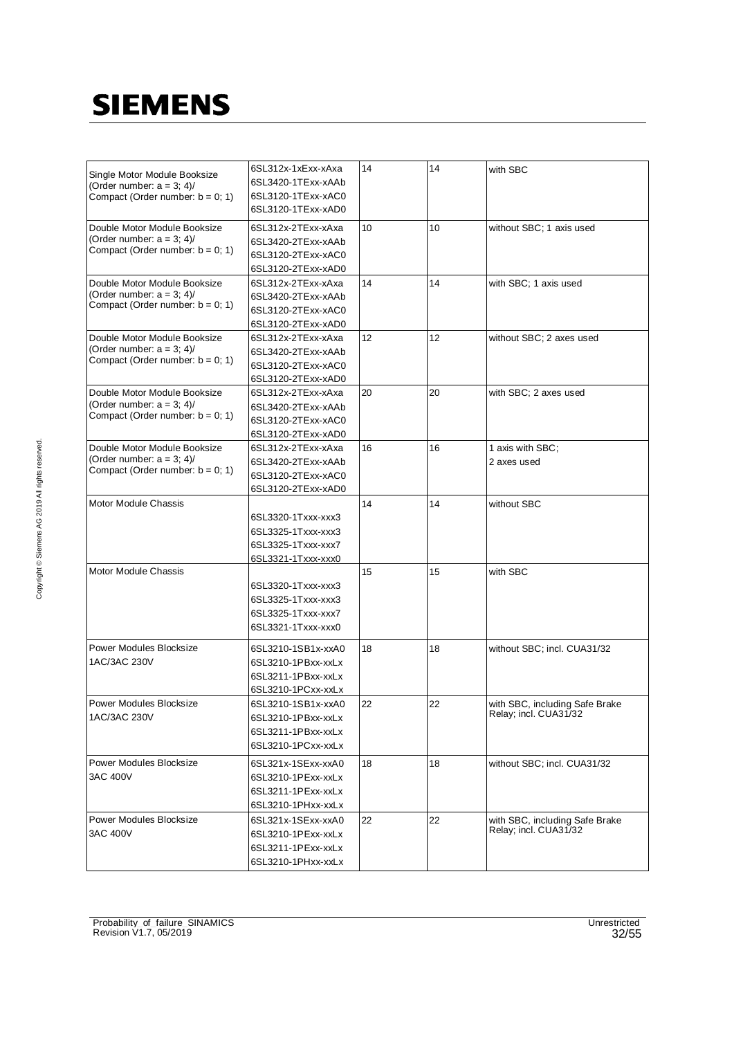| | | | | |
|---|---|---|---|---|
| Single Motor Module Booksize (Order number: a = 3; 4)/ Compact (Order number: b = 0; 1) | 6SL312x-1xExx-xAxa<br>6SL3420-1TExx-xAAb<br>6SL3120-1TExx-xAC0<br>6SL3120-1TExx-xAD0 | 14 | 14 | with SBC |
| Double Motor Module Booksize (Order number: a = 3; 4)/ Compact (Order number: b = 0; 1) | 6SL312x-2TExx-xAxa<br>6SL3420-2TExx-xAAb<br>6SL3120-2TExx-xAC0<br>6SL3120-2TExx-xAD0 | 10 | 10 | without SBC; 1 axis used |
| Double Motor Module Booksize (Order number: a = 3; 4)/ Compact (Order number: b = 0; 1) | 6SL312x-2TExx-xAxa<br>6SL3420-2TExx-xAAb<br>6SL3120-2TExx-xAC0<br>6SL3120-2TExx-xAD0 | 14 | 14 | with SBC; 1 axis used |
| Double Motor Module Booksize (Order number: a = 3; 4)/ Compact (Order number: b = 0; 1) | 6SL312x-2TExx-xAxa<br>6SL3420-2TExx-xAAb<br>6SL3120-2TExx-xAC0<br>6SL3120-2TExx-xAD0 | 12 | 12 | without SBC; 2 axes used |
| Double Motor Module Booksize (Order number: a = 3; 4)/ Compact (Order number: b = 0; 1) | 6SL312x-2TExx-xAxa<br>6SL3420-2TExx-xAAb<br>6SL3120-2TExx-xAC0<br>6SL3120-2TExx-xAD0 | 20 | 20 | with SBC; 2 axes used |
| Double Motor Module Booksize (Order number: a = 3; 4)/ Compact (Order number: b = 0; 1) | 6SL312x-2TExx-xAxa<br>6SL3420-2TExx-xAAb<br>6SL3120-2TExx-xAC0<br>6SL3120-2TExx-xAD0 | 16 | 16 | 1 axis with SBC;<br>2 axes used |
| Motor Module Chassis | 6SL3320-1Txxx-xxx3<br>6SL3325-1Txxx-xxx3<br>6SL3325-1Txxx-xxx7<br>6SL3321-1Txxx-xxx0 | 14 | 14 | without SBC |
| Motor Module Chassis | 6SL3320-1Txxx-xxx3<br>6SL3325-1Txxx-xxx3<br>6SL3325-1Txxx-xxx7<br>6SL3321-1Txxx-xxx0 | 15 | 15 | with SBC |
| Power Modules Blocksize 1AC/3AC 230V | 6SL3210-1SB1x-xxA0<br>6SL3210-1PBxx-xxLx<br>6SL3211-1PBxx-xxLx<br>6SL3210-1PCxx-xxLx | 18 | 18 | without SBC; incl. CUA31/32 |
| Power Modules Blocksize 1AC/3AC 230V | 6SL3210-1SB1x-xxA0<br>6SL3210-1PBxx-xxLx<br>6SL3211-1PBxx-xxLx<br>6SL3210-1PCxx-xxLx | 22 | 22 | with SBC, including Safe Brake Relay; incl. CUA31/32 |
| Power Modules Blocksize 3AC 400V | 6SL321x-1SExx-xxA0<br>6SL3210-1PExx-xxLx<br>6SL3211-1PExx-xxLx<br>6SL3210-1PHxx-xxLx | 18 | 18 | without SBC; incl. CUA31/32 |
| Power Modules Blocksize 3AC 400V | 6SL321x-1SExx-xxA0<br>6SL3210-1PExx-xxLx<br>6SL3211-1PExx-xxLx<br>6SL3210-1PHxx-xxLx | 22 | 22 | with SBC, including Safe Brake Relay; incl. CUA31/32 |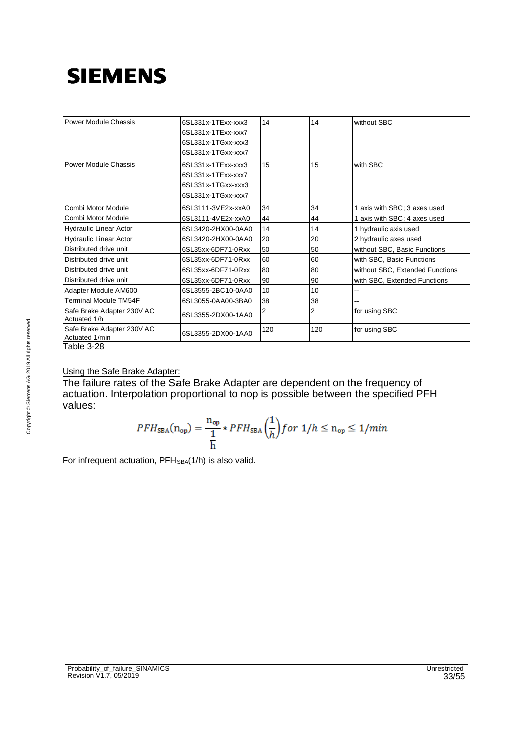| Power Module Chassis | 6SL331x-1TExx-xxx3<br>6SL331x-1TExx-xxx7<br>6SL331x-1TGxx-xxx3<br>6SL331x-1TGxx-xxx7 | 14 | 14 | without SBC |
|---|---|---|---|---|
| Power Module Chassis | 6SL331x-1TExx-xxx3<br>6SL331x-1TExx-xxx7<br>6SL331x-1TGxx-xxx3<br>6SL331x-1TGxx-xxx7 | 15 | 15 | with SBC |
| Combi Motor Module | 6SL3111-3VE2x-xxA0 | 34 | 34 | 1 axis with SBC; 3 axes used |
| Combi Motor Module | 6SL3111-4VE2x-xxA0 | 44 | 44 | 1 axis with SBC; 4 axes used |
| Hydraulic Linear Actor | 6SL3420-2HX00-0AA0 | 14 | 14 | 1 hydraulic axis used |
| Hydraulic Linear Actor | 6SL3420-2HX00-0AA0 | 20 | 20 | 2 hydraulic axes used |
| Distributed drive unit | 6SL35xx-6DF71-0Rxx | 50 | 50 | without SBC, Basic Functions |
| Distributed drive unit | 6SL35xx-6DF71-0Rxx | 60 | 60 | with SBC, Basic Functions |
| Distributed drive unit | 6SL35xx-6DF71-0Rxx | 80 | 80 | without SBC, Extended Functions |
| Distributed drive unit | 6SL35xx-6DF71-0Rxx | 90 | 90 | with SBC, Extended Functions |
| Adapter Module AM600 | 6SL3555-2BC10-0AA0 | 10 | 10 | -- |
| Terminal Module TM54F | 6SL3055-0AA00-3BA0 | 38 | 38 | -- |
| Safe Brake Adapter 230V AC Actuated 1/h | 6SL3355-2DX00-1AA0 | 2 | 2 | for using SBC |
| Safe Brake Adapter 230V AC Actuated 1/min | 6SL3355-2DX00-1AA0 | 120 | 120 | for using SBC |

Table 3-28

Using the Safe Brake Adapter:

The failure rates of the Safe Brake Adapter are dependent on the frequency of actuation. Interpolation proportional to nop is possible between the specified PFH values:

$$PFH_{SBA}(n_{op}) = \frac{n_{op}}{\frac{1}{h}} * PFH_{SBA}\left(\frac{1}{h}\right) for\ 1/h \leq n_{op} \leq 1/min$$

For infrequent actuation, $PFH_{SBA}(1/h)$ is also valid.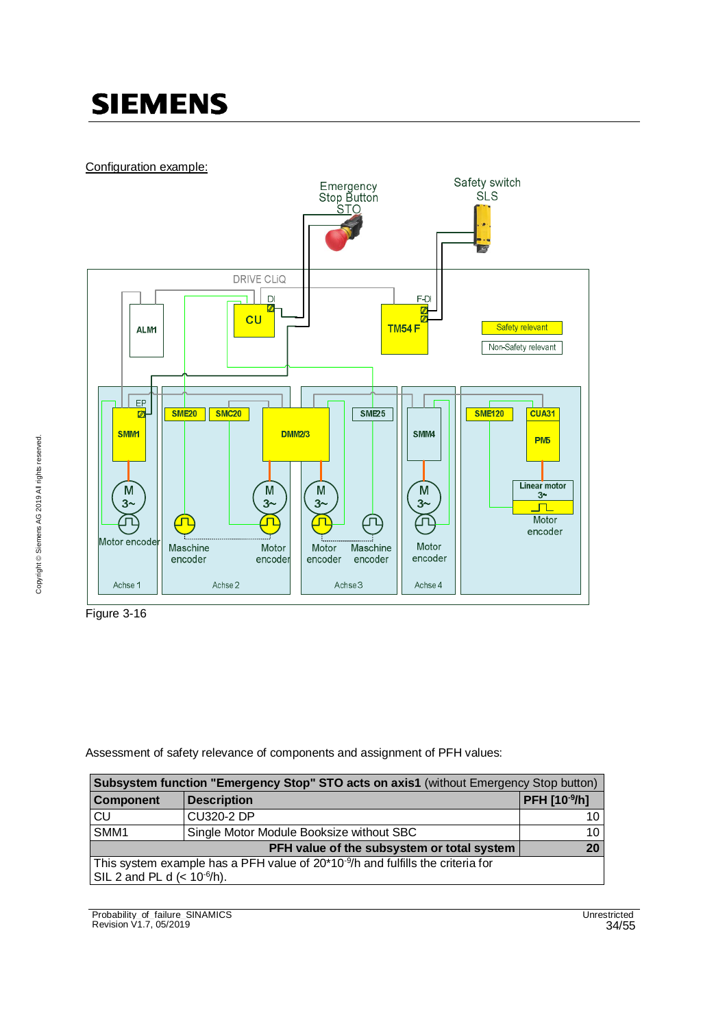Configuration example:

Figure 3-16

Assessment of safety relevance of components and assignment of PFH values:

| **Subsystem function "Emergency Stop" STO acts on axis1** (without Emergency Stop button) | | |
|---|---|---|
| **Component** | **Description** | **PFH [$10^{-9}$/h]** |
| CU | CU320-2 DP | 10 |
| SMM1 | Single Motor Module Booksize without SBC | 10 |
| | **PFH value of the subsystem or total system** | **20** |
| This system example has a PFH value of 20*$10^{-9}$/h and fulfills the criteria for SIL 2 and PL d (< $10^{-6}$/h). | | |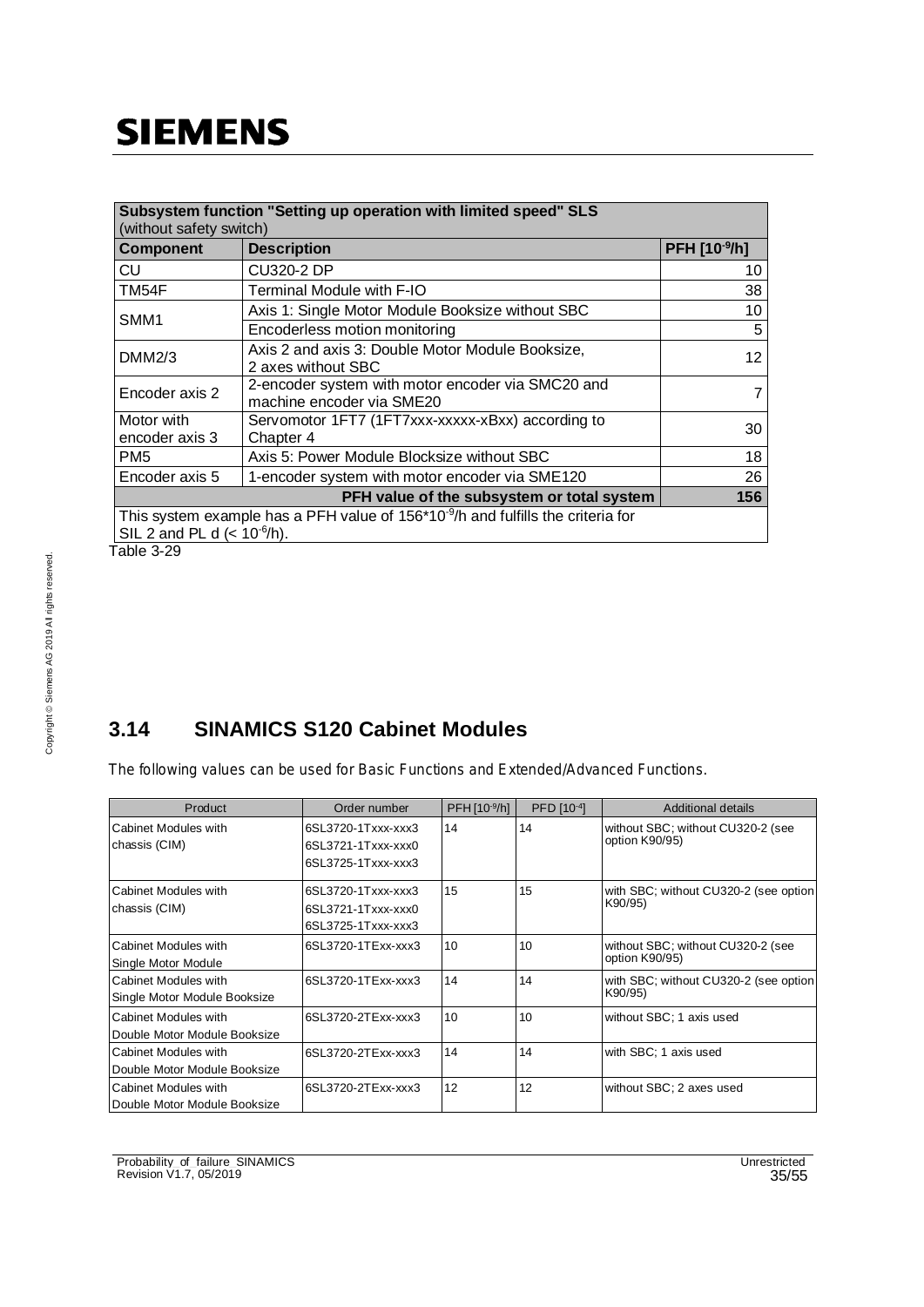| Subsystem function "Setting up operation with limited speed" SLS (without safety switch) | | |
|---|---|---|
| **Component** | **Description** | **PFH [$10^{-9}$/h]** |
| CU | CU320-2 DP | 10 |
| TM54F | Terminal Module with F-IO | 38 |
| SMM1 | Axis 1: Single Motor Module Booksize without SBC | 10 |
| | Encoderless motion monitoring | 5 |
| DMM2/3 | Axis 2 and axis 3: Double Motor Module Booksize, 2 axes without SBC | 12 |
| Encoder axis 2 | 2-encoder system with motor encoder via SMC20 and machine encoder via SME20 | 7 |
| Motor with encoder axis 3 | Servomotor 1FT7 (1FT7xxx-xxxxx-xBxx) according to Chapter 4 | 30 |
| PM5 | Axis 5: Power Module Blocksize without SBC | 18 |
| Encoder axis 5 | 1-encoder system with motor encoder via SME120 | 26 |
| | **PFH value of the subsystem or total system** | **156** |
| This system example has a PFH value of $156*10^{-9}$/h and fulfills the criteria for SIL 2 and PL d ($< 10^{-6}$/h). | | |

Table 3-29

## 3.14 SINAMICS S120 Cabinet Modules

The following values can be used for Basic Functions and Extended/Advanced Functions.

| Product | Order number | PFH [$10^{-9}$/h] | PFD [$10^{-4}$] | Additional details |
|---|---|---|---|---|
| Cabinet Modules with chassis (CIM) | 6SL3720-1Txxx-xxx3<br>6SL3721-1Txxx-xxx0<br>6SL3725-1Txxx-xxx3 | 14 | 14 | without SBC; without CU320-2 (see option K90/95) |
| Cabinet Modules with chassis (CIM) | 6SL3720-1Txxx-xxx3<br>6SL3721-1Txxx-xxx0<br>6SL3725-1Txxx-xxx3 | 15 | 15 | with SBC; without CU320-2 (see option K90/95) |
| Cabinet Modules with Single Motor Module | 6SL3720-1TExx-xxx3 | 10 | 10 | without SBC; without CU320-2 (see option K90/95) |
| Cabinet Modules with Single Motor Module Booksize | 6SL3720-1TExx-xxx3 | 14 | 14 | with SBC; without CU320-2 (see option K90/95) |
| Cabinet Modules with Double Motor Module Booksize | 6SL3720-2TExx-xxx3 | 10 | 10 | without SBC; 1 axis used |
| Cabinet Modules with Double Motor Module Booksize | 6SL3720-2TExx-xxx3 | 14 | 14 | with SBC; 1 axis used |
| Cabinet Modules with Double Motor Module Booksize | 6SL3720-2TExx-xxx3 | 12 | 12 | without SBC; 2 axes used |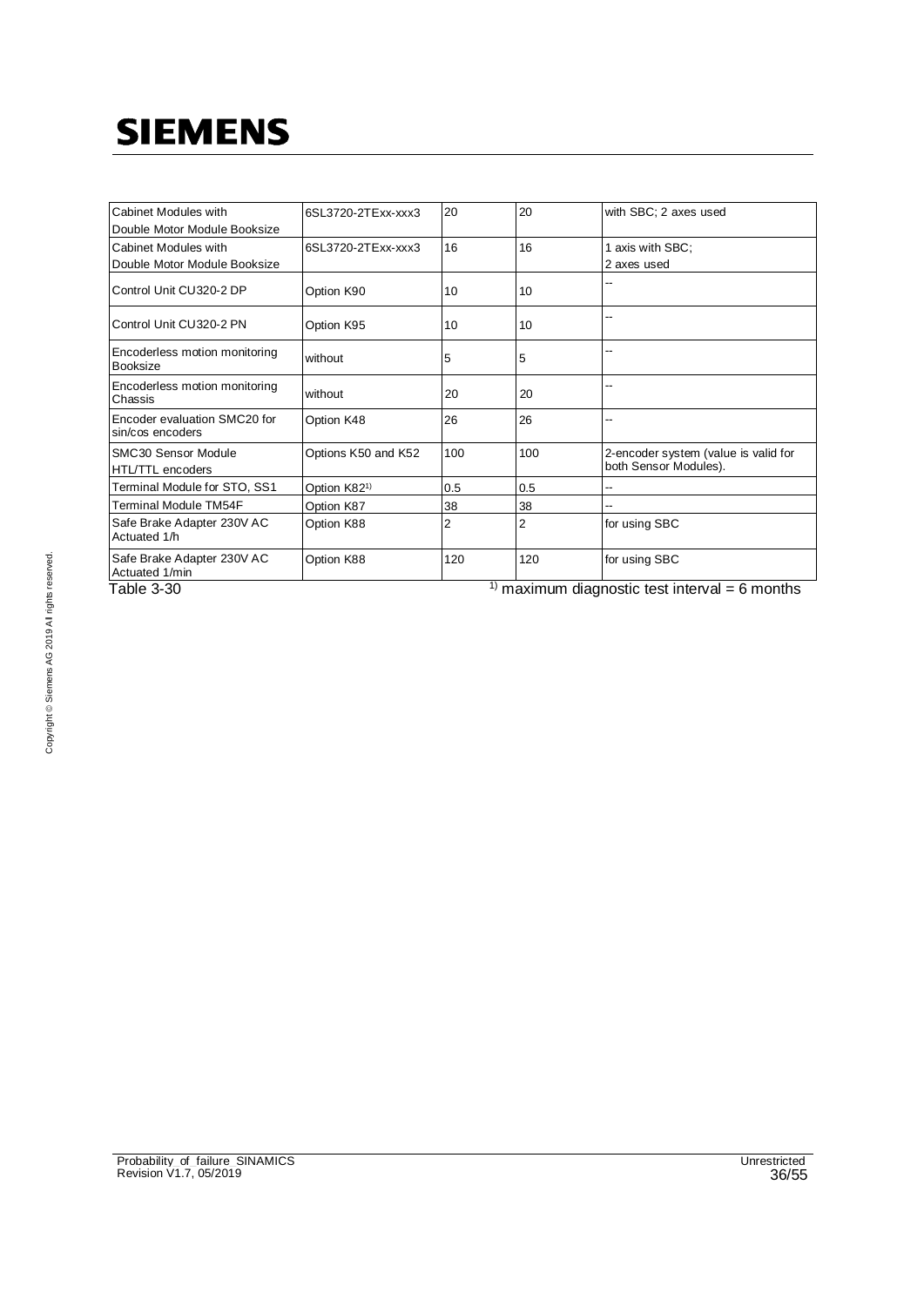| | | | | |
|---|---|---|---|---|
| Cabinet Modules with Double Motor Module Booksize | 6SL3720-2TExx-xxx3 | 20 | 20 | with SBC; 2 axes used |
| Cabinet Modules with Double Motor Module Booksize | 6SL3720-2TExx-xxx3 | 16 | 16 | 1 axis with SBC; 2 axes used |
| Control Unit CU320-2 DP | Option K90 | 10 | 10 | -- |
| Control Unit CU320-2 PN | Option K95 | 10 | 10 | -- |
| Encoderless motion monitoring Booksize | without | 5 | 5 | -- |
| Encoderless motion monitoring Chassis | without | 20 | 20 | -- |
| Encoder evaluation SMC20 for sin/cos encoders | Option K48 | 26 | 26 | -- |
| SMC30 Sensor Module HTL/TTL encoders | Options K50 and K52 | 100 | 100 | 2-encoder system (value is valid for both Sensor Modules). |
| Terminal Module for STO, SS1 | Option K82[1] | 0.5 | 0.5 | -- |
| Terminal Module TM54F | Option K87 | 38 | 38 | -- |
| Safe Brake Adapter 230V AC Actuated 1/h | Option K88 | 2 | 2 | for using SBC |
| Safe Brake Adapter 230V AC Actuated 1/min | Option K88 | 120 | 120 | for using SBC |

Table 3-30

[1] maximum diagnostic test interval = 6 months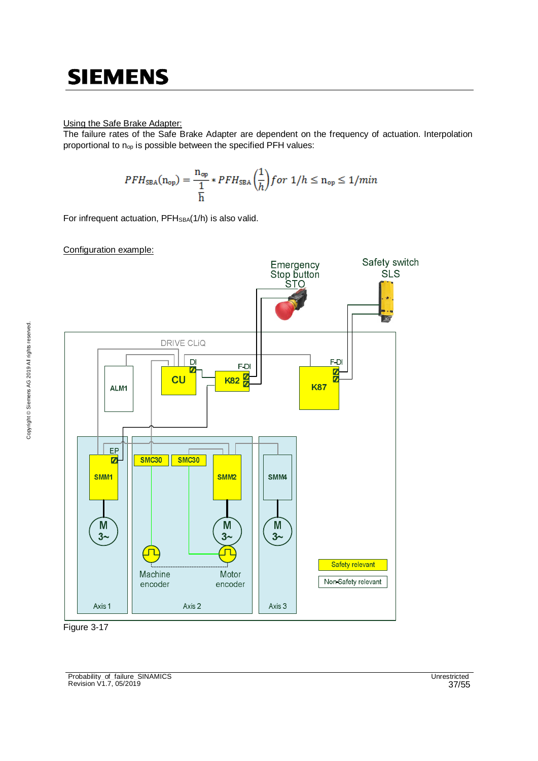Using the Safe Brake Adapter:

The failure rates of the Safe Brake Adapter are dependent on the frequency of actuation. Interpolation proportional to $n_{op}$ is possible between the specified PFH values:

$$PFH_{SBA}(n_{op}) = \frac{n_{op}}{\frac{1}{h}} * PFH_{SBA}\left(\frac{1}{h}\right) for\ 1/h \leq n_{op} \leq 1/min$$

For infrequent actuation, $PFH_{SBA}(1/h)$ is also valid.

Configuration example:

Figure 3-17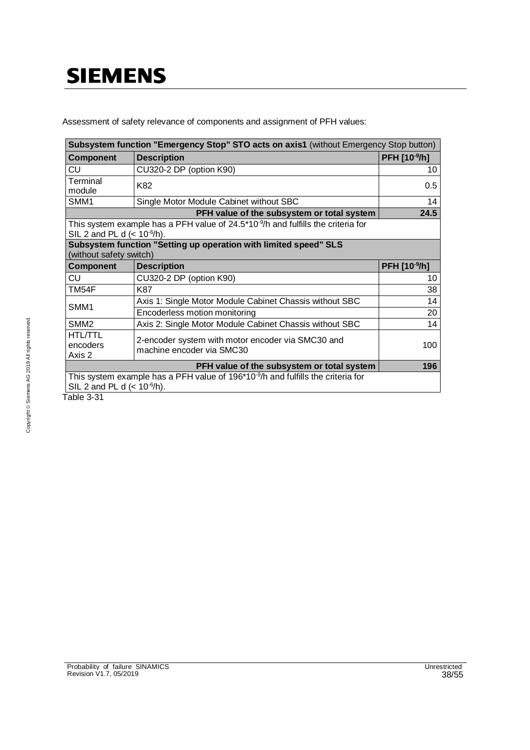Assessment of safety relevance of components and assignment of PFH values:

| **Subsystem function "Emergency Stop" STO acts on axis1** (without Emergency Stop button) | | |
|---|---|---|
| **Component** | **Description** | **PFH [$10^{-9}$/h]** |
| CU | CU320-2 DP (option K90) | 10 |
| Terminal module | K82 | 0.5 |
| SMM1 | Single Motor Module Cabinet without SBC | 14 |
| | **PFH value of the subsystem or total system** | **24.5** |
| This system example has a PFH value of 24.5*$10^{-9}$/h and fulfills the criteria for SIL 2 and PL d (< $10^{-6}$/h). | | |
| **Subsystem function "Setting up operation with limited speed" SLS** (without safety switch) | | |
| **Component** | **Description** | **PFH [$10^{-9}$/h]** |
| CU | CU320-2 DP (option K90) | 10 |
| TM54F | K87 | 38 |
| SMM1 | Axis 1: Single Motor Module Cabinet Chassis without SBC | 14 |
| | Encoderless motion monitoring | 20 |
| SMM2 | Axis 2: Single Motor Module Cabinet Chassis without SBC | 14 |
| HTL/TTL encoders Axis 2 | 2-encoder system with motor encoder via SMC30 and machine encoder via SMC30 | 100 |
| | **PFH value of the subsystem or total system** | **196** |
| This system example has a PFH value of 196*$10^{-9}$/h and fulfills the criteria for SIL 2 and PL d (< $10^{-6}$/h). | | |

Table 3-31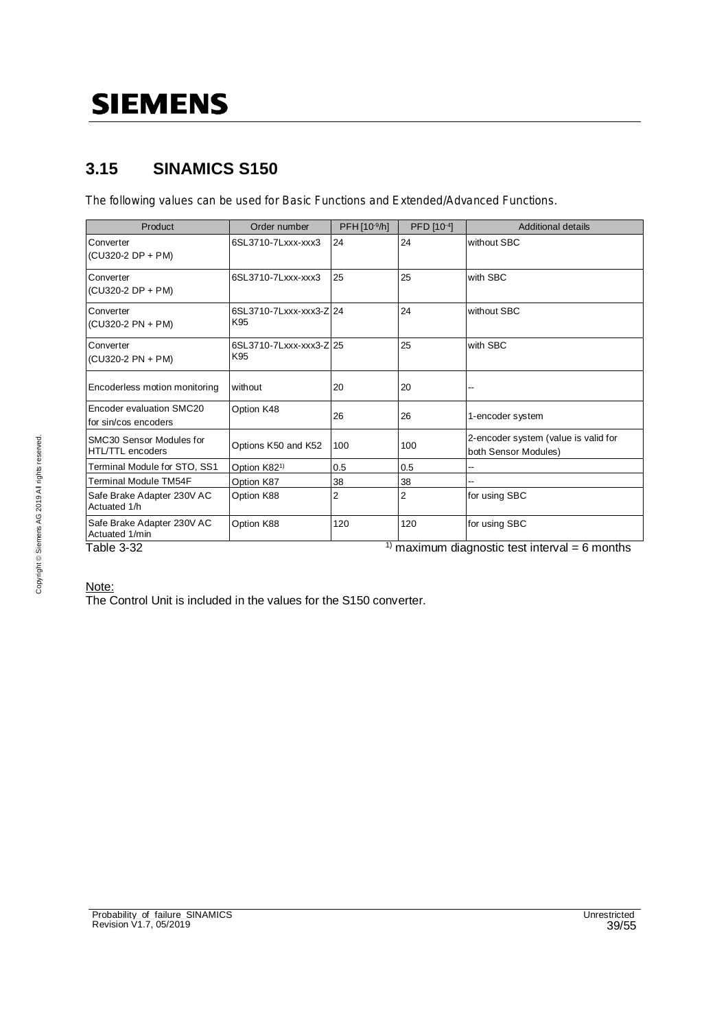## 3.15 SINAMICS S150

The following values can be used for Basic Functions and Extended/Advanced Functions.

| Product | Order number | PFH [$10^{-9}$/h] | PFD [$10^{-4}$] | Additional details |
|---|---|---|---|---|
| Converter (CU320-2 DP + PM) | 6SL3710-7Lxxx-xxx3 | 24 | 24 | without SBC |
| Converter (CU320-2 DP + PM) | 6SL3710-7Lxxx-xxx3 | 25 | 25 | with SBC |
| Converter (CU320-2 PN + PM) | 6SL3710-7Lxxx-xxx3-Z K95 | 24 | 24 | without SBC |
| Converter (CU320-2 PN + PM) | 6SL3710-7Lxxx-xxx3-Z K95 | 25 | 25 | with SBC |
| Encoderless motion monitoring | without | 20 | 20 | -- |
| Encoder evaluation SMC20 for sin/cos encoders | Option K48 | 26 | 26 | 1-encoder system |
| SMC30 Sensor Modules for HTL/TTL encoders | Options K50 and K52 | 100 | 100 | 2-encoder system (value is valid for both Sensor Modules) |
| Terminal Module for STO, SS1 | Option K82[1)] | 0.5 | 0.5 | -- |
| Terminal Module TM54F | Option K87 | 38 | 38 | -- |
| Safe Brake Adapter 230V AC Actuated 1/h | Option K88 | 2 | 2 | for using SBC |
| Safe Brake Adapter 230V AC Actuated 1/min | Option K88 | 120 | 120 | for using SBC |

Table 3-32

[1)] maximum diagnostic test interval = 6 months

Note:
The Control Unit is included in the values for the S150 converter.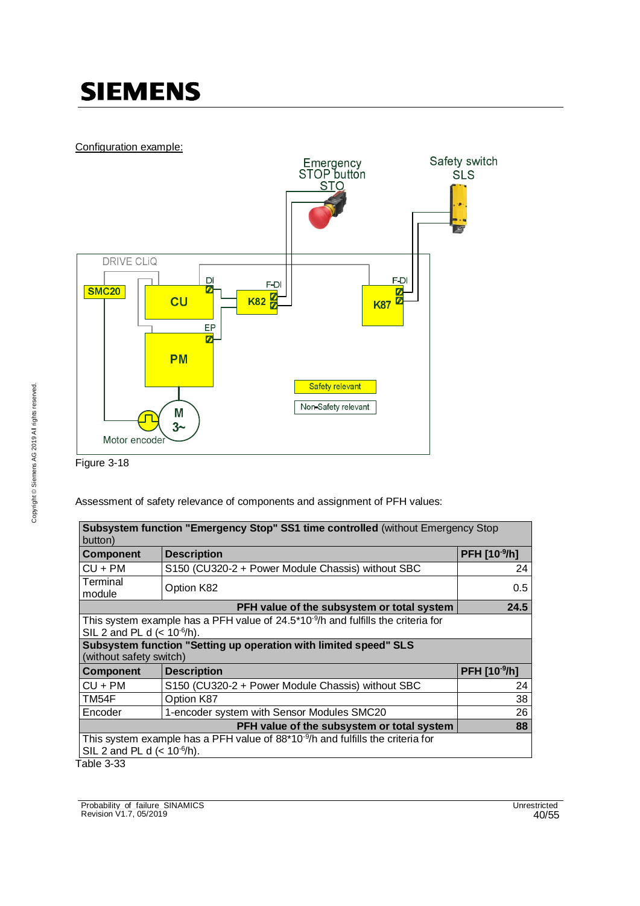Configuration example:

Figure 3-18

Assessment of safety relevance of components and assignment of PFH values:

| Component | Description | PFH [$10^{-9}$/h] |
|---|---|---|
| **Subsystem function "Emergency Stop" SS1 time controlled** (without Emergency Stop button) | | |
| **Component** | **Description** | **PFH [$10^{-9}$/h]** |
| CU + PM | S150 (CU320-2 + Power Module Chassis) without SBC | 24 |
| Terminal module | Option K82 | 0.5 |
| | **PFH value of the subsystem or total system** | **24.5** |
| This system example has a PFH value of $24.5 \cdot 10^{-9}$/h and fulfills the criteria for SIL 2 and PL d (< $10^{-6}$/h). | | |
| **Subsystem function "Setting up operation with limited speed" SLS** (without safety switch) | | |
| **Component** | **Description** | **PFH [$10^{-9}$/h]** |
| CU + PM | S150 (CU320-2 + Power Module Chassis) without SBC | 24 |
| TM54F | Option K87 | 38 |
| Encoder | 1-encoder system with Sensor Modules SMC20 | 26 |
| | **PFH value of the subsystem or total system** | **88** |
| This system example has a PFH value of $88 \cdot 10^{-9}$/h and fulfills the criteria for SIL 2 and PL d (< $10^{-6}$/h). | | |

Table 3-33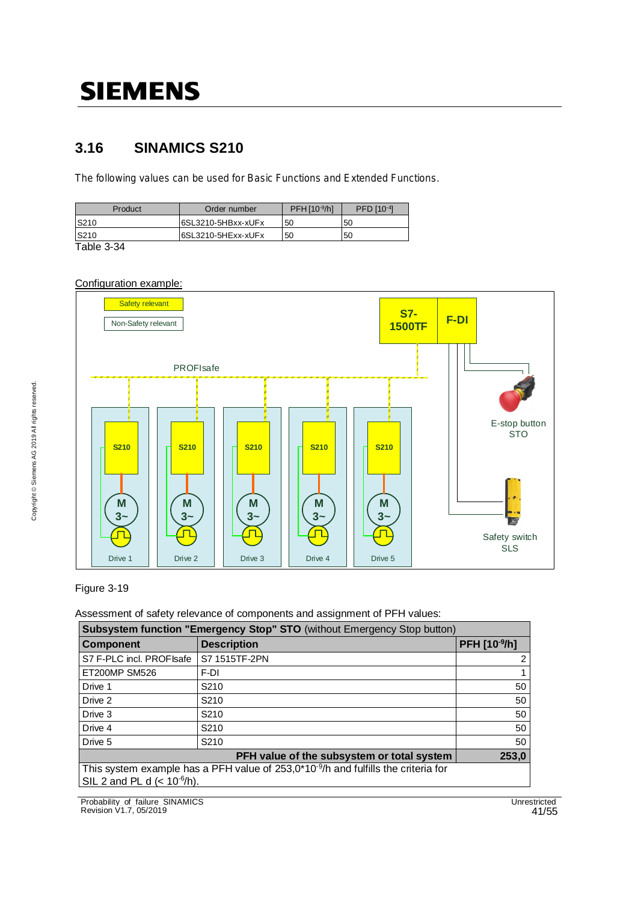## 3.16 SINAMICS S210

The following values can be used for Basic Functions and Extended Functions.

| Product | Order number | PFH [$10^{-9}$/h] | PFD [$10^{-4}$] |
|---|---|---|---|
| S210 | 6SL3210-5HBxx-xUFx | 50 | 50 |
| S210 | 6SL3210-5HExx-xUFx | 50 | 50 |

Table 3-34

Configuration example:

Figure 3-19

Assessment of safety relevance of components and assignment of PFH values:

| **Subsystem function "Emergency Stop" STO** (without Emergency Stop button) | | |
|---|---|---|
| **Component** | **Description** | **PFH [$10^{-9}$/h]** |
| S7 F-PLC incl. PROFIsafe | S7 1515TF-2PN | 2 |
| ET200MP SM526 | F-DI | 1 |
| Drive 1 | S210 | 50 |
| Drive 2 | S210 | 50 |
| Drive 3 | S210 | 50 |
| Drive 4 | S210 | 50 |
| Drive 5 | S210 | 50 |
| | **PFH value of the subsystem or total system** | **253,0** |
| This system example has a PFH value of 253,0*$10^{-9}$/h and fulfills the criteria for SIL 2 and PL d (< $10^{-6}$/h). | | |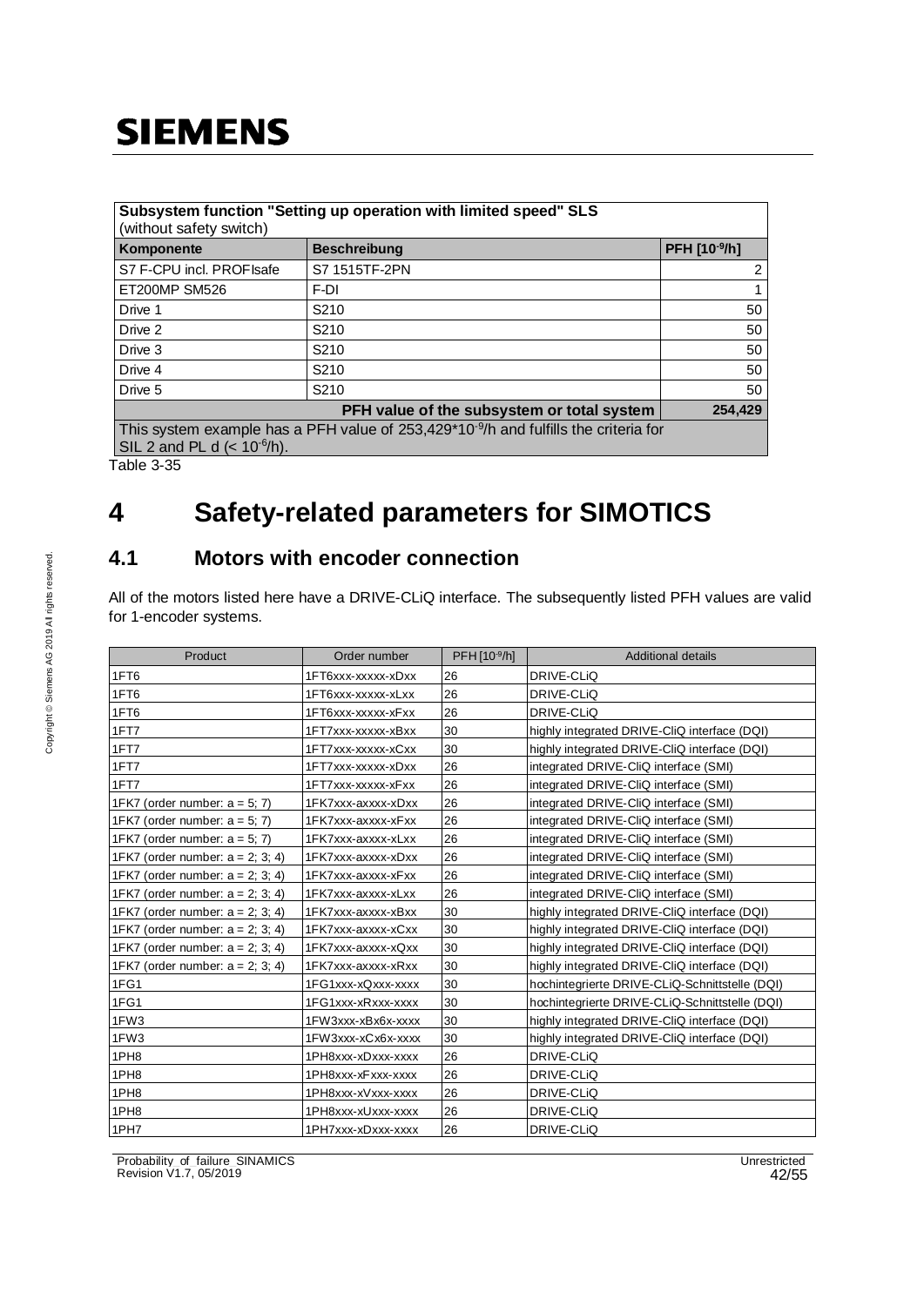| Subsystem function "Setting up operation with limited speed" SLS (without safety switch) | | |
|---|---|---|
| **Komponente** | **Beschreibung** | **PFH [$10^{-9}$/h]** |
| S7 F-CPU incl. PROFIsafe | S7 1515TF-2PN | 2 |
| ET200MP SM526 | F-DI | 1 |
| Drive 1 | S210 | 50 |
| Drive 2 | S210 | 50 |
| Drive 3 | S210 | 50 |
| Drive 4 | S210 | 50 |
| Drive 5 | S210 | 50 |
| | **PFH value of the subsystem or total system** | **254,429** |
| This system example has a PFH value of 253,429*$10^{-9}$/h and fulfills the criteria for SIL 2 and PL d (< $10^{-6}$/h). | | |

Table 3-35

# 4 Safety-related parameters for SIMOTICS

## 4.1 Motors with encoder connection

All of the motors listed here have a DRIVE-CLiQ interface. The subsequently listed PFH values are valid for 1-encoder systems.

| Product | Order number | PFH [$10^{-9}$/h] | Additional details |
|---|---|---|---|
| 1FT6 | 1FT6xxx-xxxxx-xDxx | 26 | DRIVE-CLiQ |
| 1FT6 | 1FT6xxx-xxxxx-xLxx | 26 | DRIVE-CLiQ |
| 1FT6 | 1FT6xxx-xxxxx-xFxx | 26 | DRIVE-CLiQ |
| 1FT7 | 1FT7xxx-xxxxx-xBxx | 30 | highly integrated DRIVE-CliQ interface (DQI) |
| 1FT7 | 1FT7xxx-xxxxx-xCxx | 30 | highly integrated DRIVE-CliQ interface (DQI) |
| 1FT7 | 1FT7xxx-xxxxx-xDxx | 26 | integrated DRIVE-CliQ interface (SMI) |
| 1FT7 | 1FT7xxx-xxxxx-xFxx | 26 | integrated DRIVE-CliQ interface (SMI) |
| 1FK7 (order number: a = 5; 7) | 1FK7xxx-axxxx-xDxx | 26 | integrated DRIVE-CliQ interface (SMI) |
| 1FK7 (order number: a = 5; 7) | 1FK7xxx-axxxx-xFxx | 26 | integrated DRIVE-CliQ interface (SMI) |
| 1FK7 (order number: a = 5; 7) | 1FK7xxx-axxxx-xLxx | 26 | integrated DRIVE-CliQ interface (SMI) |
| 1FK7 (order number: a = 2; 3; 4) | 1FK7xxx-axxxx-xDxx | 26 | integrated DRIVE-CliQ interface (SMI) |
| 1FK7 (order number: a = 2; 3; 4) | 1FK7xxx-axxxx-xFxx | 26 | integrated DRIVE-CliQ interface (SMI) |
| 1FK7 (order number: a = 2; 3; 4) | 1FK7xxx-axxxx-xLxx | 26 | integrated DRIVE-CliQ interface (SMI) |
| 1FK7 (order number: a = 2; 3; 4) | 1FK7xxx-axxxx-xBxx | 30 | highly integrated DRIVE-CliQ interface (DQI) |
| 1FK7 (order number: a = 2; 3; 4) | 1FK7xxx-axxxx-xCxx | 30 | highly integrated DRIVE-CliQ interface (DQI) |
| 1FK7 (order number: a = 2; 3; 4) | 1FK7xxx-axxxx-xQxx | 30 | highly integrated DRIVE-CliQ interface (DQI) |
| 1FK7 (order number: a = 2; 3; 4) | 1FK7xxx-axxxx-xRxx | 30 | highly integrated DRIVE-CliQ interface (DQI) |
| 1FG1 | 1FG1xxx-xQxxx-xxxx | 30 | hochintegrierte DRIVE-CLiQ-Schnittstelle (DQI) |
| 1FG1 | 1FG1xxx-xRxxx-xxxx | 30 | hochintegrierte DRIVE-CLiQ-Schnittstelle (DQI) |
| 1FW3 | 1FW3xxx-xBx6x-xxxx | 30 | highly integrated DRIVE-CliQ interface (DQI) |
| 1FW3 | 1FW3xxx-xCx6x-xxxx | 30 | highly integrated DRIVE-CliQ interface (DQI) |
| 1PH8 | 1PH8xxx-xDxxx-xxxx | 26 | DRIVE-CLiQ |
| 1PH8 | 1PH8xxx-xFxxx-xxxx | 26 | DRIVE-CLiQ |
| 1PH8 | 1PH8xxx-xVxxx-xxxx | 26 | DRIVE-CLiQ |
| 1PH8 | 1PH8xxx-xUxxx-xxxx | 26 | DRIVE-CLiQ |
| 1PH7 | 1PH7xxx-xDxxx-xxxx | 26 | DRIVE-CLiQ |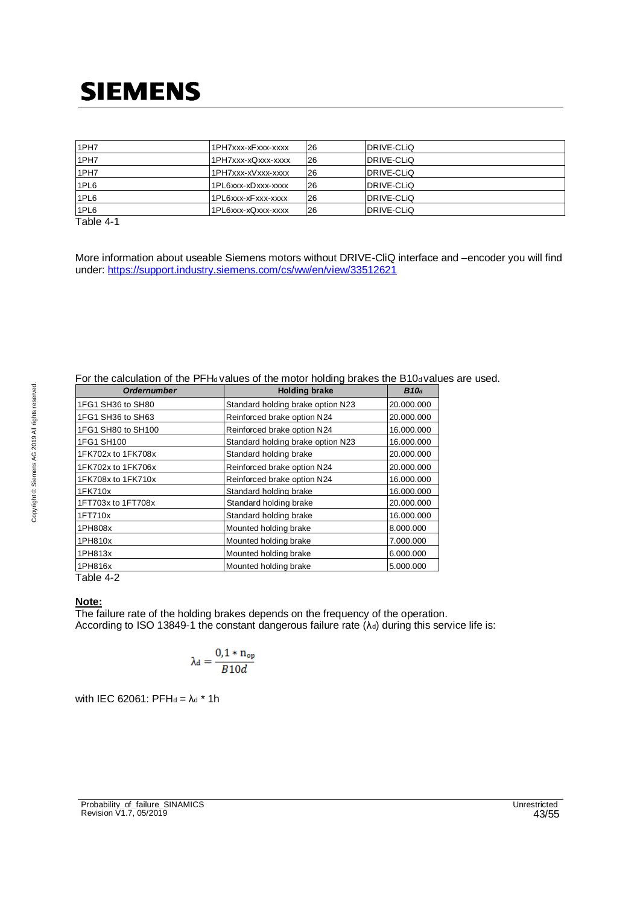| | | | |
|---|---|---|---|
| 1PH7 | 1PH7xxx-xFxxx-xxxx | 26 | DRIVE-CLiQ |
| 1PH7 | 1PH7xxx-xQxxx-xxxx | 26 | DRIVE-CLiQ |
| 1PH7 | 1PH7xxx-xVxxx-xxxx | 26 | DRIVE-CLiQ |
| 1PL6 | 1PL6xxx-xDxxx-xxxx | 26 | DRIVE-CLiQ |
| 1PL6 | 1PL6xxx-xFxxx-xxxx | 26 | DRIVE-CLiQ |
| 1PL6 | 1PL6xxx-xQxxx-xxxx | 26 | DRIVE-CLiQ |

Table 4-1

More information about useable Siemens motors without DRIVE-CliQ interface and –encoder you will find under: https://support.industry.siemens.com/cs/ww/en/view/33512621

For the calculation of the $PFH_d$ values of the motor holding brakes the $B10_d$ values are used.

| ***Ordernumber*** | **Holding brake** | ***B10d*** |
|---|---|---|
| 1FG1 SH36 to SH80 | Standard holding brake option N23 | 20.000.000 |
| 1FG1 SH36 to SH63 | Reinforced brake option N24 | 20.000.000 |
| 1FG1 SH80 to SH100 | Reinforced brake option N24 | 16.000.000 |
| 1FG1 SH100 | Standard holding brake option N23 | 16.000.000 |
| 1FK702x to 1FK708x | Standard holding brake | 20.000.000 |
| 1FK702x to 1FK706x | Reinforced brake option N24 | 20.000.000 |
| 1FK708x to 1FK710x | Reinforced brake option N24 | 16.000.000 |
| 1FK710x | Standard holding brake | 16.000.000 |
| 1FT703x to 1FT708x | Standard holding brake | 20.000.000 |
| 1FT710x | Standard holding brake | 16.000.000 |
| 1PH808x | Mounted holding brake | 8.000.000 |
| 1PH810x | Mounted holding brake | 7.000.000 |
| 1PH813x | Mounted holding brake | 6.000.000 |
| 1PH816x | Mounted holding brake | 5.000.000 |

Table 4-2

**Note:**

The failure rate of the holding brakes depends on the frequency of the operation.
According to ISO 13849-1 the constant dangerous failure rate ($\lambda_d$) during this service life is:

$$\lambda_d = \frac{0{,}1 * n_{op}}{B10d}$$

with IEC 62061: $PFH_d = \lambda_d * 1h$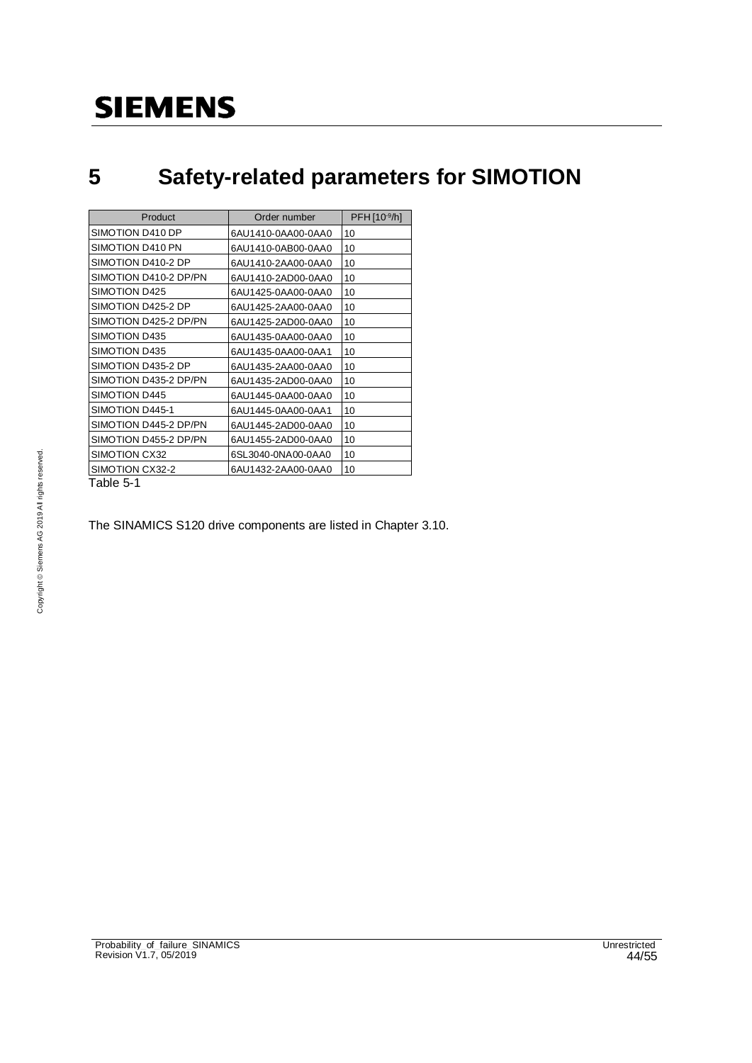# 5 Safety-related parameters for SIMOTION

| Product | Order number | PFH [$10^{-9}$/h] |
|---|---|---|
| SIMOTION D410 DP | 6AU1410-0AA00-0AA0 | 10 |
| SIMOTION D410 PN | 6AU1410-0AB00-0AA0 | 10 |
| SIMOTION D410-2 DP | 6AU1410-2AA00-0AA0 | 10 |
| SIMOTION D410-2 DP/PN | 6AU1410-2AD00-0AA0 | 10 |
| SIMOTION D425 | 6AU1425-0AA00-0AA0 | 10 |
| SIMOTION D425-2 DP | 6AU1425-2AA00-0AA0 | 10 |
| SIMOTION D425-2 DP/PN | 6AU1425-2AD00-0AA0 | 10 |
| SIMOTION D435 | 6AU1435-0AA00-0AA0 | 10 |
| SIMOTION D435 | 6AU1435-0AA00-0AA1 | 10 |
| SIMOTION D435-2 DP | 6AU1435-2AA00-0AA0 | 10 |
| SIMOTION D435-2 DP/PN | 6AU1435-2AD00-0AA0 | 10 |
| SIMOTION D445 | 6AU1445-0AA00-0AA0 | 10 |
| SIMOTION D445-1 | 6AU1445-0AA00-0AA1 | 10 |
| SIMOTION D445-2 DP/PN | 6AU1445-2AD00-0AA0 | 10 |
| SIMOTION D455-2 DP/PN | 6AU1455-2AD00-0AA0 | 10 |
| SIMOTION CX32 | 6SL3040-0NA00-0AA0 | 10 |
| SIMOTION CX32-2 | 6AU1432-2AA00-0AA0 | 10 |

Table 5-1

The SINAMICS S120 drive components are listed in Chapter 3.10.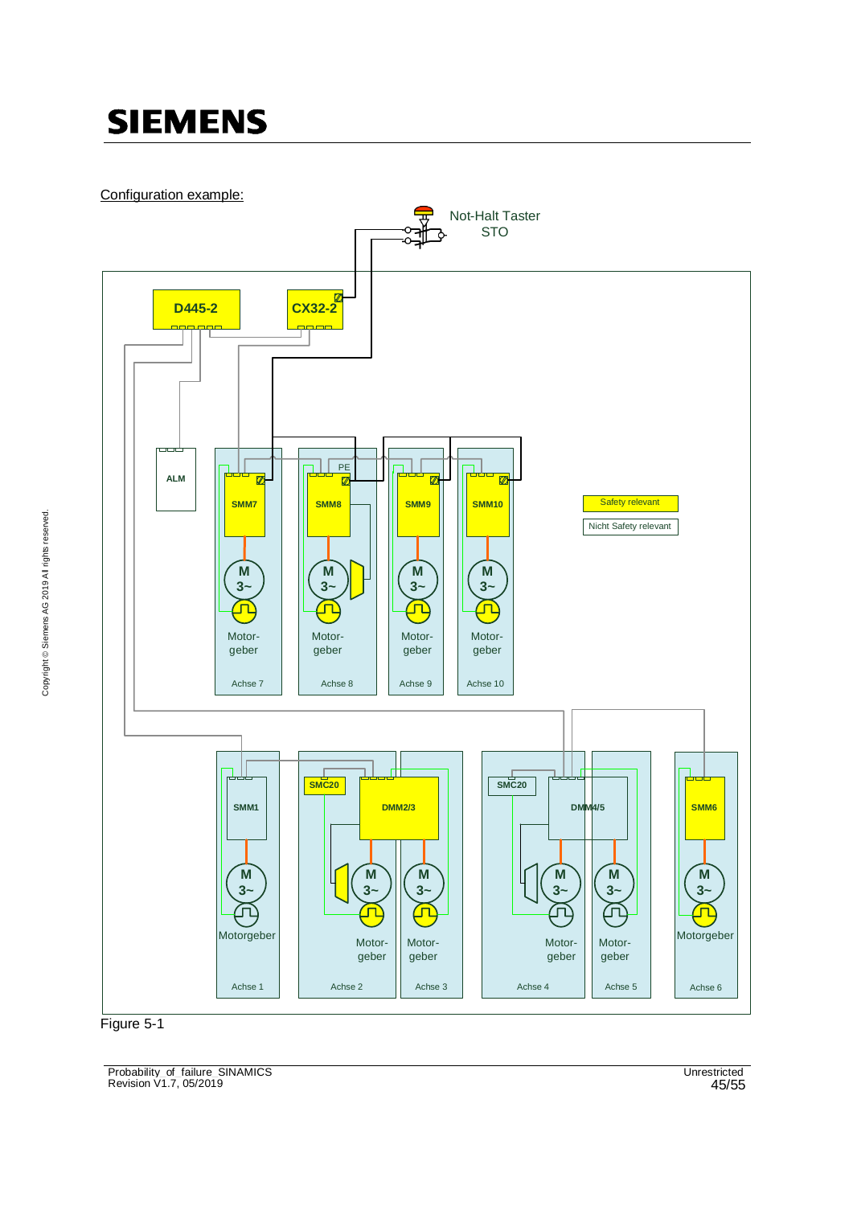Configuration example:

Not-Halt Taster
STO

D445-2

CX32-2

ALM

PE

SMM7

SMM8

SMM9

SMM10

M
3~

Motor-
geber

Achse 7

Achse 8

Achse 9

Achse 10

Safety relevant

Nicht Safety relevant

SMM1

SMC20

DMM2/3

SMC20

DMM4/5

SMM6

Motorgeber

Achse 1

Achse 2

Achse 3

Achse 4

Achse 5

Achse 6

Figure 5-1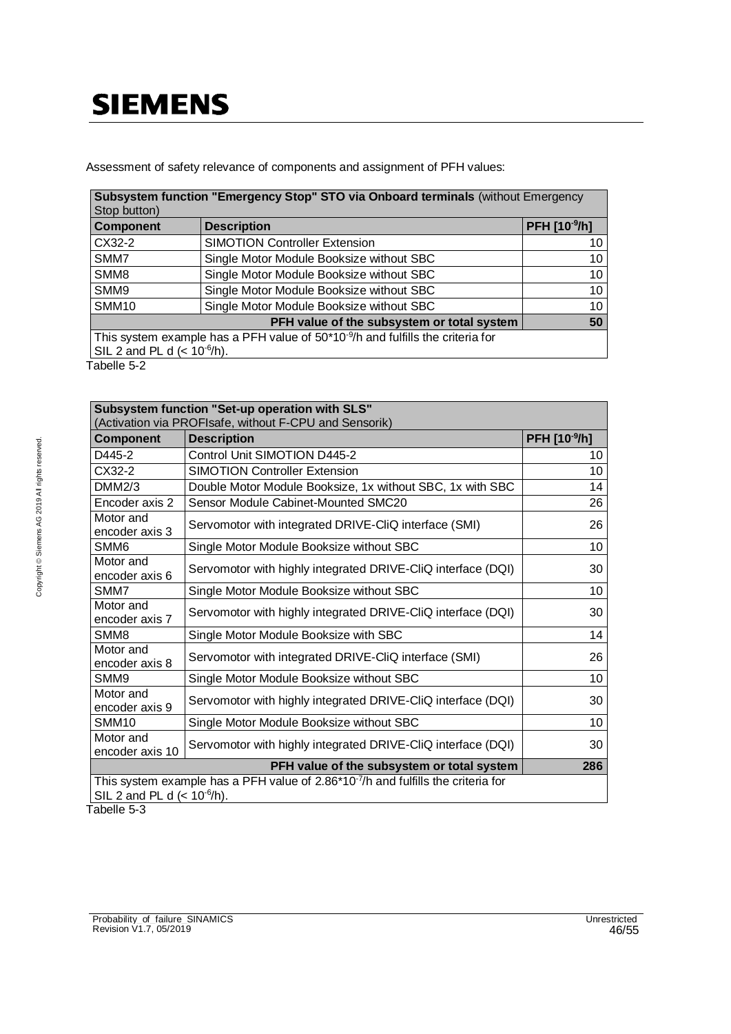Assessment of safety relevance of components and assignment of PFH values:

| Subsystem function "Emergency Stop" STO via Onboard terminals (without Emergency Stop button) | | |
|---|---|---|
| **Component** | **Description** | **PFH [$10^{-9}$/h]** |
| CX32-2 | SIMOTION Controller Extension | 10 |
| SMM7 | Single Motor Module Booksize without SBC | 10 |
| SMM8 | Single Motor Module Booksize without SBC | 10 |
| SMM9 | Single Motor Module Booksize without SBC | 10 |
| SMM10 | Single Motor Module Booksize without SBC | 10 |
| | **PFH value of the subsystem or total system** | **50** |
| This system example has a PFH value of $50 \cdot 10^{-9}$/h and fulfills the criteria for SIL 2 and PL d (< $10^{-6}$/h). | | |

Tabelle 5-2

| Subsystem function "Set-up operation with SLS" (Activation via PROFIsafe, without F-CPU and Sensorik) | | |
|---|---|---|
| **Component** | **Description** | **PFH [$10^{-9}$/h]** |
| D445-2 | Control Unit SIMOTION D445-2 | 10 |
| CX32-2 | SIMOTION Controller Extension | 10 |
| DMM2/3 | Double Motor Module Booksize, 1x without SBC, 1x with SBC | 14 |
| Encoder axis 2 | Sensor Module Cabinet-Mounted SMC20 | 26 |
| Motor and encoder axis 3 | Servomotor with integrated DRIVE-CliQ interface (SMI) | 26 |
| SMM6 | Single Motor Module Booksize without SBC | 10 |
| Motor and encoder axis 6 | Servomotor with highly integrated DRIVE-CliQ interface (DQI) | 30 |
| SMM7 | Single Motor Module Booksize without SBC | 10 |
| Motor and encoder axis 7 | Servomotor with highly integrated DRIVE-CliQ interface (DQI) | 30 |
| SMM8 | Single Motor Module Booksize with SBC | 14 |
| Motor and encoder axis 8 | Servomotor with integrated DRIVE-CliQ interface (SMI) | 26 |
| SMM9 | Single Motor Module Booksize without SBC | 10 |
| Motor and encoder axis 9 | Servomotor with highly integrated DRIVE-CliQ interface (DQI) | 30 |
| SMM10 | Single Motor Module Booksize without SBC | 10 |
| Motor and encoder axis 10 | Servomotor with highly integrated DRIVE-CliQ interface (DQI) | 30 |
| | **PFH value of the subsystem or total system** | **286** |
| This system example has a PFH value of $2.86 \cdot 10^{-7}$/h and fulfills the criteria for SIL 2 and PL d (< $10^{-6}$/h). | | |

Tabelle 5-3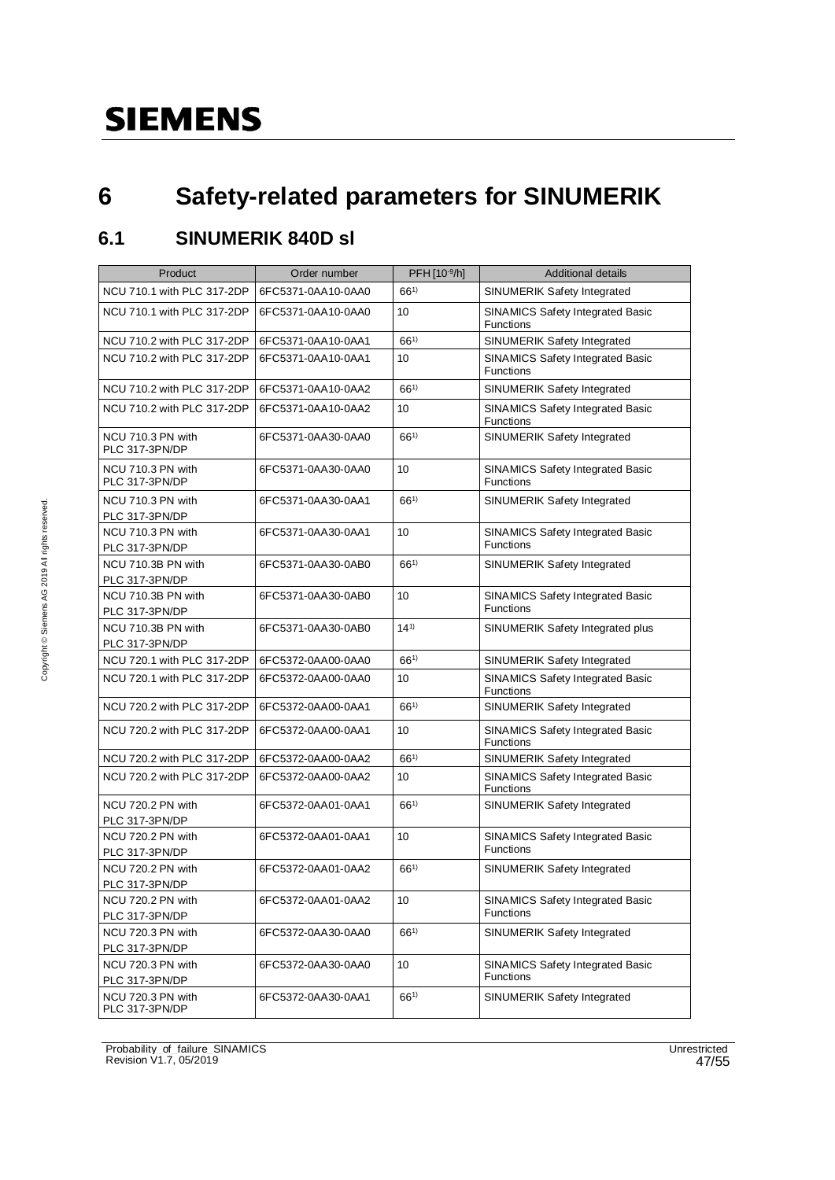# 6 Safety-related parameters for SINUMERIK

## 6.1 SINUMERIK 840D sl

| Product | Order number | PFH [$10^{-9}$/h] | Additional details |
| --- | --- | --- | --- |
| NCU 710.1 with PLC 317-2DP | 6FC5371-0AA10-0AA0 | 66[1)] | SINUMERIK Safety Integrated |
| NCU 710.1 with PLC 317-2DP | 6FC5371-0AA10-0AA0 | 10 | SINAMICS Safety Integrated Basic Functions |
| NCU 710.2 with PLC 317-2DP | 6FC5371-0AA10-0AA1 | 66[1)] | SINUMERIK Safety Integrated |
| NCU 710.2 with PLC 317-2DP | 6FC5371-0AA10-0AA1 | 10 | SINAMICS Safety Integrated Basic Functions |
| NCU 710.2 with PLC 317-2DP | 6FC5371-0AA10-0AA2 | 66[1)] | SINUMERIK Safety Integrated |
| NCU 710.2 with PLC 317-2DP | 6FC5371-0AA10-0AA2 | 10 | SINAMICS Safety Integrated Basic Functions |
| NCU 710.3 PN with PLC 317-3PN/DP | 6FC5371-0AA30-0AA0 | 66[1)] | SINUMERIK Safety Integrated |
| NCU 710.3 PN with PLC 317-3PN/DP | 6FC5371-0AA30-0AA0 | 10 | SINAMICS Safety Integrated Basic Functions |
| NCU 710.3 PN with PLC 317-3PN/DP | 6FC5371-0AA30-0AA1 | 66[1)] | SINUMERIK Safety Integrated |
| NCU 710.3 PN with PLC 317-3PN/DP | 6FC5371-0AA30-0AA1 | 10 | SINAMICS Safety Integrated Basic Functions |
| NCU 710.3B PN with PLC 317-3PN/DP | 6FC5371-0AA30-0AB0 | 66[1)] | SINUMERIK Safety Integrated |
| NCU 710.3B PN with PLC 317-3PN/DP | 6FC5371-0AA30-0AB0 | 10 | SINAMICS Safety Integrated Basic Functions |
| NCU 710.3B PN with PLC 317-3PN/DP | 6FC5371-0AA30-0AB0 | 14[1)] | SINUMERIK Safety Integrated plus |
| NCU 720.1 with PLC 317-2DP | 6FC5372-0AA00-0AA0 | 66[1)] | SINUMERIK Safety Integrated |
| NCU 720.1 with PLC 317-2DP | 6FC5372-0AA00-0AA0 | 10 | SINAMICS Safety Integrated Basic Functions |
| NCU 720.2 with PLC 317-2DP | 6FC5372-0AA00-0AA1 | 66[1)] | SINUMERIK Safety Integrated |
| NCU 720.2 with PLC 317-2DP | 6FC5372-0AA00-0AA1 | 10 | SINAMICS Safety Integrated Basic Functions |
| NCU 720.2 with PLC 317-2DP | 6FC5372-0AA00-0AA2 | 66[1)] | SINUMERIK Safety Integrated |
| NCU 720.2 with PLC 317-2DP | 6FC5372-0AA00-0AA2 | 10 | SINAMICS Safety Integrated Basic Functions |
| NCU 720.2 PN with PLC 317-3PN/DP | 6FC5372-0AA01-0AA1 | 66[1)] | SINUMERIK Safety Integrated |
| NCU 720.2 PN with PLC 317-3PN/DP | 6FC5372-0AA01-0AA1 | 10 | SINAMICS Safety Integrated Basic Functions |
| NCU 720.2 PN with PLC 317-3PN/DP | 6FC5372-0AA01-0AA2 | 66[1)] | SINUMERIK Safety Integrated |
| NCU 720.2 PN with PLC 317-3PN/DP | 6FC5372-0AA01-0AA2 | 10 | SINAMICS Safety Integrated Basic Functions |
| NCU 720.3 PN with PLC 317-3PN/DP | 6FC5372-0AA30-0AA0 | 66[1)] | SINUMERIK Safety Integrated |
| NCU 720.3 PN with PLC 317-3PN/DP | 6FC5372-0AA30-0AA0 | 10 | SINAMICS Safety Integrated Basic Functions |
| NCU 720.3 PN with PLC 317-3PN/DP | 6FC5372-0AA30-0AA1 | 66[1)] | SINUMERIK Safety Integrated |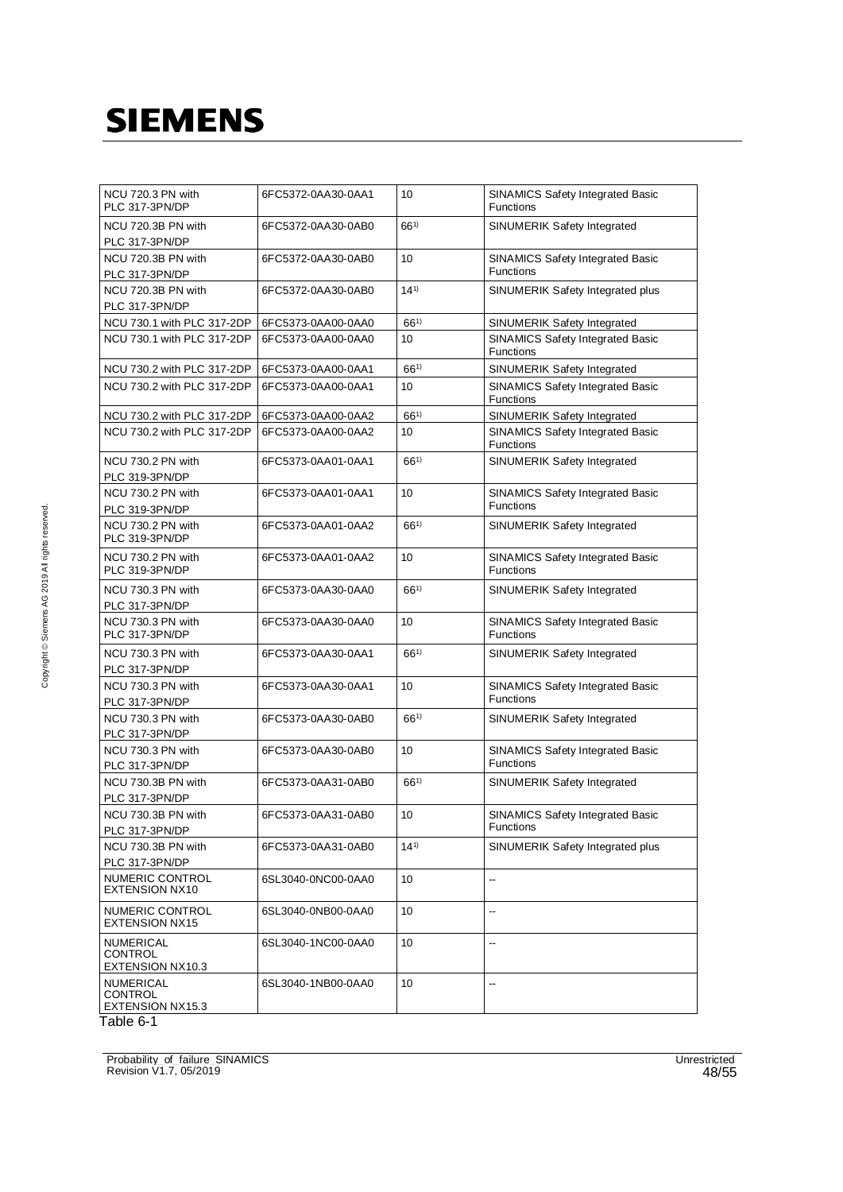| NCU 720.3 PN with PLC 317-3PN/DP | 6FC5372-0AA30-0AA1 | 10 | SINAMICS Safety Integrated Basic Functions |
|---|---|---|---|
| NCU 720.3B PN with PLC 317-3PN/DP | 6FC5372-0AA30-0AB0 | 66[1)] | SINUMERIK Safety Integrated |
| NCU 720.3B PN with PLC 317-3PN/DP | 6FC5372-0AA30-0AB0 | 10 | SINAMICS Safety Integrated Basic Functions |
| NCU 720.3B PN with PLC 317-3PN/DP | 6FC5372-0AA30-0AB0 | 14[1)] | SINUMERIK Safety Integrated plus |
| NCU 730.1 with PLC 317-2DP | 6FC5373-0AA00-0AA0 | 66[1)] | SINUMERIK Safety Integrated |
| NCU 730.1 with PLC 317-2DP | 6FC5373-0AA00-0AA0 | 10 | SINAMICS Safety Integrated Basic Functions |
| NCU 730.2 with PLC 317-2DP | 6FC5373-0AA00-0AA1 | 66[1)] | SINUMERIK Safety Integrated |
| NCU 730.2 with PLC 317-2DP | 6FC5373-0AA00-0AA1 | 10 | SINAMICS Safety Integrated Basic Functions |
| NCU 730.2 with PLC 317-2DP | 6FC5373-0AA00-0AA2 | 66[1)] | SINUMERIK Safety Integrated |
| NCU 730.2 with PLC 317-2DP | 6FC5373-0AA00-0AA2 | 10 | SINAMICS Safety Integrated Basic Functions |
| NCU 730.2 PN with PLC 319-3PN/DP | 6FC5373-0AA01-0AA1 | 66[1)] | SINUMERIK Safety Integrated |
| NCU 730.2 PN with PLC 319-3PN/DP | 6FC5373-0AA01-0AA1 | 10 | SINAMICS Safety Integrated Basic Functions |
| NCU 730.2 PN with PLC 319-3PN/DP | 6FC5373-0AA01-0AA2 | 66[1)] | SINUMERIK Safety Integrated |
| NCU 730.2 PN with PLC 319-3PN/DP | 6FC5373-0AA01-0AA2 | 10 | SINAMICS Safety Integrated Basic Functions |
| NCU 730.3 PN with PLC 317-3PN/DP | 6FC5373-0AA30-0AA0 | 66[1)] | SINUMERIK Safety Integrated |
| NCU 730.3 PN with PLC 317-3PN/DP | 6FC5373-0AA30-0AA0 | 10 | SINAMICS Safety Integrated Basic Functions |
| NCU 730.3 PN with PLC 317-3PN/DP | 6FC5373-0AA30-0AA1 | 66[1)] | SINUMERIK Safety Integrated |
| NCU 730.3 PN with PLC 317-3PN/DP | 6FC5373-0AA30-0AA1 | 10 | SINAMICS Safety Integrated Basic Functions |
| NCU 730.3 PN with PLC 317-3PN/DP | 6FC5373-0AA30-0AB0 | 66[1)] | SINUMERIK Safety Integrated |
| NCU 730.3 PN with PLC 317-3PN/DP | 6FC5373-0AA30-0AB0 | 10 | SINAMICS Safety Integrated Basic Functions |
| NCU 730.3B PN with PLC 317-3PN/DP | 6FC5373-0AA31-0AB0 | 66[1)] | SINUMERIK Safety Integrated |
| NCU 730.3B PN with PLC 317-3PN/DP | 6FC5373-0AA31-0AB0 | 10 | SINAMICS Safety Integrated Basic Functions |
| NCU 730.3B PN with PLC 317-3PN/DP | 6FC5373-0AA31-0AB0 | 14[1)] | SINUMERIK Safety Integrated plus |
| NUMERIC CONTROL EXTENSION NX10 | 6SL3040-0NC00-0AA0 | 10 | -- |
| NUMERIC CONTROL EXTENSION NX15 | 6SL3040-0NB00-0AA0 | 10 | -- |
| NUMERICAL CONTROL EXTENSION NX10.3 | 6SL3040-1NC00-0AA0 | 10 | -- |
| NUMERICAL CONTROL EXTENSION NX15.3 | 6SL3040-1NB00-0AA0 | 10 | -- |

Table 6-1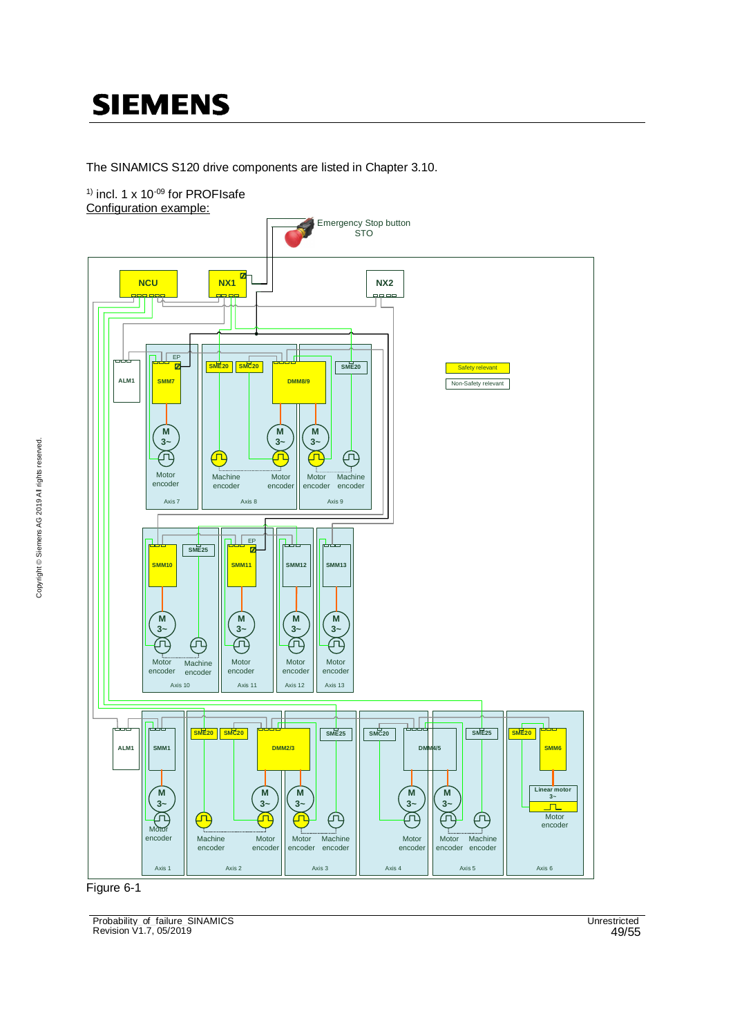The SINAMICS S120 drive components are listed in Chapter 3.10.

[1]) incl. 1 x $10^{-09}$ for PROFIsafe

Configuration example:

Figure 6-1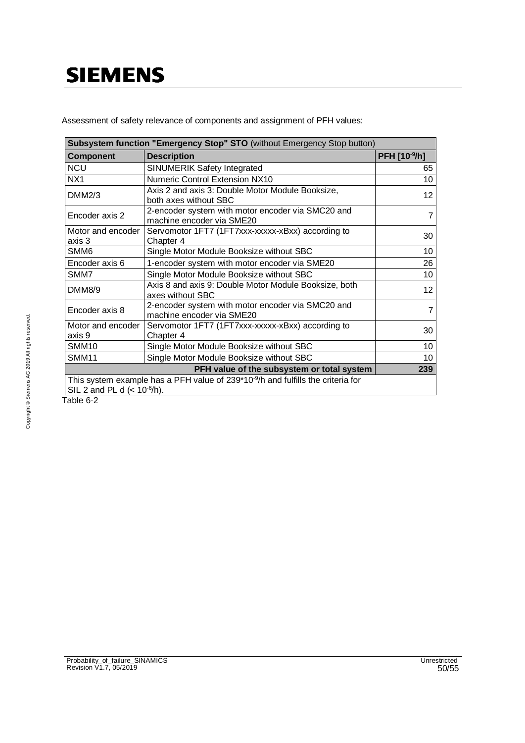Assessment of safety relevance of components and assignment of PFH values:

| **Subsystem function "Emergency Stop" STO** (without Emergency Stop button) | | |
|---|---|---|
| **Component** | **Description** | **PFH [$10^{-9}$/h]** |
| NCU | SINUMERIK Safety Integrated | 65 |
| NX1 | Numeric Control Extension NX10 | 10 |
| DMM2/3 | Axis 2 and axis 3: Double Motor Module Booksize, both axes without SBC | 12 |
| Encoder axis 2 | 2-encoder system with motor encoder via SMC20 and machine encoder via SME20 | 7 |
| Motor and encoder axis 3 | Servomotor 1FT7 (1FT7xxx-xxxxx-xBxx) according to Chapter 4 | 30 |
| SMM6 | Single Motor Module Booksize without SBC | 10 |
| Encoder axis 6 | 1-encoder system with motor encoder via SME20 | 26 |
| SMM7 | Single Motor Module Booksize without SBC | 10 |
| DMM8/9 | Axis 8 and axis 9: Double Motor Module Booksize, both axes without SBC | 12 |
| Encoder axis 8 | 2-encoder system with motor encoder via SMC20 and machine encoder via SME20 | 7 |
| Motor and encoder axis 9 | Servomotor 1FT7 (1FT7xxx-xxxxx-xBxx) according to Chapter 4 | 30 |
| SMM10 | Single Motor Module Booksize without SBC | 10 |
| SMM11 | Single Motor Module Booksize without SBC | 10 |
| | **PFH value of the subsystem or total system** | **239** |
| This system example has a PFH value of $239 \cdot 10^{-9}$/h and fulfills the criteria for SIL 2 and PL d ($< 10^{-6}$/h). | | |

Table 6-2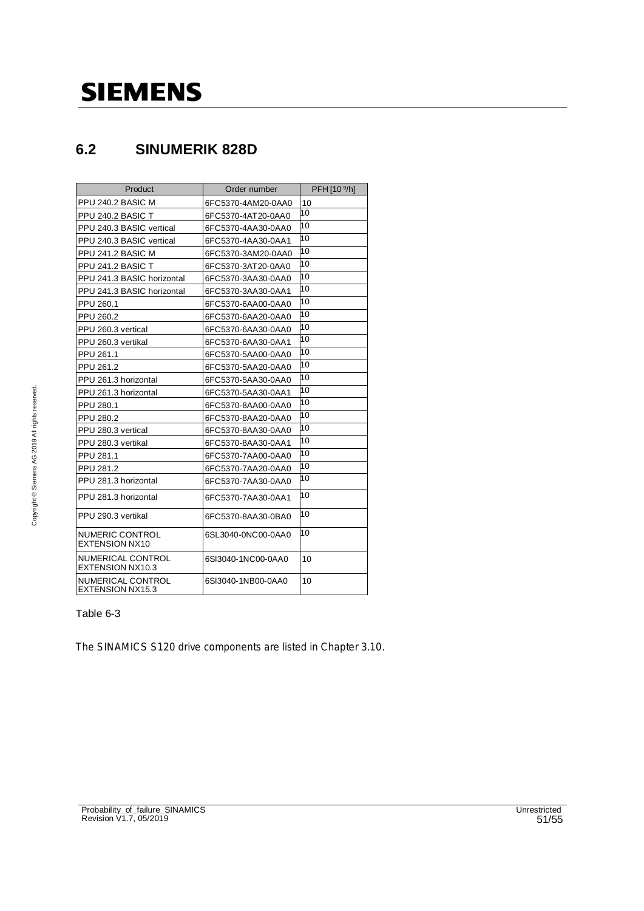## 6.2 SINUMERIK 828D

| Product | Order number | PFH [$10^{-9}$/h] |
|---|---|---|
| PPU 240.2 BASIC M | 6FC5370-4AM20-0AA0 | 10 |
| PPU 240.2 BASIC T | 6FC5370-4AT20-0AA0 | 10 |
| PPU 240.3 BASIC vertical | 6FC5370-4AA30-0AA0 | 10 |
| PPU 240.3 BASIC vertical | 6FC5370-4AA30-0AA1 | 10 |
| PPU 241.2 BASIC M | 6FC5370-3AM20-0AA0 | 10 |
| PPU 241.2 BASIC T | 6FC5370-3AT20-0AA0 | 10 |
| PPU 241.3 BASIC horizontal | 6FC5370-3AA30-0AA0 | 10 |
| PPU 241.3 BASIC horizontal | 6FC5370-3AA30-0AA1 | 10 |
| PPU 260.1 | 6FC5370-6AA00-0AA0 | 10 |
| PPU 260.2 | 6FC5370-6AA20-0AA0 | 10 |
| PPU 260.3 vertical | 6FC5370-6AA30-0AA0 | 10 |
| PPU 260.3 vertikal | 6FC5370-6AA30-0AA1 | 10 |
| PPU 261.1 | 6FC5370-5AA00-0AA0 | 10 |
| PPU 261.2 | 6FC5370-5AA20-0AA0 | 10 |
| PPU 261.3 horizontal | 6FC5370-5AA30-0AA0 | 10 |
| PPU 261.3 horizontal | 6FC5370-5AA30-0AA1 | 10 |
| PPU 280.1 | 6FC5370-8AA00-0AA0 | 10 |
| PPU 280.2 | 6FC5370-8AA20-0AA0 | 10 |
| PPU 280.3 vertical | 6FC5370-8AA30-0AA0 | 10 |
| PPU 280.3 vertikal | 6FC5370-8AA30-0AA1 | 10 |
| PPU 281.1 | 6FC5370-7AA00-0AA0 | 10 |
| PPU 281.2 | 6FC5370-7AA20-0AA0 | 10 |
| PPU 281.3 horizontal | 6FC5370-7AA30-0AA0 | 10 |
| PPU 281.3 horizontal | 6FC5370-7AA30-0AA1 | 10 |
| PPU 290.3 vertikal | 6FC5370-8AA30-0BA0 | 10 |
| NUMERIC CONTROL EXTENSION NX10 | 6SL3040-0NC00-0AA0 | 10 |
| NUMERICAL CONTROL EXTENSION NX10.3 | 6SI3040-1NC00-0AA0 | 10 |
| NUMERICAL CONTROL EXTENSION NX15.3 | 6SI3040-1NB00-0AA0 | 10 |

Table 6-3

The SINAMICS S120 drive components are listed in Chapter 3.10.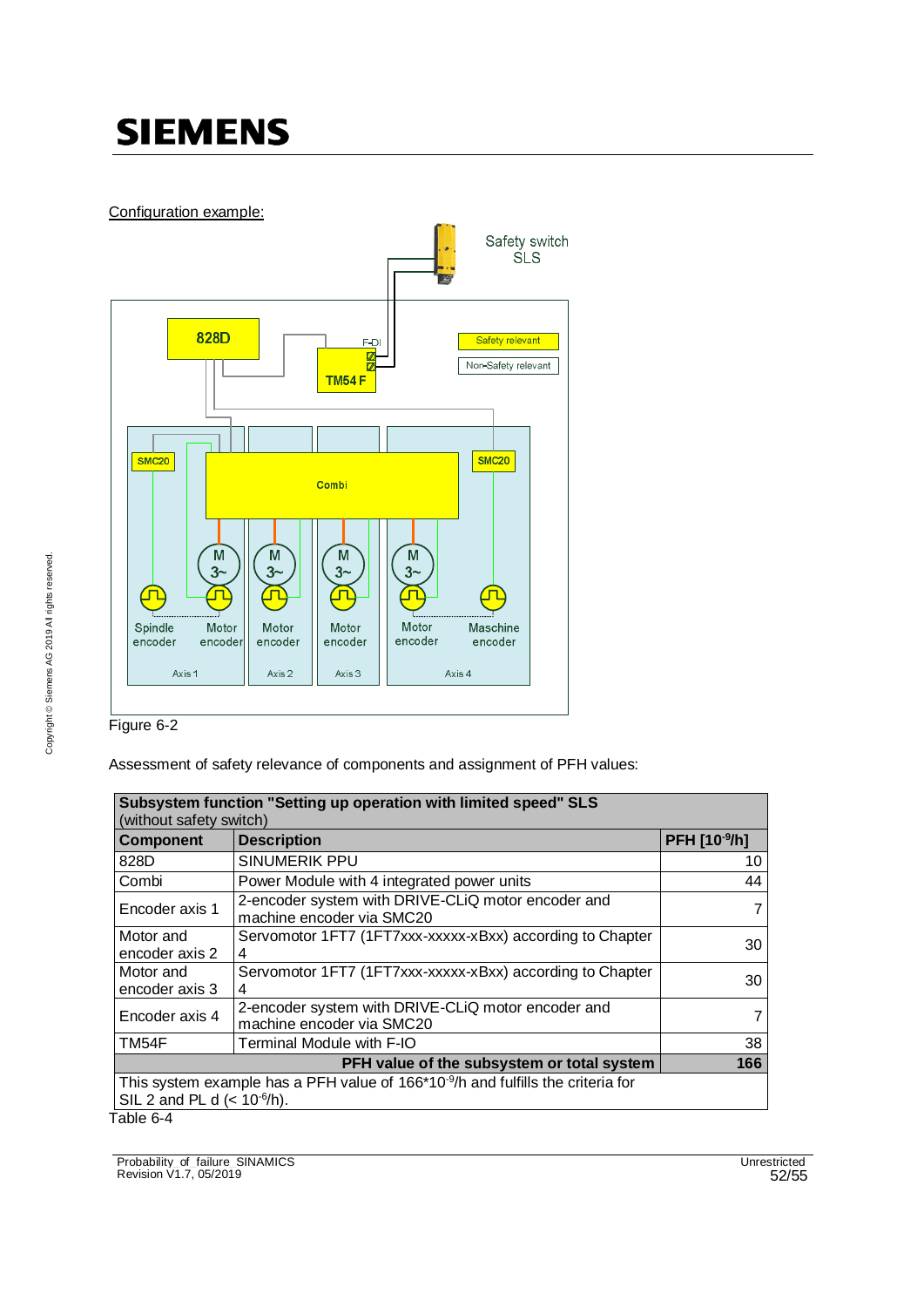Configuration example:

Figure 6-2

Assessment of safety relevance of components and assignment of PFH values:

| **Subsystem function "Setting up operation with limited speed" SLS** (without safety switch) | | |
|---|---|---|
| **Component** | **Description** | **PFH [$10^{-9}$/h]** |
| 828D | SINUMERIK PPU | 10 |
| Combi | Power Module with 4 integrated power units | 44 |
| Encoder axis 1 | 2-encoder system with DRIVE-CLiQ motor encoder and machine encoder via SMC20 | 7 |
| Motor and encoder axis 2 | Servomotor 1FT7 (1FT7xxx-xxxxx-xBxx) according to Chapter 4 | 30 |
| Motor and encoder axis 3 | Servomotor 1FT7 (1FT7xxx-xxxxx-xBxx) according to Chapter 4 | 30 |
| Encoder axis 4 | 2-encoder system with DRIVE-CLiQ motor encoder and machine encoder via SMC20 | 7 |
| TM54F | Terminal Module with F-IO | 38 |
| | **PFH value of the subsystem or total system** | **166** |
| This system example has a PFH value of $166 \cdot 10^{-9}$/h and fulfills the criteria for SIL 2 and PL d (< $10^{-6}$/h). | | |

Table 6-4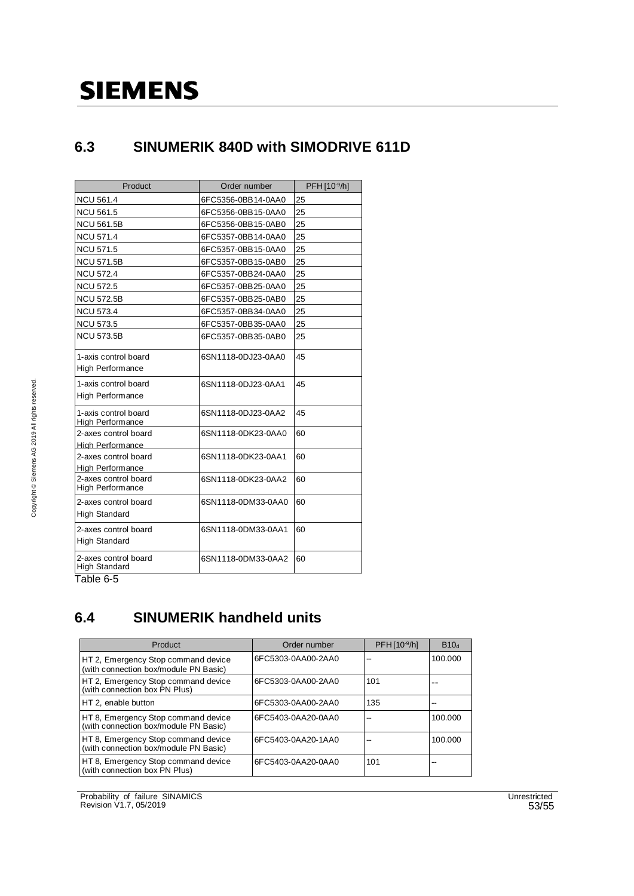## 6.3 SINUMERIK 840D with SIMODRIVE 611D

| Product | Order number | PFH [$10^{-9}$/h] |
|---|---|---|
| NCU 561.4 | 6FC5356-0BB14-0AA0 | 25 |
| NCU 561.5 | 6FC5356-0BB15-0AA0 | 25 |
| NCU 561.5B | 6FC5356-0BB15-0AB0 | 25 |
| NCU 571.4 | 6FC5357-0BB14-0AA0 | 25 |
| NCU 571.5 | 6FC5357-0BB15-0AA0 | 25 |
| NCU 571.5B | 6FC5357-0BB15-0AB0 | 25 |
| NCU 572.4 | 6FC5357-0BB24-0AA0 | 25 |
| NCU 572.5 | 6FC5357-0BB25-0AA0 | 25 |
| NCU 572.5B | 6FC5357-0BB25-0AB0 | 25 |
| NCU 573.4 | 6FC5357-0BB34-0AA0 | 25 |
| NCU 573.5 | 6FC5357-0BB35-0AA0 | 25 |
| NCU 573.5B | 6FC5357-0BB35-0AB0 | 25 |
| 1-axis control board High Performance | 6SN1118-0DJ23-0AA0 | 45 |
| 1-axis control board High Performance | 6SN1118-0DJ23-0AA1 | 45 |
| 1-axis control board High Performance | 6SN1118-0DJ23-0AA2 | 45 |
| 2-axes control board High Performance | 6SN1118-0DK23-0AA0 | 60 |
| 2-axes control board High Performance | 6SN1118-0DK23-0AA1 | 60 |
| 2-axes control board High Performance | 6SN1118-0DK23-0AA2 | 60 |
| 2-axes control board High Standard | 6SN1118-0DM33-0AA0 | 60 |
| 2-axes control board High Standard | 6SN1118-0DM33-0AA1 | 60 |
| 2-axes control board High Standard | 6SN1118-0DM33-0AA2 | 60 |

Table 6-5

## 6.4 SINUMERIK handheld units

| Product | Order number | PFH [$10^{-9}$/h] | $B10_d$ |
|---|---|---|---|
| HT 2, Emergency Stop command device (with connection box/module PN Basic) | 6FC5303-0AA00-2AA0 | -- | 100.000 |
| HT 2, Emergency Stop command device (with connection box PN Plus) | 6FC5303-0AA00-2AA0 | 101 | -- |
| HT 2, enable button | 6FC5303-0AA00-2AA0 | 135 | -- |
| HT 8, Emergency Stop command device (with connection box/module PN Basic) | 6FC5403-0AA20-0AA0 | -- | 100.000 |
| HT 8, Emergency Stop command device (with connection box/module PN Basic) | 6FC5403-0AA20-1AA0 | -- | 100.000 |
| HT 8, Emergency Stop command device (with connection box PN Plus) | 6FC5403-0AA20-0AA0 | 101 | -- |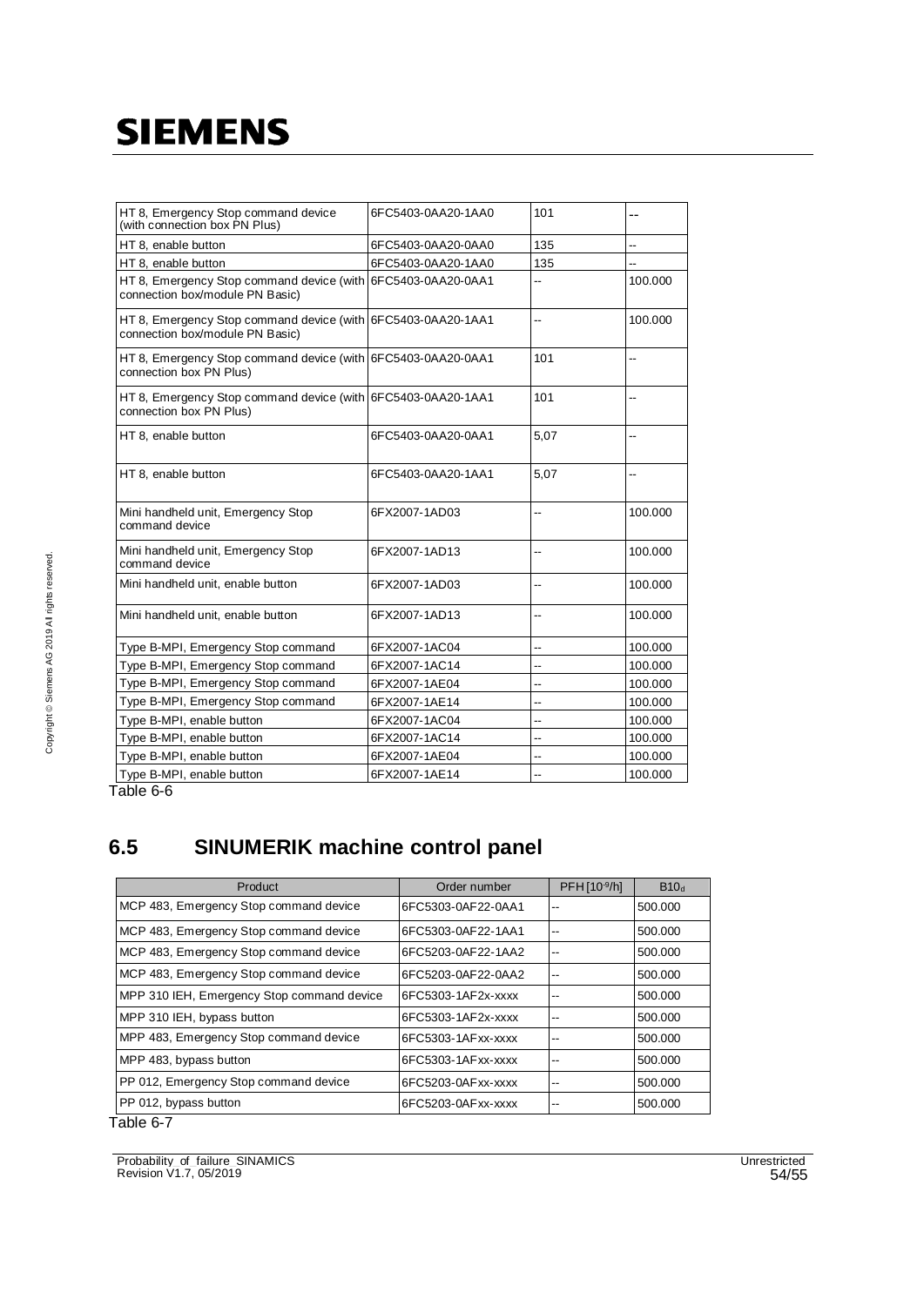| | | | |
|---|---|---|---|
| HT 8, Emergency Stop command device (with connection box PN Plus) | 6FC5403-0AA20-1AA0 | 101 | -- |
| HT 8, enable button | 6FC5403-0AA20-0AA0 | 135 | -- |
| HT 8, enable button | 6FC5403-0AA20-1AA0 | 135 | -- |
| HT 8, Emergency Stop command device (with connection box/module PN Basic) | 6FC5403-0AA20-0AA1 | -- | 100.000 |
| HT 8, Emergency Stop command device (with connection box/module PN Basic) | 6FC5403-0AA20-1AA1 | -- | 100.000 |
| HT 8, Emergency Stop command device (with connection box PN Plus) | 6FC5403-0AA20-0AA1 | 101 | -- |
| HT 8, Emergency Stop command device (with connection box PN Plus) | 6FC5403-0AA20-1AA1 | 101 | -- |
| HT 8, enable button | 6FC5403-0AA20-0AA1 | 5,07 | -- |
| HT 8, enable button | 6FC5403-0AA20-1AA1 | 5,07 | -- |
| Mini handheld unit, Emergency Stop command device | 6FX2007-1AD03 | -- | 100.000 |
| Mini handheld unit, Emergency Stop command device | 6FX2007-1AD13 | -- | 100.000 |
| Mini handheld unit, enable button | 6FX2007-1AD03 | -- | 100.000 |
| Mini handheld unit, enable button | 6FX2007-1AD13 | -- | 100.000 |
| Type B-MPI, Emergency Stop command | 6FX2007-1AC04 | -- | 100.000 |
| Type B-MPI, Emergency Stop command | 6FX2007-1AC14 | -- | 100.000 |
| Type B-MPI, Emergency Stop command | 6FX2007-1AE04 | -- | 100.000 |
| Type B-MPI, Emergency Stop command | 6FX2007-1AE14 | -- | 100.000 |
| Type B-MPI, enable button | 6FX2007-1AC04 | -- | 100.000 |
| Type B-MPI, enable button | 6FX2007-1AC14 | -- | 100.000 |
| Type B-MPI, enable button | 6FX2007-1AE04 | -- | 100.000 |
| Type B-MPI, enable button | 6FX2007-1AE14 | -- | 100.000 |

Table 6-6

## 6.5 SINUMERIK machine control panel

| Product | Order number | PFH [$10^{-9}$/h] | $B10_d$ |
|---|---|---|---|
| MCP 483, Emergency Stop command device | 6FC5303-0AF22-0AA1 | -- | 500.000 |
| MCP 483, Emergency Stop command device | 6FC5303-0AF22-1AA1 | -- | 500.000 |
| MCP 483, Emergency Stop command device | 6FC5203-0AF22-1AA2 | -- | 500.000 |
| MCP 483, Emergency Stop command device | 6FC5203-0AF22-0AA2 | -- | 500.000 |
| MPP 310 IEH, Emergency Stop command device | 6FC5303-1AF2x-xxxx | -- | 500.000 |
| MPP 310 IEH, bypass button | 6FC5303-1AF2x-xxxx | -- | 500.000 |
| MPP 483, Emergency Stop command device | 6FC5303-1AFxx-xxxx | -- | 500.000 |
| MPP 483, bypass button | 6FC5303-1AFxx-xxxx | -- | 500.000 |
| PP 012, Emergency Stop command device | 6FC5203-0AFxx-xxxx | -- | 500.000 |
| PP 012, bypass button | 6FC5203-0AFxx-xxxx | -- | 500.000 |

Table 6-7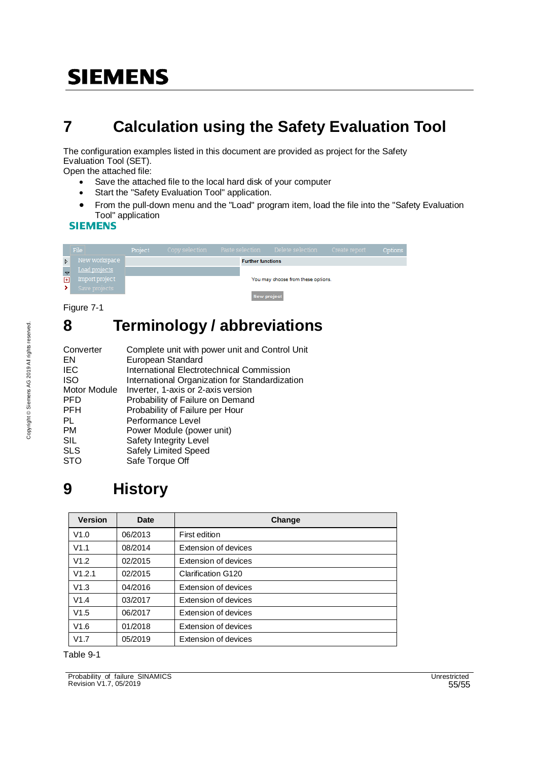# 7 Calculation using the Safety Evaluation Tool

The configuration examples listed in this document are provided as project for the Safety Evaluation Tool (SET).
Open the attached file:

- Save the attached file to the local hard disk of your computer
- Start the "Safety Evaluation Tool" application.
- From the pull-down menu and the "Load" program item, load the file into the "Safety Evaluation Tool" application

Figure 7-1

# 8 Terminology / abbreviations

| | |
|---|---|
| Converter | Complete unit with power unit and Control Unit |
| EN | European Standard |
| IEC | International Electrotechnical Commission |
| ISO | International Organization for Standardization |
| Motor Module | Inverter, 1-axis or 2-axis version |
| PFD | Probability of Failure on Demand |
| PFH | Probability of Failure per Hour |
| PL | Performance Level |
| PM | Power Module (power unit) |
| SIL | Safety Integrity Level |
| SLS | Safely Limited Speed |
| STO | Safe Torque Off |

# 9 History

| Version | Date | Change |
|---|---|---|
| V1.0 | 06/2013 | First edition |
| V1.1 | 08/2014 | Extension of devices |
| V1.2 | 02/2015 | Extension of devices |
| V1.2.1 | 02/2015 | Clarification G120 |
| V1.3 | 04/2016 | Extension of devices |
| V1.4 | 03/2017 | Extension of devices |
| V1.5 | 06/2017 | Extension of devices |
| V1.6 | 01/2018 | Extension of devices |
| V1.7 | 05/2019 | Extension of devices |

Table 9-1